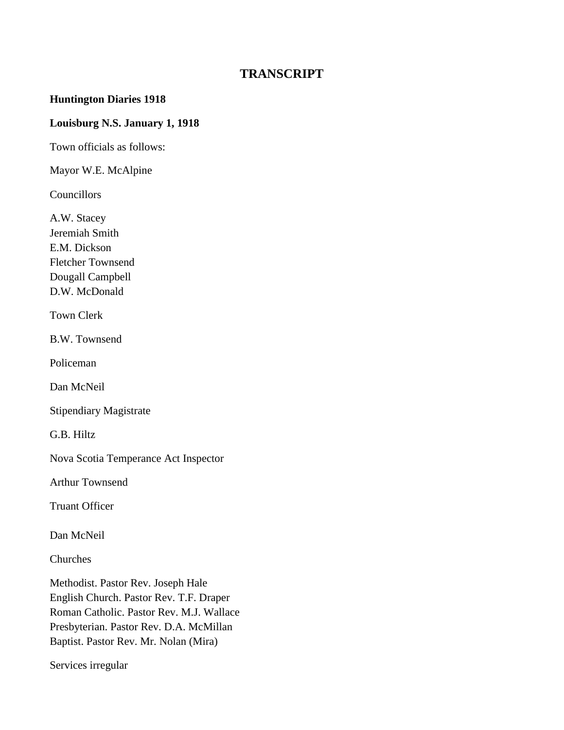# TRANSCRIPT

**Huntington Diaries 1918**

**Louisburg N.S. January 1, 1918**

Town officials as follows:

Mayor W.E. McAlpine

Councillors

A.W. Stacey
Jeremiah Smith
E.M. Dickson
Fletcher Townsend
Dougall Campbell
D.W. McDonald

Town Clerk

B.W. Townsend

Policeman

Dan McNeil

Stipendiary Magistrate

G.B. Hiltz

Nova Scotia Temperance Act Inspector

Arthur Townsend

Truant Officer

Dan McNeil

Churches

Methodist. Pastor Rev. Joseph Hale
English Church. Pastor Rev. T.F. Draper
Roman Catholic. Pastor Rev. M.J. Wallace
Presbyterian. Pastor Rev. D.A. McMillan
Baptist. Pastor Rev. Mr. Nolan (Mira)

Services irregular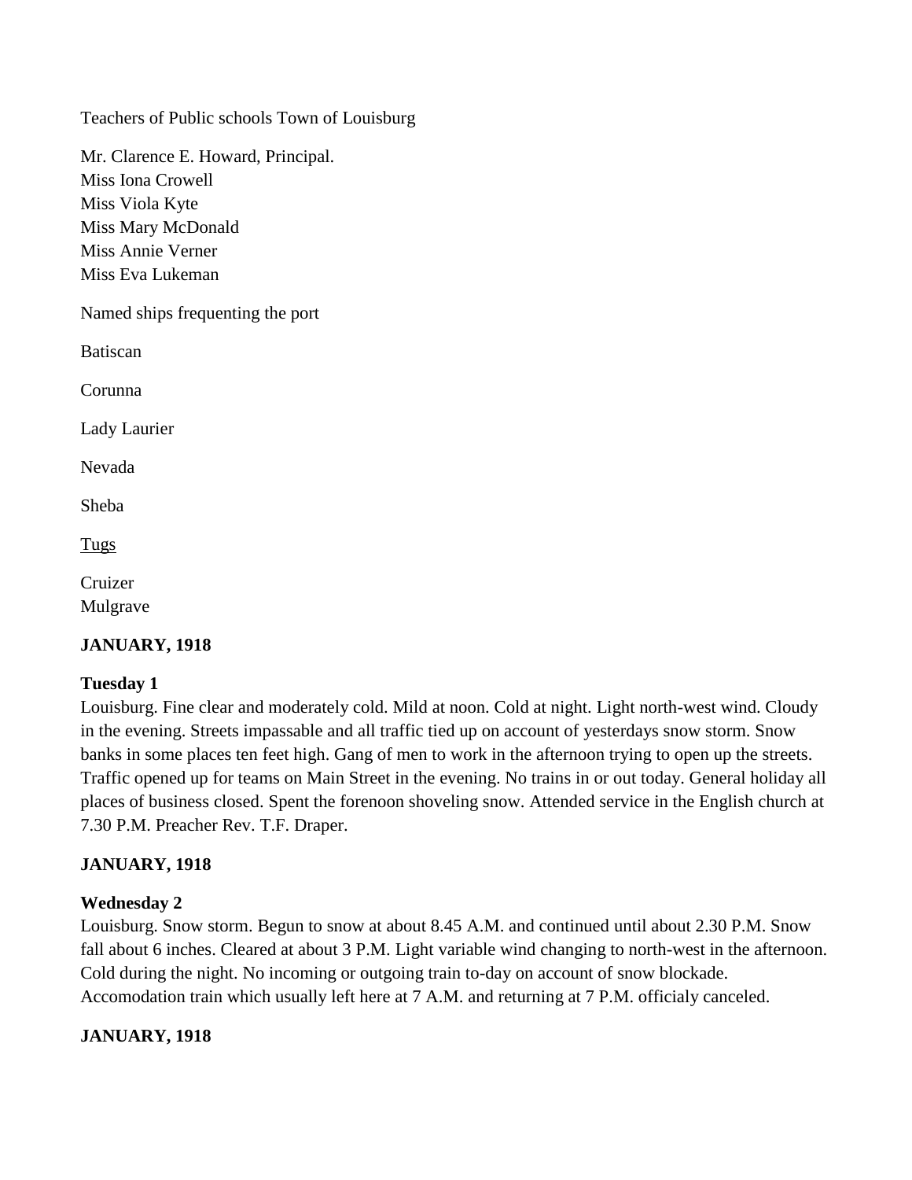Teachers of Public schools Town of Louisburg

Mr. Clarence E. Howard, Principal.
Miss Iona Crowell
Miss Viola Kyte
Miss Mary McDonald
Miss Annie Verner
Miss Eva Lukeman

Named ships frequenting the port

Batiscan

Corunna

Lady Laurier

Nevada

Sheba

<u>Tugs</u>

Cruizer
Mulgrave

**JANUARY, 1918**

**Tuesday 1**
Louisburg. Fine clear and moderately cold. Mild at noon. Cold at night. Light north-west wind. Cloudy in the evening. Streets impassable and all traffic tied up on account of yesterdays snow storm. Snow banks in some places ten feet high. Gang of men to work in the afternoon trying to open up the streets. Traffic opened up for teams on Main Street in the evening. No trains in or out today. General holiday all places of business closed. Spent the forenoon shoveling snow. Attended service in the English church at 7.30 P.M. Preacher Rev. T.F. Draper.

**JANUARY, 1918**

**Wednesday 2**
Louisburg. Snow storm. Begun to snow at about 8.45 A.M. and continued until about 2.30 P.M. Snow fall about 6 inches. Cleared at about 3 P.M. Light variable wind changing to north-west in the afternoon. Cold during the night. No incoming or outgoing train to-day on account of snow blockade. Accomodation train which usually left here at 7 A.M. and returning at 7 P.M. officialy canceled.

**JANUARY, 1918**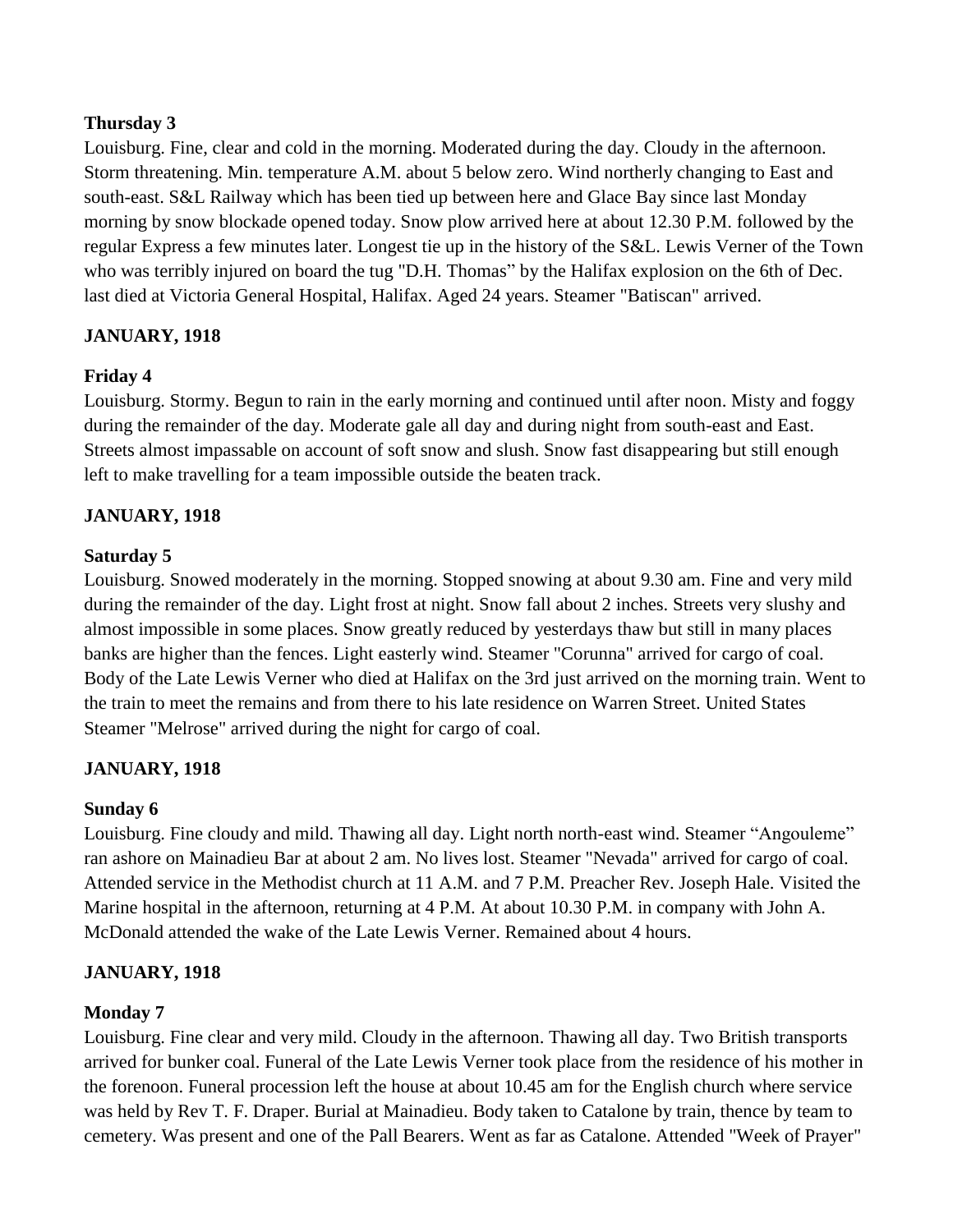**Thursday 3**

Louisburg. Fine, clear and cold in the morning. Moderated during the day. Cloudy in the afternoon. Storm threatening. Min. temperature A.M. about 5 below zero. Wind northerly changing to East and south-east. S&L Railway which has been tied up between here and Glace Bay since last Monday morning by snow blockade opened today. Snow plow arrived here at about 12.30 P.M. followed by the regular Express a few minutes later. Longest tie up in the history of the S&L. Lewis Verner of the Town who was terribly injured on board the tug "D.H. Thomas" by the Halifax explosion on the 6th of Dec. last died at Victoria General Hospital, Halifax. Aged 24 years. Steamer "Batiscan" arrived.

**JANUARY, 1918**

**Friday 4**

Louisburg. Stormy. Begun to rain in the early morning and continued until after noon. Misty and foggy during the remainder of the day. Moderate gale all day and during night from south-east and East. Streets almost impassable on account of soft snow and slush. Snow fast disappearing but still enough left to make travelling for a team impossible outside the beaten track.

**JANUARY, 1918**

**Saturday 5**

Louisburg. Snowed moderately in the morning. Stopped snowing at about 9.30 am. Fine and very mild during the remainder of the day. Light frost at night. Snow fall about 2 inches. Streets very slushy and almost impossible in some places. Snow greatly reduced by yesterdays thaw but still in many places banks are higher than the fences. Light easterly wind. Steamer "Corunna" arrived for cargo of coal. Body of the Late Lewis Verner who died at Halifax on the 3rd just arrived on the morning train. Went to the train to meet the remains and from there to his late residence on Warren Street. United States Steamer "Melrose" arrived during the night for cargo of coal.

**JANUARY, 1918**

**Sunday 6**

Louisburg. Fine cloudy and mild. Thawing all day. Light north north-east wind. Steamer "Angouleme" ran ashore on Mainadieu Bar at about 2 am. No lives lost. Steamer "Nevada" arrived for cargo of coal. Attended service in the Methodist church at 11 A.M. and 7 P.M. Preacher Rev. Joseph Hale. Visited the Marine hospital in the afternoon, returning at 4 P.M. At about 10.30 P.M. in company with John A. McDonald attended the wake of the Late Lewis Verner. Remained about 4 hours.

**JANUARY, 1918**

**Monday 7**

Louisburg. Fine clear and very mild. Cloudy in the afternoon. Thawing all day. Two British transports arrived for bunker coal. Funeral of the Late Lewis Verner took place from the residence of his mother in the forenoon. Funeral procession left the house at about 10.45 am for the English church where service was held by Rev T. F. Draper. Burial at Mainadieu. Body taken to Catalone by train, thence by team to cemetery. Was present and one of the Pall Bearers. Went as far as Catalone. Attended "Week of Prayer"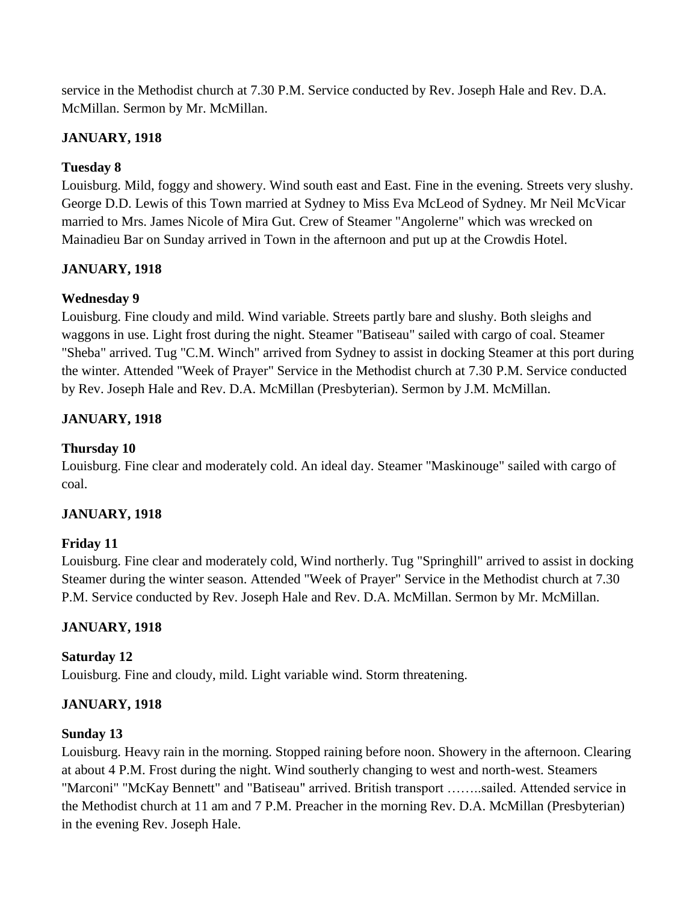service in the Methodist church at 7.30 P.M. Service conducted by Rev. Joseph Hale and Rev. D.A. McMillan. Sermon by Mr. McMillan.

**JANUARY, 1918**

**Tuesday 8**

Louisburg. Mild, foggy and showery. Wind south east and East. Fine in the evening. Streets very slushy. George D.D. Lewis of this Town married at Sydney to Miss Eva McLeod of Sydney. Mr Neil McVicar married to Mrs. James Nicole of Mira Gut. Crew of Steamer "Angolerne" which was wrecked on Mainadieu Bar on Sunday arrived in Town in the afternoon and put up at the Crowdis Hotel.

**JANUARY, 1918**

**Wednesday 9**

Louisburg. Fine cloudy and mild. Wind variable. Streets partly bare and slushy. Both sleighs and waggons in use. Light frost during the night. Steamer "Batiseau" sailed with cargo of coal. Steamer "Sheba" arrived. Tug "C.M. Winch" arrived from Sydney to assist in docking Steamer at this port during the winter. Attended "Week of Prayer" Service in the Methodist church at 7.30 P.M. Service conducted by Rev. Joseph Hale and Rev. D.A. McMillan (Presbyterian). Sermon by J.M. McMillan.

**JANUARY, 1918**

**Thursday 10**

Louisburg. Fine clear and moderately cold. An ideal day. Steamer "Maskinouge" sailed with cargo of coal.

**JANUARY, 1918**

**Friday 11**

Louisburg. Fine clear and moderately cold, Wind northerly. Tug "Springhill" arrived to assist in docking Steamer during the winter season. Attended "Week of Prayer" Service in the Methodist church at 7.30 P.M. Service conducted by Rev. Joseph Hale and Rev. D.A. McMillan. Sermon by Mr. McMillan.

**JANUARY, 1918**

**Saturday 12**

Louisburg. Fine and cloudy, mild. Light variable wind. Storm threatening.

**JANUARY, 1918**

**Sunday 13**

Louisburg. Heavy rain in the morning. Stopped raining before noon. Showery in the afternoon. Clearing at about 4 P.M. Frost during the night. Wind southerly changing to west and north-west. Steamers "Marconi" "McKay Bennett" and "Batiseau" arrived. British transport ……..sailed. Attended service in the Methodist church at 11 am and 7 P.M. Preacher in the morning Rev. D.A. McMillan (Presbyterian) in the evening Rev. Joseph Hale.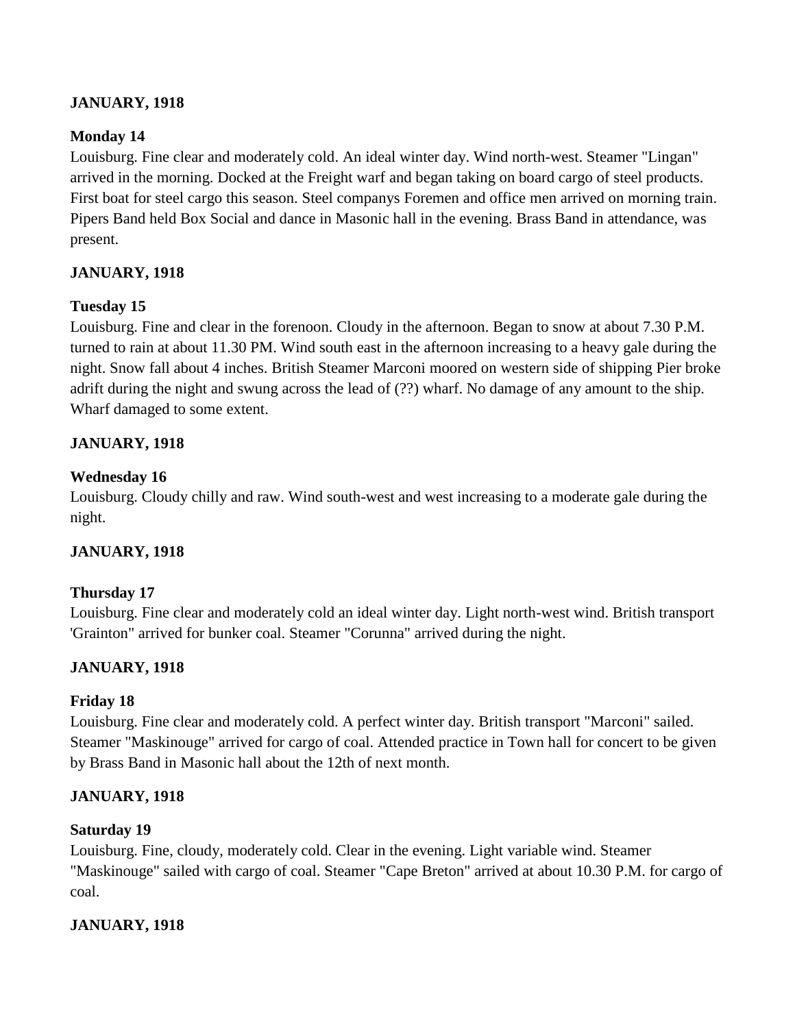**JANUARY, 1918**

**Monday 14**

Louisburg. Fine clear and moderately cold. An ideal winter day. Wind north-west. Steamer "Lingan" arrived in the morning. Docked at the Freight warf and began taking on board cargo of steel products. First boat for steel cargo this season. Steel companys Foremen and office men arrived on morning train. Pipers Band held Box Social and dance in Masonic hall in the evening. Brass Band in attendance, was present.

**JANUARY, 1918**

**Tuesday 15**

Louisburg. Fine and clear in the forenoon. Cloudy in the afternoon. Began to snow at about 7.30 P.M. turned to rain at about 11.30 PM. Wind south east in the afternoon increasing to a heavy gale during the night. Snow fall about 4 inches. British Steamer Marconi moored on western side of shipping Pier broke adrift during the night and swung across the lead of (??) wharf. No damage of any amount to the ship. Wharf damaged to some extent.

**JANUARY, 1918**

**Wednesday 16**

Louisburg. Cloudy chilly and raw. Wind south-west and west increasing to a moderate gale during the night.

**JANUARY, 1918**

**Thursday 17**

Louisburg. Fine clear and moderately cold an ideal winter day. Light north-west wind. British transport 'Grainton" arrived for bunker coal. Steamer "Corunna" arrived during the night.

**JANUARY, 1918**

**Friday 18**

Louisburg. Fine clear and moderately cold. A perfect winter day. British transport "Marconi" sailed. Steamer "Maskinouge" arrived for cargo of coal. Attended practice in Town hall for concert to be given by Brass Band in Masonic hall about the 12th of next month.

**JANUARY, 1918**

**Saturday 19**

Louisburg. Fine, cloudy, moderately cold. Clear in the evening. Light variable wind. Steamer "Maskinouge" sailed with cargo of coal. Steamer "Cape Breton" arrived at about 10.30 P.M. for cargo of coal.

**JANUARY, 1918**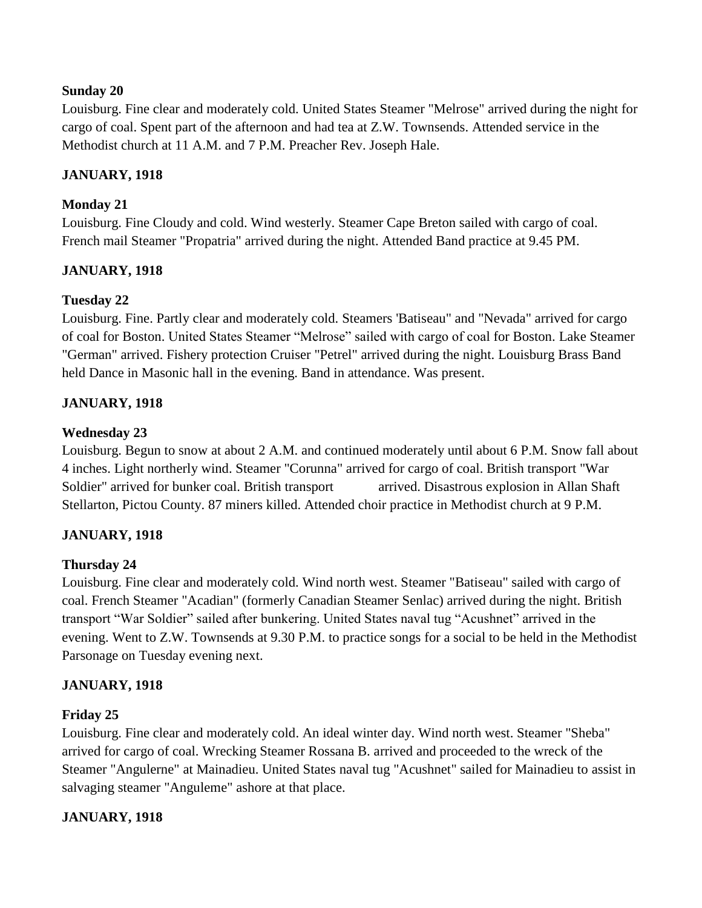**Sunday 20**

Louisburg. Fine clear and moderately cold. United States Steamer "Melrose" arrived during the night for cargo of coal. Spent part of the afternoon and had tea at Z.W. Townsends. Attended service in the Methodist church at 11 A.M. and 7 P.M. Preacher Rev. Joseph Hale.

**JANUARY, 1918**

**Monday 21**

Louisburg. Fine Cloudy and cold. Wind westerly. Steamer Cape Breton sailed with cargo of coal. French mail Steamer "Propatria" arrived during the night. Attended Band practice at 9.45 PM.

**JANUARY, 1918**

**Tuesday 22**

Louisburg. Fine. Partly clear and moderately cold. Steamers 'Batiseau" and "Nevada" arrived for cargo of coal for Boston. United States Steamer "Melrose" sailed with cargo of coal for Boston. Lake Steamer "German" arrived. Fishery protection Cruiser "Petrel" arrived during the night. Louisburg Brass Band held Dance in Masonic hall in the evening. Band in attendance. Was present.

**JANUARY, 1918**

**Wednesday 23**

Louisburg. Begun to snow at about 2 A.M. and continued moderately until about 6 P.M. Snow fall about 4 inches. Light northerly wind. Steamer "Corunna" arrived for cargo of coal. British transport "War Soldier" arrived for bunker coal. British transport arrived. Disastrous explosion in Allan Shaft Stellarton, Pictou County. 87 miners killed. Attended choir practice in Methodist church at 9 P.M.

**JANUARY, 1918**

**Thursday 24**

Louisburg. Fine clear and moderately cold. Wind north west. Steamer "Batiseau" sailed with cargo of coal. French Steamer "Acadian" (formerly Canadian Steamer Senlac) arrived during the night. British transport "War Soldier" sailed after bunkering. United States naval tug "Acushnet" arrived in the evening. Went to Z.W. Townsends at 9.30 P.M. to practice songs for a social to be held in the Methodist Parsonage on Tuesday evening next.

**JANUARY, 1918**

**Friday 25**

Louisburg. Fine clear and moderately cold. An ideal winter day. Wind north west. Steamer "Sheba" arrived for cargo of coal. Wrecking Steamer Rossana B. arrived and proceeded to the wreck of the Steamer "Angulerne" at Mainadieu. United States naval tug "Acushnet" sailed for Mainadieu to assist in salvaging steamer "Anguleme" ashore at that place.

**JANUARY, 1918**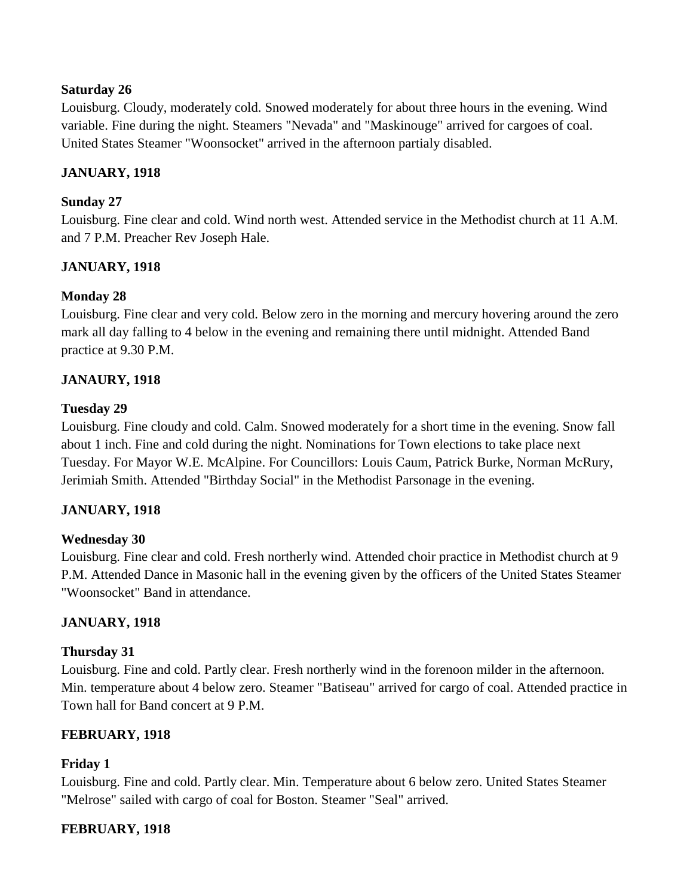**Saturday 26**
Louisburg. Cloudy, moderately cold. Snowed moderately for about three hours in the evening. Wind variable. Fine during the night. Steamers "Nevada" and "Maskinouge" arrived for cargoes of coal. United States Steamer "Woonsocket" arrived in the afternoon partialy disabled.

**JANUARY, 1918**

**Sunday 27**
Louisburg. Fine clear and cold. Wind north west. Attended service in the Methodist church at 11 A.M. and 7 P.M. Preacher Rev Joseph Hale.

**JANUARY, 1918**

**Monday 28**
Louisburg. Fine clear and very cold. Below zero in the morning and mercury hovering around the zero mark all day falling to 4 below in the evening and remaining there until midnight. Attended Band practice at 9.30 P.M.

**JANAURY, 1918**

**Tuesday 29**
Louisburg. Fine cloudy and cold. Calm. Snowed moderately for a short time in the evening. Snow fall about 1 inch. Fine and cold during the night. Nominations for Town elections to take place next Tuesday. For Mayor W.E. McAlpine. For Councillors: Louis Caum, Patrick Burke, Norman McRury, Jerimiah Smith. Attended "Birthday Social" in the Methodist Parsonage in the evening.

**JANUARY, 1918**

**Wednesday 30**
Louisburg. Fine clear and cold. Fresh northerly wind. Attended choir practice in Methodist church at 9 P.M. Attended Dance in Masonic hall in the evening given by the officers of the United States Steamer "Woonsocket" Band in attendance.

**JANUARY, 1918**

**Thursday 31**
Louisburg. Fine and cold. Partly clear. Fresh northerly wind in the forenoon milder in the afternoon. Min. temperature about 4 below zero. Steamer "Batiseau" arrived for cargo of coal. Attended practice in Town hall for Band concert at 9 P.M.

**FEBRUARY, 1918**

**Friday 1**
Louisburg. Fine and cold. Partly clear. Min. Temperature about 6 below zero. United States Steamer "Melrose" sailed with cargo of coal for Boston. Steamer "Seal" arrived.

**FEBRUARY, 1918**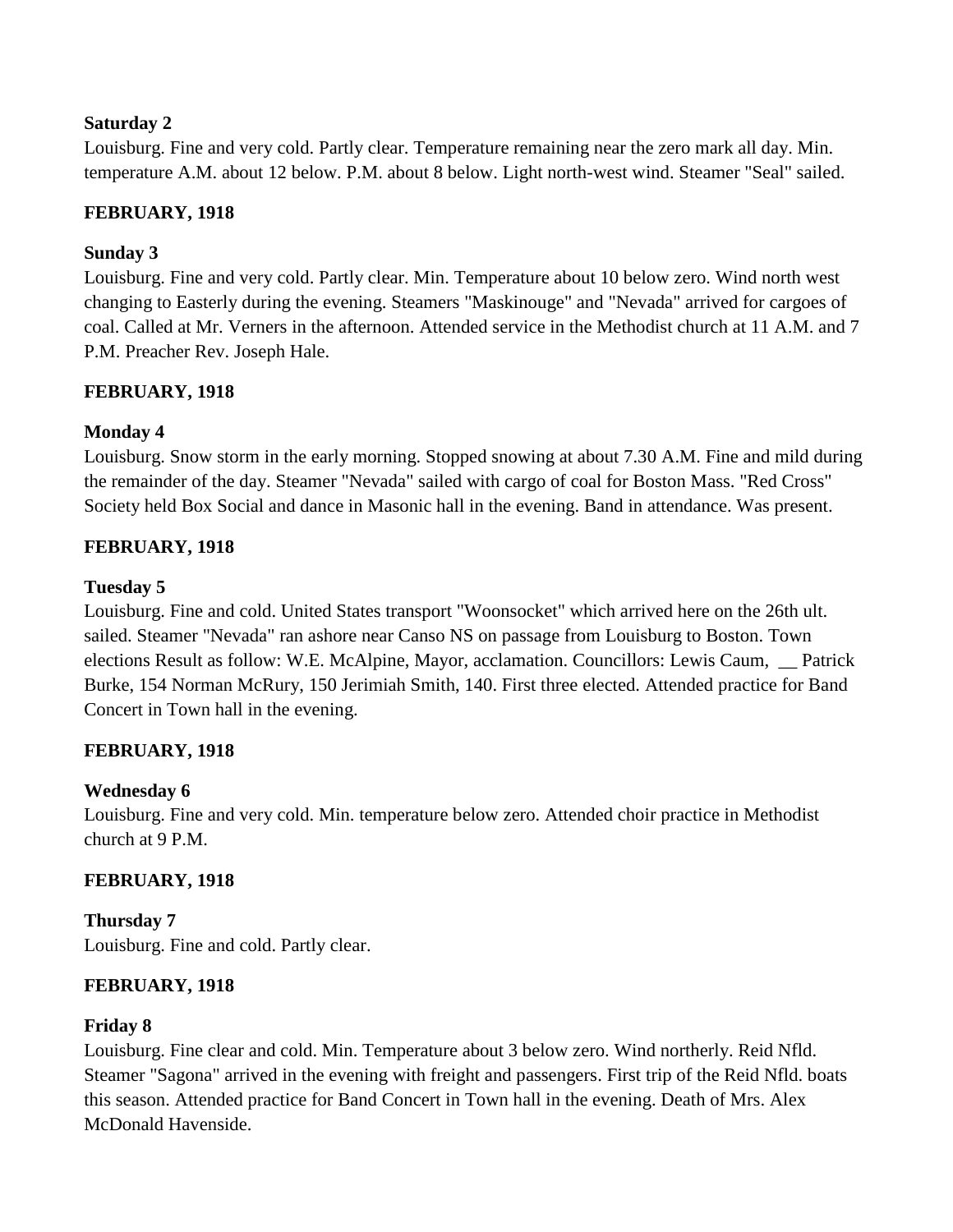**Saturday 2**
Louisburg. Fine and very cold. Partly clear. Temperature remaining near the zero mark all day. Min. temperature A.M. about 12 below. P.M. about 8 below. Light north-west wind. Steamer "Seal" sailed.

**FEBRUARY, 1918**

**Sunday 3**
Louisburg. Fine and very cold. Partly clear. Min. Temperature about 10 below zero. Wind north west changing to Easterly during the evening. Steamers "Maskinouge" and "Nevada" arrived for cargoes of coal. Called at Mr. Verners in the afternoon. Attended service in the Methodist church at 11 A.M. and 7 P.M. Preacher Rev. Joseph Hale.

**FEBRUARY, 1918**

**Monday 4**
Louisburg. Snow storm in the early morning. Stopped snowing at about 7.30 A.M. Fine and mild during the remainder of the day. Steamer "Nevada" sailed with cargo of coal for Boston Mass. "Red Cross" Society held Box Social and dance in Masonic hall in the evening. Band in attendance. Was present.

**FEBRUARY, 1918**

**Tuesday 5**
Louisburg. Fine and cold. United States transport "Woonsocket" which arrived here on the 26th ult. sailed. Steamer "Nevada" ran ashore near Canso NS on passage from Louisburg to Boston. Town elections Result as follow: W.E. McAlpine, Mayor, acclamation. Councillors: Lewis Caum, __ Patrick Burke, 154 Norman McRury, 150 Jerimiah Smith, 140. First three elected. Attended practice for Band Concert in Town hall in the evening.

**FEBRUARY, 1918**

**Wednesday 6**
Louisburg. Fine and very cold. Min. temperature below zero. Attended choir practice in Methodist church at 9 P.M.

**FEBRUARY, 1918**

**Thursday 7**
Louisburg. Fine and cold. Partly clear.

**FEBRUARY, 1918**

**Friday 8**
Louisburg. Fine clear and cold. Min. Temperature about 3 below zero. Wind northerly. Reid Nfld. Steamer "Sagona" arrived in the evening with freight and passengers. First trip of the Reid Nfld. boats this season. Attended practice for Band Concert in Town hall in the evening. Death of Mrs. Alex McDonald Havenside.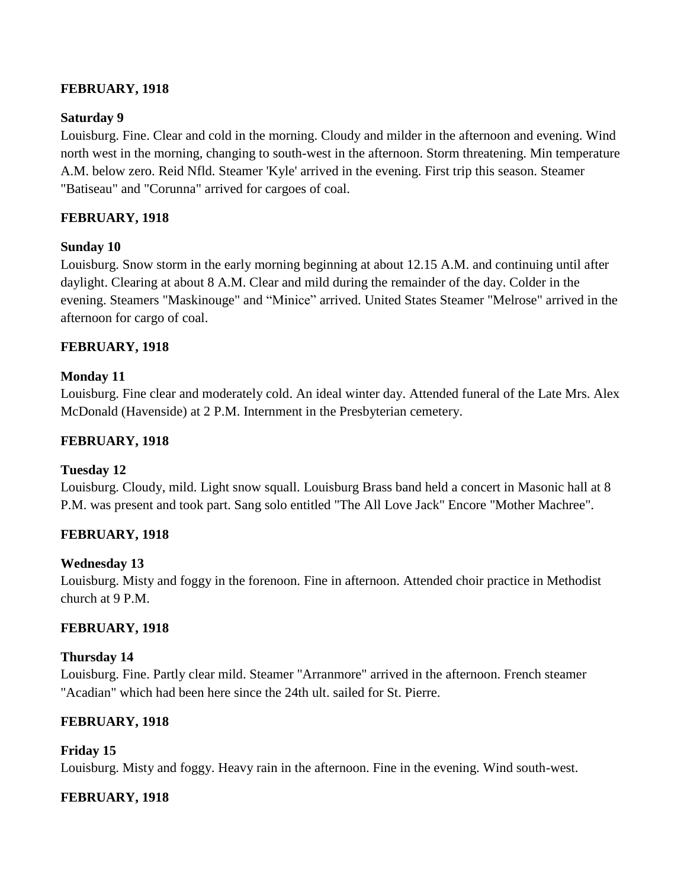**FEBRUARY, 1918**

**Saturday 9**
Louisburg. Fine. Clear and cold in the morning. Cloudy and milder in the afternoon and evening. Wind north west in the morning, changing to south-west in the afternoon. Storm threatening. Min temperature A.M. below zero. Reid Nfld. Steamer 'Kyle' arrived in the evening. First trip this season. Steamer "Batiseau" and "Corunna" arrived for cargoes of coal.

**FEBRUARY, 1918**

**Sunday 10**
Louisburg. Snow storm in the early morning beginning at about 12.15 A.M. and continuing until after daylight. Clearing at about 8 A.M. Clear and mild during the remainder of the day. Colder in the evening. Steamers "Maskinouge" and "Minice" arrived. United States Steamer "Melrose" arrived in the afternoon for cargo of coal.

**FEBRUARY, 1918**

**Monday 11**
Louisburg. Fine clear and moderately cold. An ideal winter day. Attended funeral of the Late Mrs. Alex McDonald (Havenside) at 2 P.M. Internment in the Presbyterian cemetery.

**FEBRUARY, 1918**

**Tuesday 12**
Louisburg. Cloudy, mild. Light snow squall. Louisburg Brass band held a concert in Masonic hall at 8 P.M. was present and took part. Sang solo entitled "The All Love Jack" Encore "Mother Machree".

**FEBRUARY, 1918**

**Wednesday 13**
Louisburg. Misty and foggy in the forenoon. Fine in afternoon. Attended choir practice in Methodist church at 9 P.M.

**FEBRUARY, 1918**

**Thursday 14**
Louisburg. Fine. Partly clear mild. Steamer "Arranmore" arrived in the afternoon. French steamer "Acadian" which had been here since the 24th ult. sailed for St. Pierre.

**FEBRUARY, 1918**

**Friday 15**
Louisburg. Misty and foggy. Heavy rain in the afternoon. Fine in the evening. Wind south-west.

**FEBRUARY, 1918**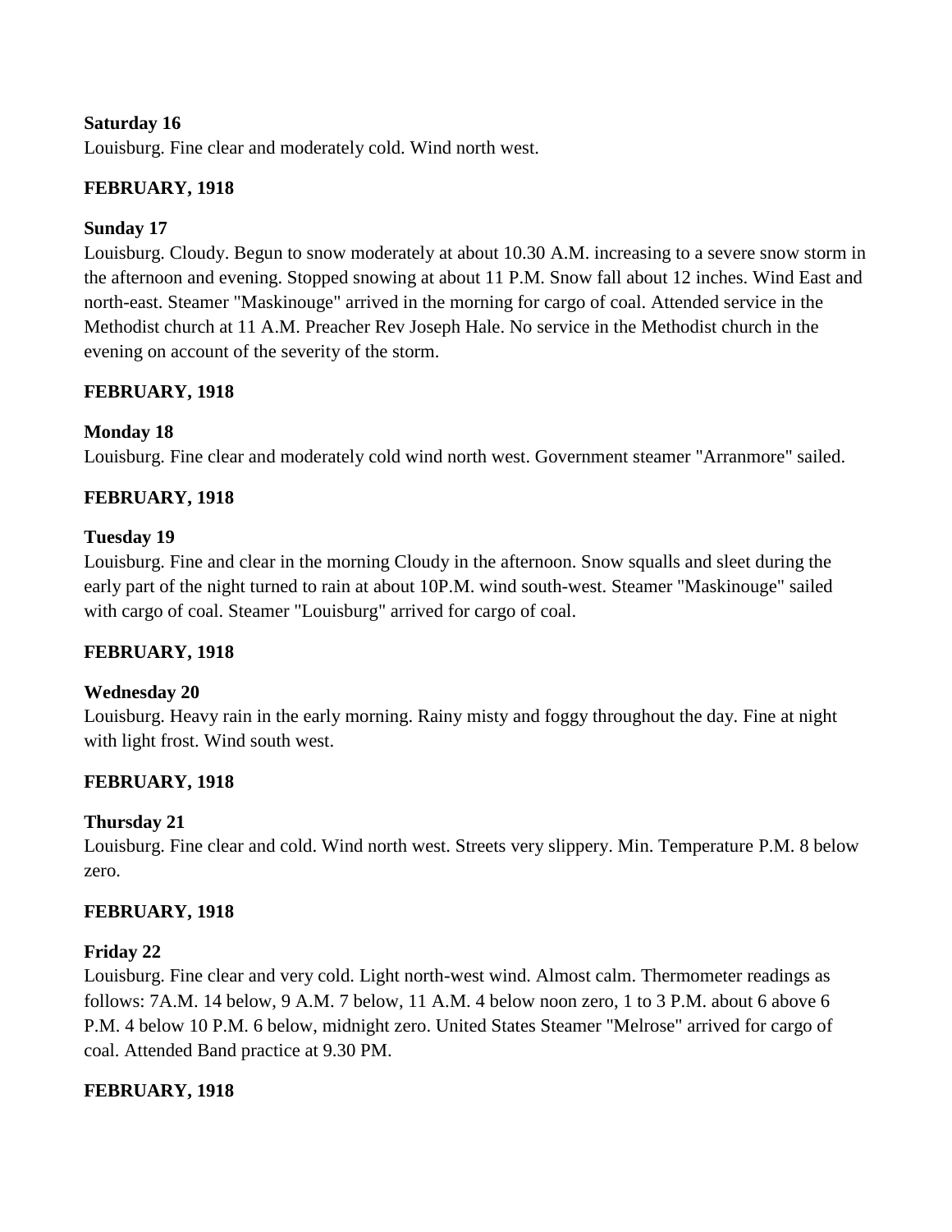**Saturday 16**

Louisburg. Fine clear and moderately cold. Wind north west.

**FEBRUARY, 1918**

**Sunday 17**

Louisburg. Cloudy. Begun to snow moderately at about 10.30 A.M. increasing to a severe snow storm in the afternoon and evening. Stopped snowing at about 11 P.M. Snow fall about 12 inches. Wind East and north-east. Steamer "Maskinouge" arrived in the morning for cargo of coal. Attended service in the Methodist church at 11 A.M. Preacher Rev Joseph Hale. No service in the Methodist church in the evening on account of the severity of the storm.

**FEBRUARY, 1918**

**Monday 18**

Louisburg. Fine clear and moderately cold wind north west. Government steamer "Arranmore" sailed.

**FEBRUARY, 1918**

**Tuesday 19**

Louisburg. Fine and clear in the morning Cloudy in the afternoon. Snow squalls and sleet during the early part of the night turned to rain at about 10P.M. wind south-west. Steamer "Maskinouge" sailed with cargo of coal. Steamer "Louisburg" arrived for cargo of coal.

**FEBRUARY, 1918**

**Wednesday 20**

Louisburg. Heavy rain in the early morning. Rainy misty and foggy throughout the day. Fine at night with light frost. Wind south west.

**FEBRUARY, 1918**

**Thursday 21**

Louisburg. Fine clear and cold. Wind north west. Streets very slippery. Min. Temperature P.M. 8 below zero.

**FEBRUARY, 1918**

**Friday 22**

Louisburg. Fine clear and very cold. Light north-west wind. Almost calm. Thermometer readings as follows: 7A.M. 14 below, 9 A.M. 7 below, 11 A.M. 4 below noon zero, 1 to 3 P.M. about 6 above 6 P.M. 4 below 10 P.M. 6 below, midnight zero. United States Steamer "Melrose" arrived for cargo of coal. Attended Band practice at 9.30 PM.

**FEBRUARY, 1918**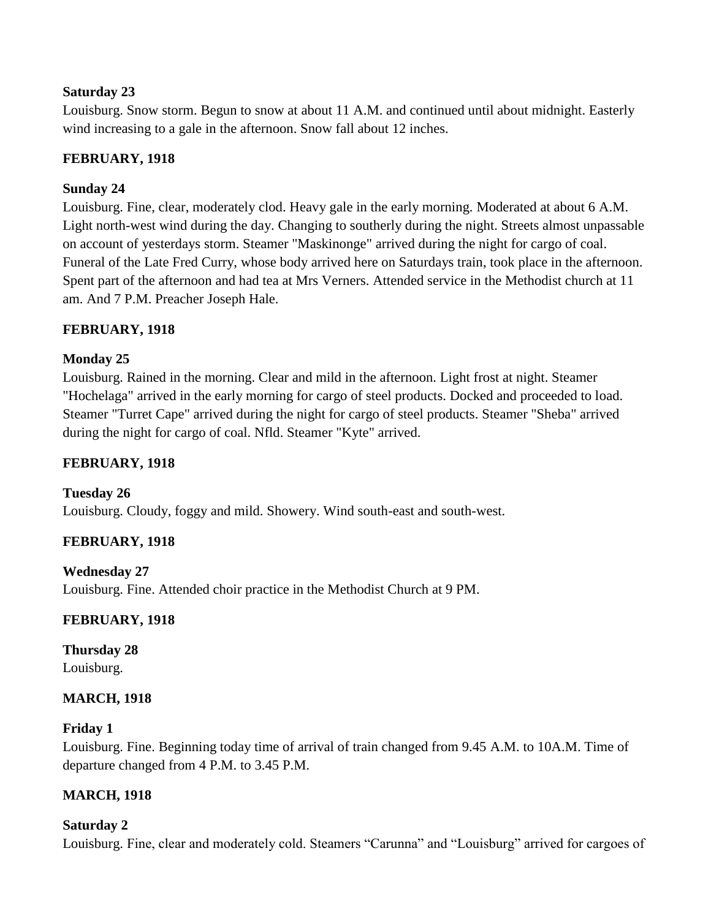**Saturday 23**
Louisburg. Snow storm. Begun to snow at about 11 A.M. and continued until about midnight. Easterly wind increasing to a gale in the afternoon. Snow fall about 12 inches.

**FEBRUARY, 1918**

**Sunday 24**
Louisburg. Fine, clear, moderately clod. Heavy gale in the early morning. Moderated at about 6 A.M. Light north-west wind during the day. Changing to southerly during the night. Streets almost unpassable on account of yesterdays storm. Steamer "Maskinonge" arrived during the night for cargo of coal. Funeral of the Late Fred Curry, whose body arrived here on Saturdays train, took place in the afternoon. Spent part of the afternoon and had tea at Mrs Verners. Attended service in the Methodist church at 11 am. And 7 P.M. Preacher Joseph Hale.

**FEBRUARY, 1918**

**Monday 25**
Louisburg. Rained in the morning. Clear and mild in the afternoon. Light frost at night. Steamer "Hochelaga" arrived in the early morning for cargo of steel products. Docked and proceeded to load. Steamer "Turret Cape" arrived during the night for cargo of steel products. Steamer "Sheba" arrived during the night for cargo of coal. Nfld. Steamer "Kyte" arrived.

**FEBRUARY, 1918**

**Tuesday 26**
Louisburg. Cloudy, foggy and mild. Showery. Wind south-east and south-west.

**FEBRUARY, 1918**

**Wednesday 27**
Louisburg. Fine. Attended choir practice in the Methodist Church at 9 PM.

**FEBRUARY, 1918**

**Thursday 28**
Louisburg.

**MARCH, 1918**

**Friday 1**
Louisburg. Fine. Beginning today time of arrival of train changed from 9.45 A.M. to 10A.M. Time of departure changed from 4 P.M. to 3.45 P.M.

**MARCH, 1918**

**Saturday 2**
Louisburg. Fine, clear and moderately cold. Steamers "Carunna" and "Louisburg" arrived for cargoes of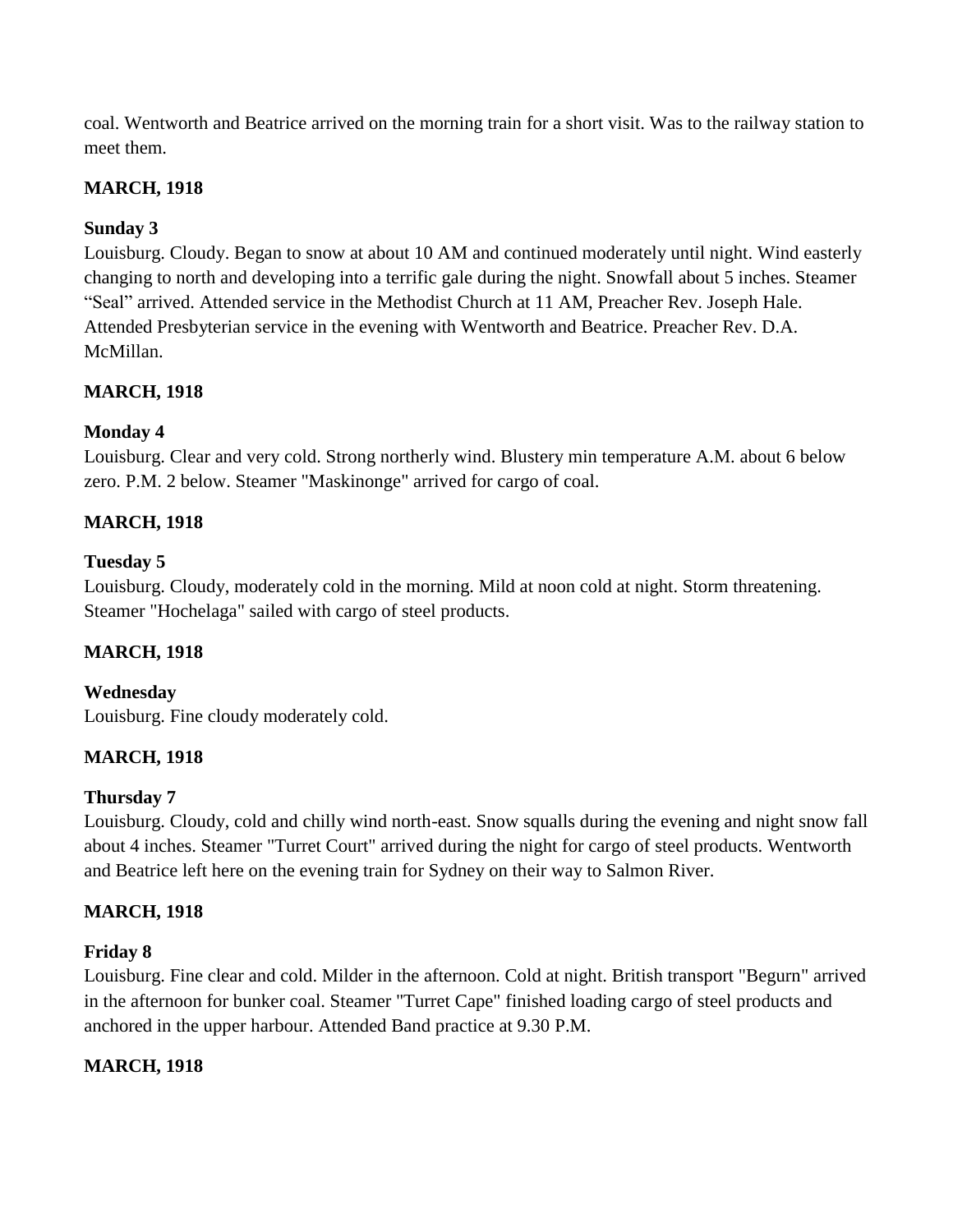coal. Wentworth and Beatrice arrived on the morning train for a short visit. Was to the railway station to meet them.

**MARCH, 1918**

**Sunday 3**
Louisburg. Cloudy. Began to snow at about 10 AM and continued moderately until night. Wind easterly changing to north and developing into a terrific gale during the night. Snowfall about 5 inches. Steamer "Seal" arrived. Attended service in the Methodist Church at 11 AM, Preacher Rev. Joseph Hale. Attended Presbyterian service in the evening with Wentworth and Beatrice. Preacher Rev. D.A. McMillan.

**MARCH, 1918**

**Monday 4**
Louisburg. Clear and very cold. Strong northerly wind. Blustery min temperature A.M. about 6 below zero. P.M. 2 below. Steamer "Maskinonge" arrived for cargo of coal.

**MARCH, 1918**

**Tuesday 5**
Louisburg. Cloudy, moderately cold in the morning. Mild at noon cold at night. Storm threatening. Steamer "Hochelaga" sailed with cargo of steel products.

**MARCH, 1918**

**Wednesday**
Louisburg. Fine cloudy moderately cold.

**MARCH, 1918**

**Thursday 7**
Louisburg. Cloudy, cold and chilly wind north-east. Snow squalls during the evening and night snow fall about 4 inches. Steamer "Turret Court" arrived during the night for cargo of steel products. Wentworth and Beatrice left here on the evening train for Sydney on their way to Salmon River.

**MARCH, 1918**

**Friday 8**
Louisburg. Fine clear and cold. Milder in the afternoon. Cold at night. British transport "Begurn" arrived in the afternoon for bunker coal. Steamer "Turret Cape" finished loading cargo of steel products and anchored in the upper harbour. Attended Band practice at 9.30 P.M.

**MARCH, 1918**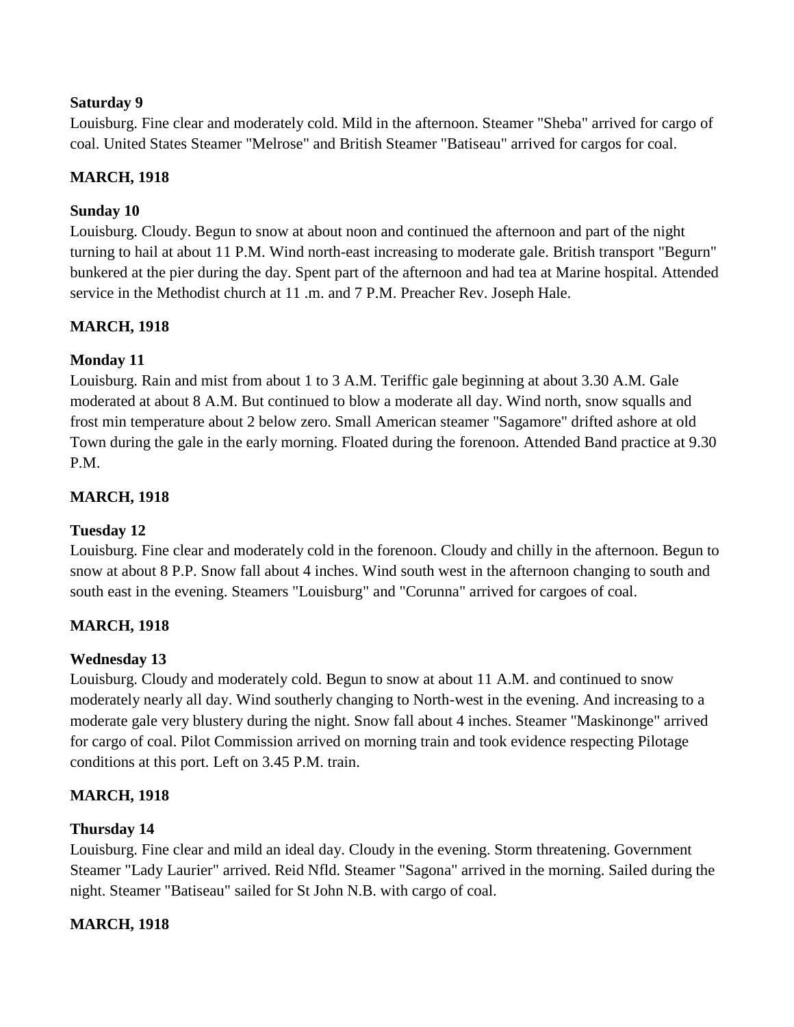**Saturday 9**

Louisburg. Fine clear and moderately cold. Mild in the afternoon. Steamer "Sheba" arrived for cargo of coal. United States Steamer "Melrose" and British Steamer "Batiseau" arrived for cargos for coal.

**MARCH, 1918**

**Sunday 10**

Louisburg. Cloudy. Begun to snow at about noon and continued the afternoon and part of the night turning to hail at about 11 P.M. Wind north-east increasing to moderate gale. British transport "Begurn" bunkered at the pier during the day. Spent part of the afternoon and had tea at Marine hospital. Attended service in the Methodist church at 11 .m. and 7 P.M. Preacher Rev. Joseph Hale.

**MARCH, 1918**

**Monday 11**

Louisburg. Rain and mist from about 1 to 3 A.M. Teriffic gale beginning at about 3.30 A.M. Gale moderated at about 8 A.M. But continued to blow a moderate all day. Wind north, snow squalls and frost min temperature about 2 below zero. Small American steamer "Sagamore" drifted ashore at old Town during the gale in the early morning. Floated during the forenoon. Attended Band practice at 9.30 P.M.

**MARCH, 1918**

**Tuesday 12**

Louisburg. Fine clear and moderately cold in the forenoon. Cloudy and chilly in the afternoon. Begun to snow at about 8 P.P. Snow fall about 4 inches. Wind south west in the afternoon changing to south and south east in the evening. Steamers "Louisburg" and "Corunna" arrived for cargoes of coal.

**MARCH, 1918**

**Wednesday 13**

Louisburg. Cloudy and moderately cold. Begun to snow at about 11 A.M. and continued to snow moderately nearly all day. Wind southerly changing to North-west in the evening. And increasing to a moderate gale very blustery during the night. Snow fall about 4 inches. Steamer "Maskinonge" arrived for cargo of coal. Pilot Commission arrived on morning train and took evidence respecting Pilotage conditions at this port. Left on 3.45 P.M. train.

**MARCH, 1918**

**Thursday 14**

Louisburg. Fine clear and mild an ideal day. Cloudy in the evening. Storm threatening. Government Steamer "Lady Laurier" arrived. Reid Nfld. Steamer "Sagona" arrived in the morning. Sailed during the night. Steamer "Batiseau" sailed for St John N.B. with cargo of coal.

**MARCH, 1918**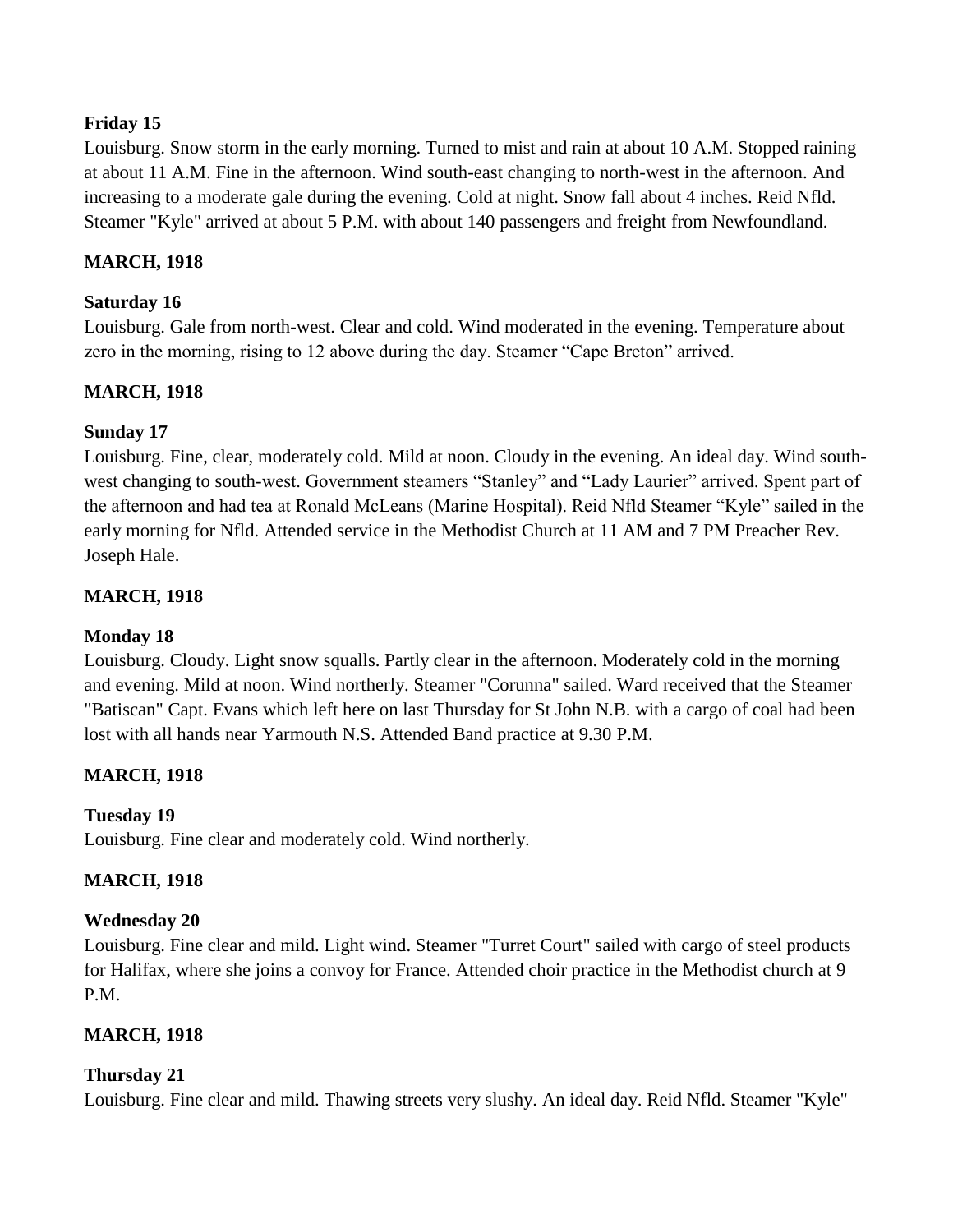**Friday 15**

Louisburg. Snow storm in the early morning. Turned to mist and rain at about 10 A.M. Stopped raining at about 11 A.M. Fine in the afternoon. Wind south-east changing to north-west in the afternoon. And increasing to a moderate gale during the evening. Cold at night. Snow fall about 4 inches. Reid Nfld. Steamer "Kyle" arrived at about 5 P.M. with about 140 passengers and freight from Newfoundland.

**MARCH, 1918**

**Saturday 16**

Louisburg. Gale from north-west. Clear and cold. Wind moderated in the evening. Temperature about zero in the morning, rising to 12 above during the day. Steamer "Cape Breton" arrived.

**MARCH, 1918**

**Sunday 17**

Louisburg. Fine, clear, moderately cold. Mild at noon. Cloudy in the evening. An ideal day. Wind south-west changing to south-west. Government steamers "Stanley" and "Lady Laurier" arrived. Spent part of the afternoon and had tea at Ronald McLeans (Marine Hospital). Reid Nfld Steamer "Kyle" sailed in the early morning for Nfld. Attended service in the Methodist Church at 11 AM and 7 PM Preacher Rev. Joseph Hale.

**MARCH, 1918**

**Monday 18**

Louisburg. Cloudy. Light snow squalls. Partly clear in the afternoon. Moderately cold in the morning and evening. Mild at noon. Wind northerly. Steamer "Corunna" sailed. Ward received that the Steamer "Batiscan" Capt. Evans which left here on last Thursday for St John N.B. with a cargo of coal had been lost with all hands near Yarmouth N.S. Attended Band practice at 9.30 P.M.

**MARCH, 1918**

**Tuesday 19**

Louisburg. Fine clear and moderately cold. Wind northerly.

**MARCH, 1918**

**Wednesday 20**

Louisburg. Fine clear and mild. Light wind. Steamer "Turret Court" sailed with cargo of steel products for Halifax, where she joins a convoy for France. Attended choir practice in the Methodist church at 9 P.M.

**MARCH, 1918**

**Thursday 21**

Louisburg. Fine clear and mild. Thawing streets very slushy. An ideal day. Reid Nfld. Steamer "Kyle"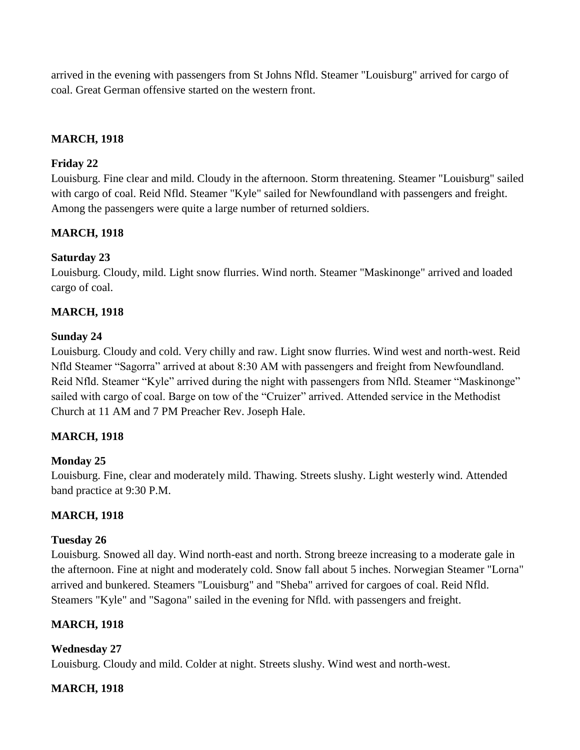arrived in the evening with passengers from St Johns Nfld. Steamer "Louisburg" arrived for cargo of coal. Great German offensive started on the western front.

**MARCH, 1918**

**Friday 22**
Louisburg. Fine clear and mild. Cloudy in the afternoon. Storm threatening. Steamer "Louisburg" sailed with cargo of coal. Reid Nfld. Steamer "Kyle" sailed for Newfoundland with passengers and freight. Among the passengers were quite a large number of returned soldiers.

**MARCH, 1918**

**Saturday 23**
Louisburg. Cloudy, mild. Light snow flurries. Wind north. Steamer "Maskinonge" arrived and loaded cargo of coal.

**MARCH, 1918**

**Sunday 24**
Louisburg. Cloudy and cold. Very chilly and raw. Light snow flurries. Wind west and north-west. Reid Nfld Steamer "Sagorra" arrived at about 8:30 AM with passengers and freight from Newfoundland. Reid Nfld. Steamer "Kyle" arrived during the night with passengers from Nfld. Steamer "Maskinonge" sailed with cargo of coal. Barge on tow of the "Cruizer" arrived. Attended service in the Methodist Church at 11 AM and 7 PM Preacher Rev. Joseph Hale.

**MARCH, 1918**

**Monday 25**
Louisburg. Fine, clear and moderately mild. Thawing. Streets slushy. Light westerly wind. Attended band practice at 9:30 P.M.

**MARCH, 1918**

**Tuesday 26**
Louisburg. Snowed all day. Wind north-east and north. Strong breeze increasing to a moderate gale in the afternoon. Fine at night and moderately cold. Snow fall about 5 inches. Norwegian Steamer "Lorna" arrived and bunkered. Steamers "Louisburg" and "Sheba" arrived for cargoes of coal. Reid Nfld. Steamers "Kyle" and "Sagona" sailed in the evening for Nfld. with passengers and freight.

**MARCH, 1918**

**Wednesday 27**
Louisburg. Cloudy and mild. Colder at night. Streets slushy. Wind west and north-west.

**MARCH, 1918**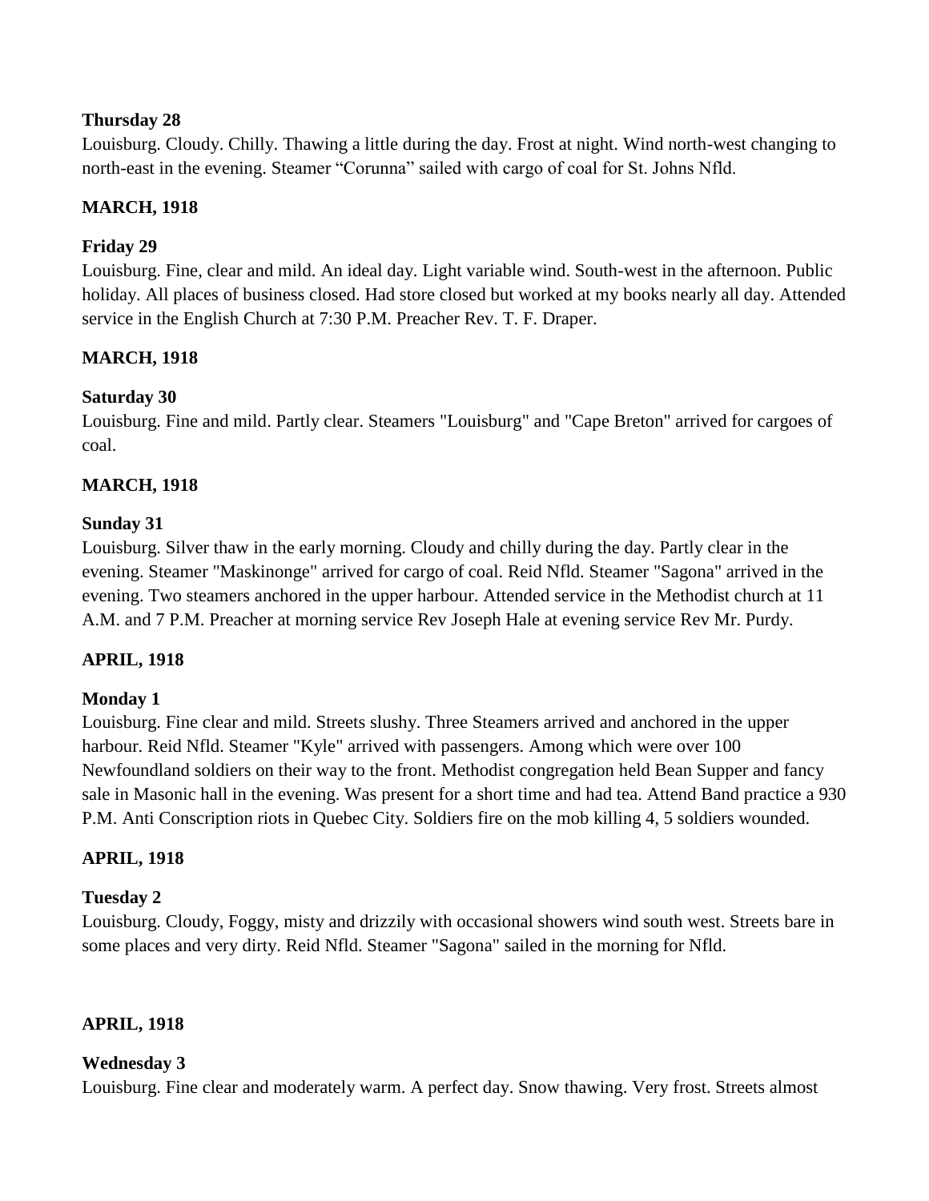**Thursday 28**

Louisburg. Cloudy. Chilly. Thawing a little during the day. Frost at night. Wind north-west changing to north-east in the evening. Steamer "Corunna" sailed with cargo of coal for St. Johns Nfld.

**MARCH, 1918**

**Friday 29**

Louisburg. Fine, clear and mild. An ideal day. Light variable wind. South-west in the afternoon. Public holiday. All places of business closed. Had store closed but worked at my books nearly all day. Attended service in the English Church at 7:30 P.M. Preacher Rev. T. F. Draper.

**MARCH, 1918**

**Saturday 30**

Louisburg. Fine and mild. Partly clear. Steamers "Louisburg" and "Cape Breton" arrived for cargoes of coal.

**MARCH, 1918**

**Sunday 31**

Louisburg. Silver thaw in the early morning. Cloudy and chilly during the day. Partly clear in the evening. Steamer "Maskinonge" arrived for cargo of coal. Reid Nfld. Steamer "Sagona" arrived in the evening. Two steamers anchored in the upper harbour. Attended service in the Methodist church at 11 A.M. and 7 P.M. Preacher at morning service Rev Joseph Hale at evening service Rev Mr. Purdy.

**APRIL, 1918**

**Monday 1**

Louisburg. Fine clear and mild. Streets slushy. Three Steamers arrived and anchored in the upper harbour. Reid Nfld. Steamer "Kyle" arrived with passengers. Among which were over 100 Newfoundland soldiers on their way to the front. Methodist congregation held Bean Supper and fancy sale in Masonic hall in the evening. Was present for a short time and had tea. Attend Band practice a 930 P.M. Anti Conscription riots in Quebec City. Soldiers fire on the mob killing 4, 5 soldiers wounded.

**APRIL, 1918**

**Tuesday 2**

Louisburg. Cloudy, Foggy, misty and drizzily with occasional showers wind south west. Streets bare in some places and very dirty. Reid Nfld. Steamer "Sagona" sailed in the morning for Nfld.

**APRIL, 1918**

**Wednesday 3**

Louisburg. Fine clear and moderately warm. A perfect day. Snow thawing. Very frost. Streets almost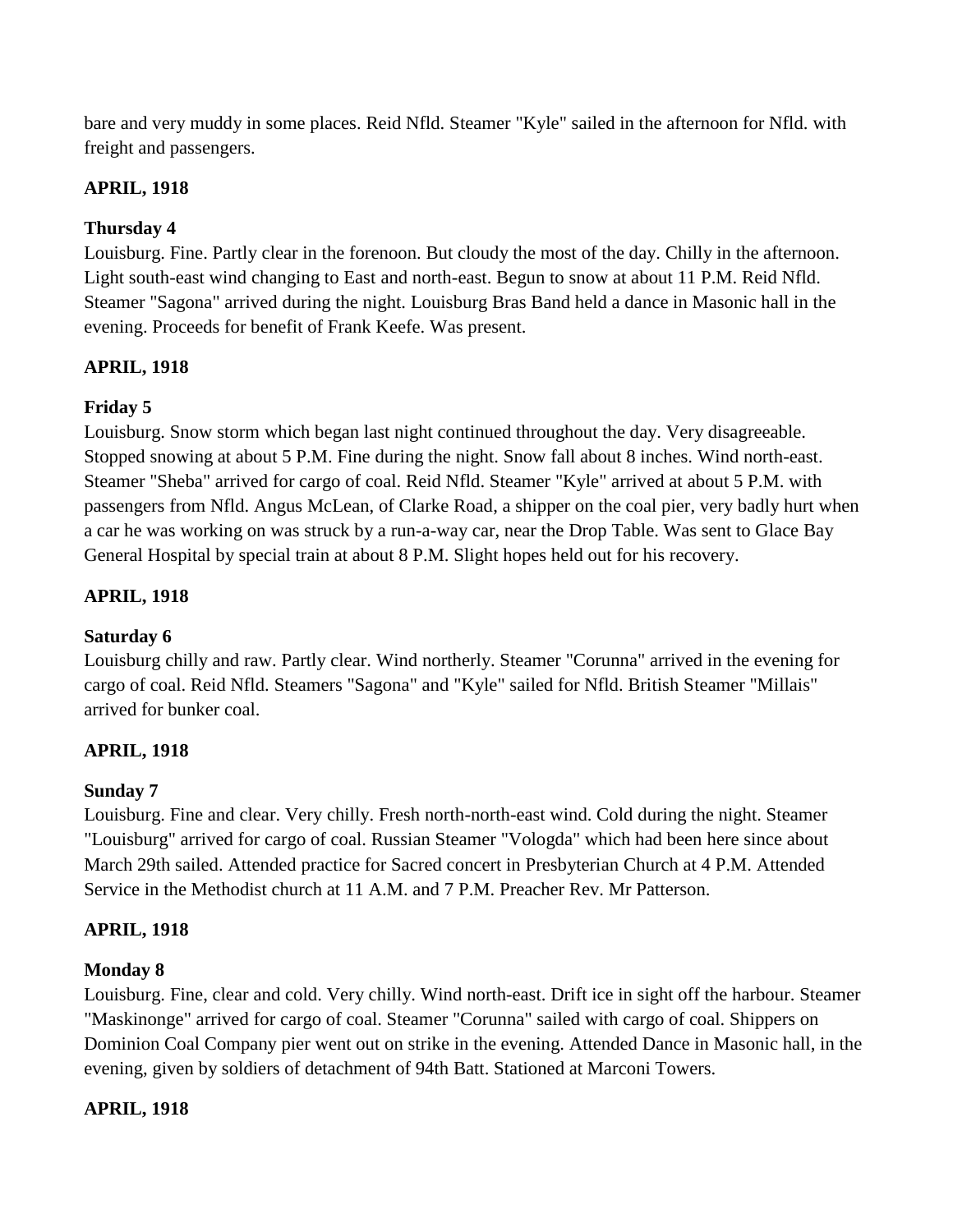bare and very muddy in some places. Reid Nfld. Steamer "Kyle" sailed in the afternoon for Nfld. with freight and passengers.

**APRIL, 1918**

**Thursday 4**
Louisburg. Fine. Partly clear in the forenoon. But cloudy the most of the day. Chilly in the afternoon. Light south-east wind changing to East and north-east. Begun to snow at about 11 P.M. Reid Nfld. Steamer "Sagona" arrived during the night. Louisburg Bras Band held a dance in Masonic hall in the evening. Proceeds for benefit of Frank Keefe. Was present.

**APRIL, 1918**

**Friday 5**
Louisburg. Snow storm which began last night continued throughout the day. Very disagreeable. Stopped snowing at about 5 P.M. Fine during the night. Snow fall about 8 inches. Wind north-east. Steamer "Sheba" arrived for cargo of coal. Reid Nfld. Steamer "Kyle" arrived at about 5 P.M. with passengers from Nfld. Angus McLean, of Clarke Road, a shipper on the coal pier, very badly hurt when a car he was working on was struck by a run-a-way car, near the Drop Table. Was sent to Glace Bay General Hospital by special train at about 8 P.M. Slight hopes held out for his recovery.

**APRIL, 1918**

**Saturday 6**
Louisburg chilly and raw. Partly clear. Wind northerly. Steamer "Corunna" arrived in the evening for cargo of coal. Reid Nfld. Steamers "Sagona" and "Kyle" sailed for Nfld. British Steamer "Millais" arrived for bunker coal.

**APRIL, 1918**

**Sunday 7**
Louisburg. Fine and clear. Very chilly. Fresh north-north-east wind. Cold during the night. Steamer "Louisburg" arrived for cargo of coal. Russian Steamer "Vologda" which had been here since about March 29th sailed. Attended practice for Sacred concert in Presbyterian Church at 4 P.M. Attended Service in the Methodist church at 11 A.M. and 7 P.M. Preacher Rev. Mr Patterson.

**APRIL, 1918**

**Monday 8**
Louisburg. Fine, clear and cold. Very chilly. Wind north-east. Drift ice in sight off the harbour. Steamer "Maskinonge" arrived for cargo of coal. Steamer "Corunna" sailed with cargo of coal. Shippers on Dominion Coal Company pier went out on strike in the evening. Attended Dance in Masonic hall, in the evening, given by soldiers of detachment of 94th Batt. Stationed at Marconi Towers.

**APRIL, 1918**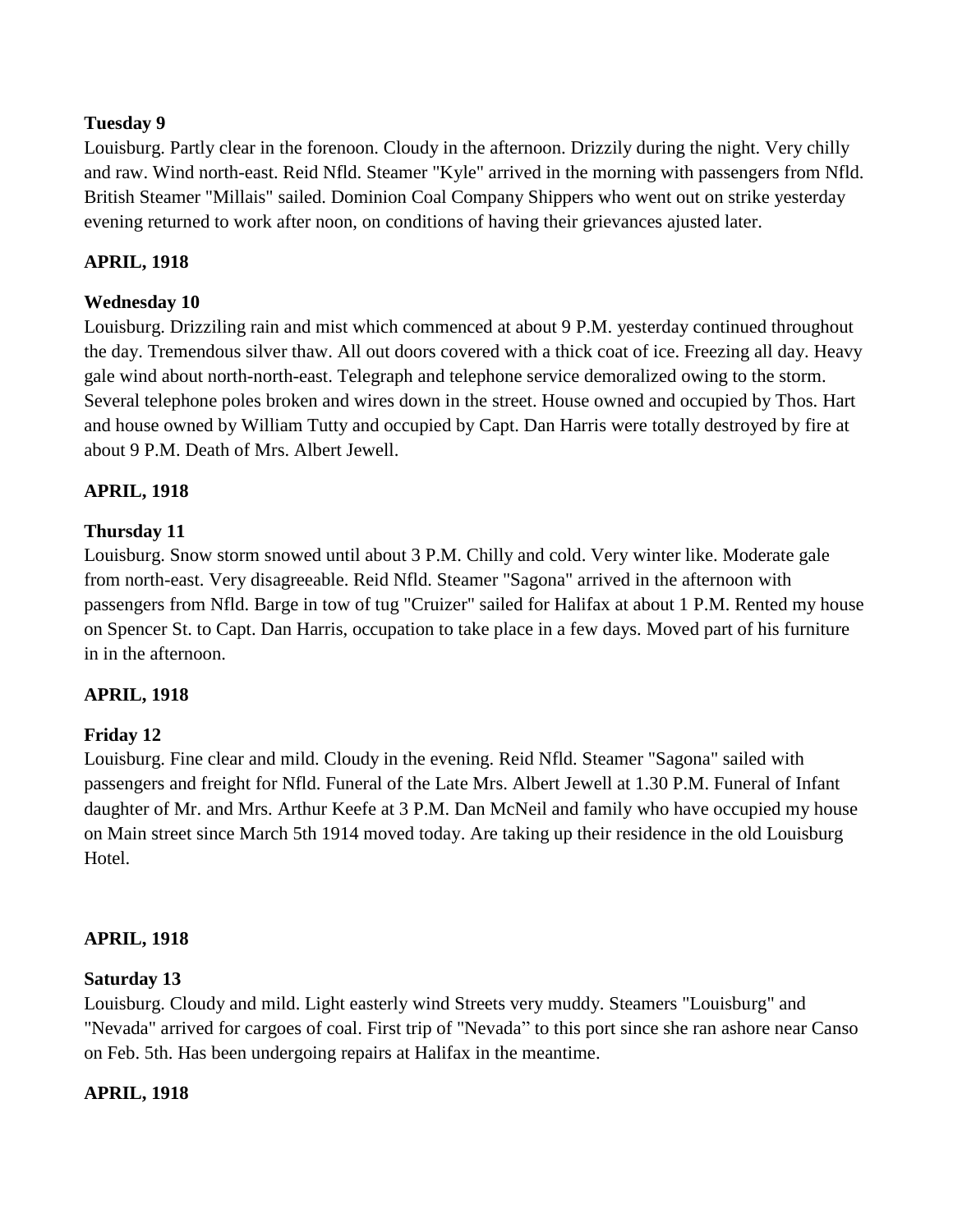**Tuesday 9**

Louisburg. Partly clear in the forenoon. Cloudy in the afternoon. Drizzily during the night. Very chilly and raw. Wind north-east. Reid Nfld. Steamer "Kyle" arrived in the morning with passengers from Nfld. British Steamer "Millais" sailed. Dominion Coal Company Shippers who went out on strike yesterday evening returned to work after noon, on conditions of having their grievances ajusted later.

**APRIL, 1918**

**Wednesday 10**

Louisburg. Drizziling rain and mist which commenced at about 9 P.M. yesterday continued throughout the day. Tremendous silver thaw. All out doors covered with a thick coat of ice. Freezing all day. Heavy gale wind about north-north-east. Telegraph and telephone service demoralized owing to the storm. Several telephone poles broken and wires down in the street. House owned and occupied by Thos. Hart and house owned by William Tutty and occupied by Capt. Dan Harris were totally destroyed by fire at about 9 P.M. Death of Mrs. Albert Jewell.

**APRIL, 1918**

**Thursday 11**

Louisburg. Snow storm snowed until about 3 P.M. Chilly and cold. Very winter like. Moderate gale from north-east. Very disagreeable. Reid Nfld. Steamer "Sagona" arrived in the afternoon with passengers from Nfld. Barge in tow of tug "Cruizer" sailed for Halifax at about 1 P.M. Rented my house on Spencer St. to Capt. Dan Harris, occupation to take place in a few days. Moved part of his furniture in in the afternoon.

**APRIL, 1918**

**Friday 12**

Louisburg. Fine clear and mild. Cloudy in the evening. Reid Nfld. Steamer "Sagona" sailed with passengers and freight for Nfld. Funeral of the Late Mrs. Albert Jewell at 1.30 P.M. Funeral of Infant daughter of Mr. and Mrs. Arthur Keefe at 3 P.M. Dan McNeil and family who have occupied my house on Main street since March 5th 1914 moved today. Are taking up their residence in the old Louisburg Hotel.

**APRIL, 1918**

**Saturday 13**

Louisburg. Cloudy and mild. Light easterly wind Streets very muddy. Steamers "Louisburg" and "Nevada" arrived for cargoes of coal. First trip of "Nevada" to this port since she ran ashore near Canso on Feb. 5th. Has been undergoing repairs at Halifax in the meantime.

**APRIL, 1918**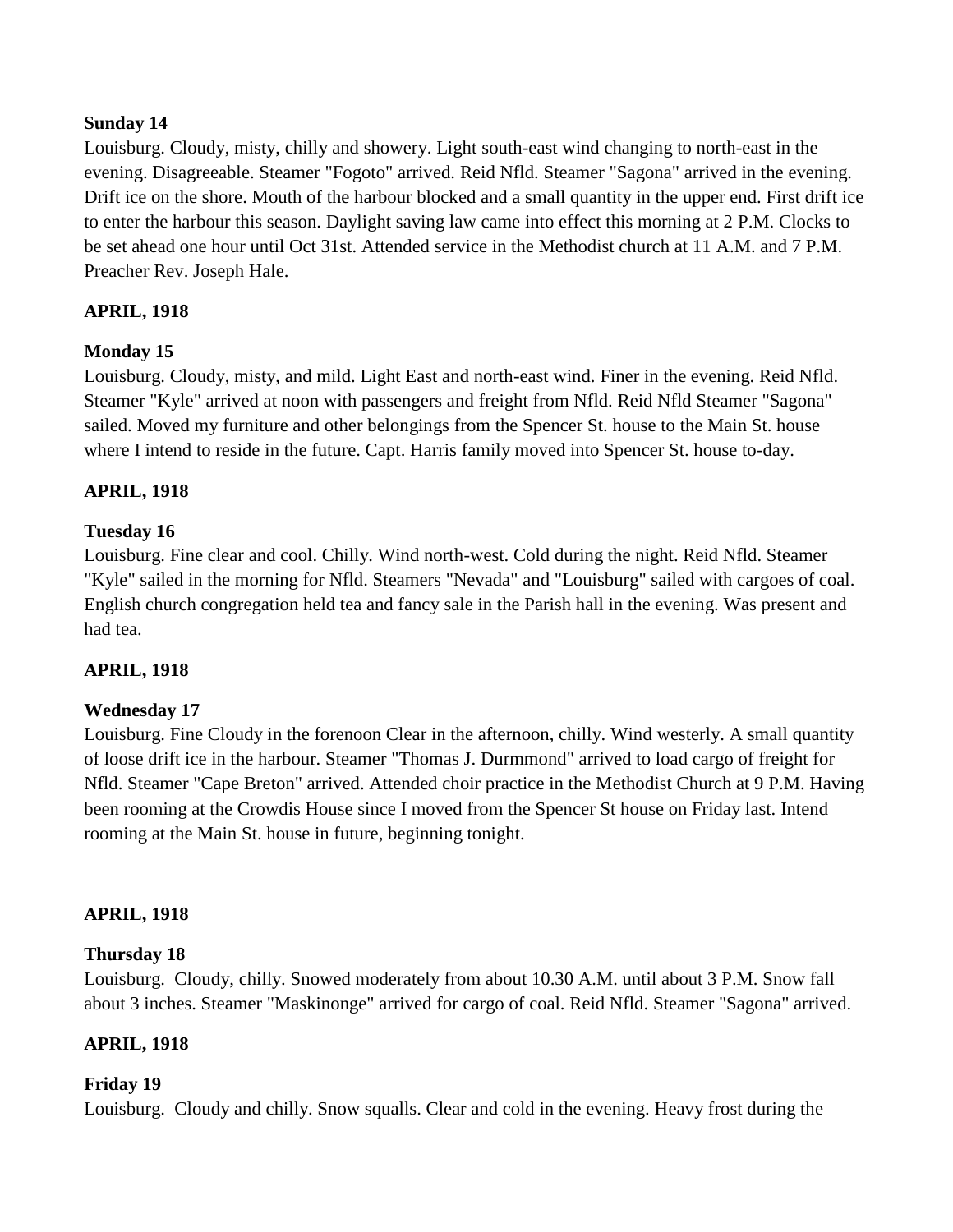**Sunday 14**
Louisburg. Cloudy, misty, chilly and showery. Light south-east wind changing to north-east in the evening. Disagreeable. Steamer "Fogoto" arrived. Reid Nfld. Steamer "Sagona" arrived in the evening. Drift ice on the shore. Mouth of the harbour blocked and a small quantity in the upper end. First drift ice to enter the harbour this season. Daylight saving law came into effect this morning at 2 P.M. Clocks to be set ahead one hour until Oct 31st. Attended service in the Methodist church at 11 A.M. and 7 P.M. Preacher Rev. Joseph Hale.

**APRIL, 1918**

**Monday 15**
Louisburg. Cloudy, misty, and mild. Light East and north-east wind. Finer in the evening. Reid Nfld. Steamer "Kyle" arrived at noon with passengers and freight from Nfld. Reid Nfld Steamer "Sagona" sailed. Moved my furniture and other belongings from the Spencer St. house to the Main St. house where I intend to reside in the future. Capt. Harris family moved into Spencer St. house to-day.

**APRIL, 1918**

**Tuesday 16**
Louisburg. Fine clear and cool. Chilly. Wind north-west. Cold during the night. Reid Nfld. Steamer "Kyle" sailed in the morning for Nfld. Steamers "Nevada" and "Louisburg" sailed with cargoes of coal. English church congregation held tea and fancy sale in the Parish hall in the evening. Was present and had tea.

**APRIL, 1918**

**Wednesday 17**
Louisburg. Fine Cloudy in the forenoon Clear in the afternoon, chilly. Wind westerly. A small quantity of loose drift ice in the harbour. Steamer "Thomas J. Durmmond" arrived to load cargo of freight for Nfld. Steamer "Cape Breton" arrived. Attended choir practice in the Methodist Church at 9 P.M. Having been rooming at the Crowdis House since I moved from the Spencer St house on Friday last. Intend rooming at the Main St. house in future, beginning tonight.

**APRIL, 1918**

**Thursday 18**
Louisburg. Cloudy, chilly. Snowed moderately from about 10.30 A.M. until about 3 P.M. Snow fall about 3 inches. Steamer "Maskinonge" arrived for cargo of coal. Reid Nfld. Steamer "Sagona" arrived.

**APRIL, 1918**

**Friday 19**
Louisburg. Cloudy and chilly. Snow squalls. Clear and cold in the evening. Heavy frost during the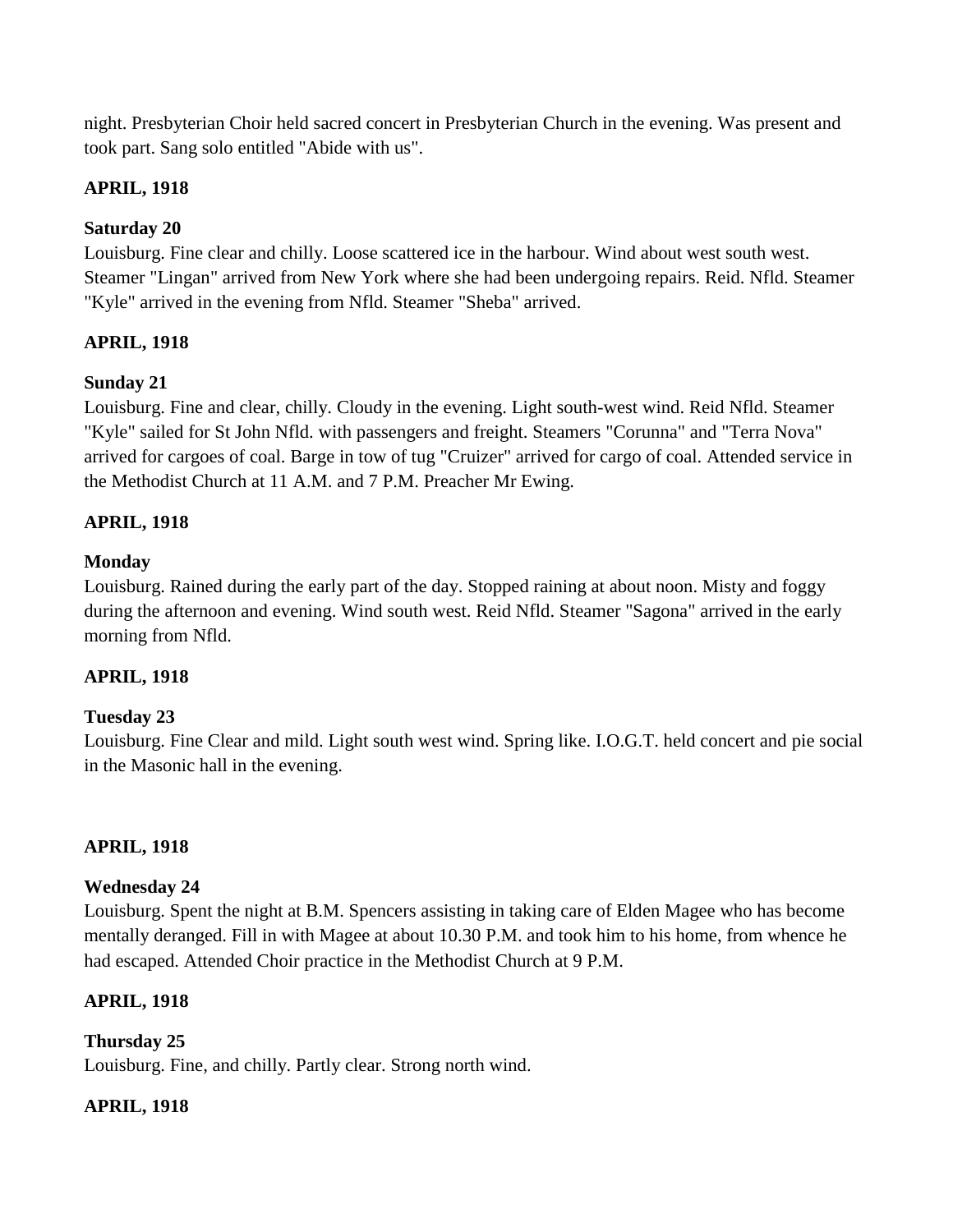night. Presbyterian Choir held sacred concert in Presbyterian Church in the evening. Was present and took part. Sang solo entitled "Abide with us".

**APRIL, 1918**

**Saturday 20**
Louisburg. Fine clear and chilly. Loose scattered ice in the harbour. Wind about west south west. Steamer "Lingan" arrived from New York where she had been undergoing repairs. Reid. Nfld. Steamer "Kyle" arrived in the evening from Nfld. Steamer "Sheba" arrived.

**APRIL, 1918**

**Sunday 21**
Louisburg. Fine and clear, chilly. Cloudy in the evening. Light south-west wind. Reid Nfld. Steamer "Kyle" sailed for St John Nfld. with passengers and freight. Steamers "Corunna" and "Terra Nova" arrived for cargoes of coal. Barge in tow of tug "Cruizer" arrived for cargo of coal. Attended service in the Methodist Church at 11 A.M. and 7 P.M. Preacher Mr Ewing.

**APRIL, 1918**

**Monday**
Louisburg. Rained during the early part of the day. Stopped raining at about noon. Misty and foggy during the afternoon and evening. Wind south west. Reid Nfld. Steamer "Sagona" arrived in the early morning from Nfld.

**APRIL, 1918**

**Tuesday 23**
Louisburg. Fine Clear and mild. Light south west wind. Spring like. I.O.G.T. held concert and pie social in the Masonic hall in the evening.

**APRIL, 1918**

**Wednesday 24**
Louisburg. Spent the night at B.M. Spencers assisting in taking care of Elden Magee who has become mentally deranged. Fill in with Magee at about 10.30 P.M. and took him to his home, from whence he had escaped. Attended Choir practice in the Methodist Church at 9 P.M.

**APRIL, 1918**

**Thursday 25**
Louisburg. Fine, and chilly. Partly clear. Strong north wind.

**APRIL, 1918**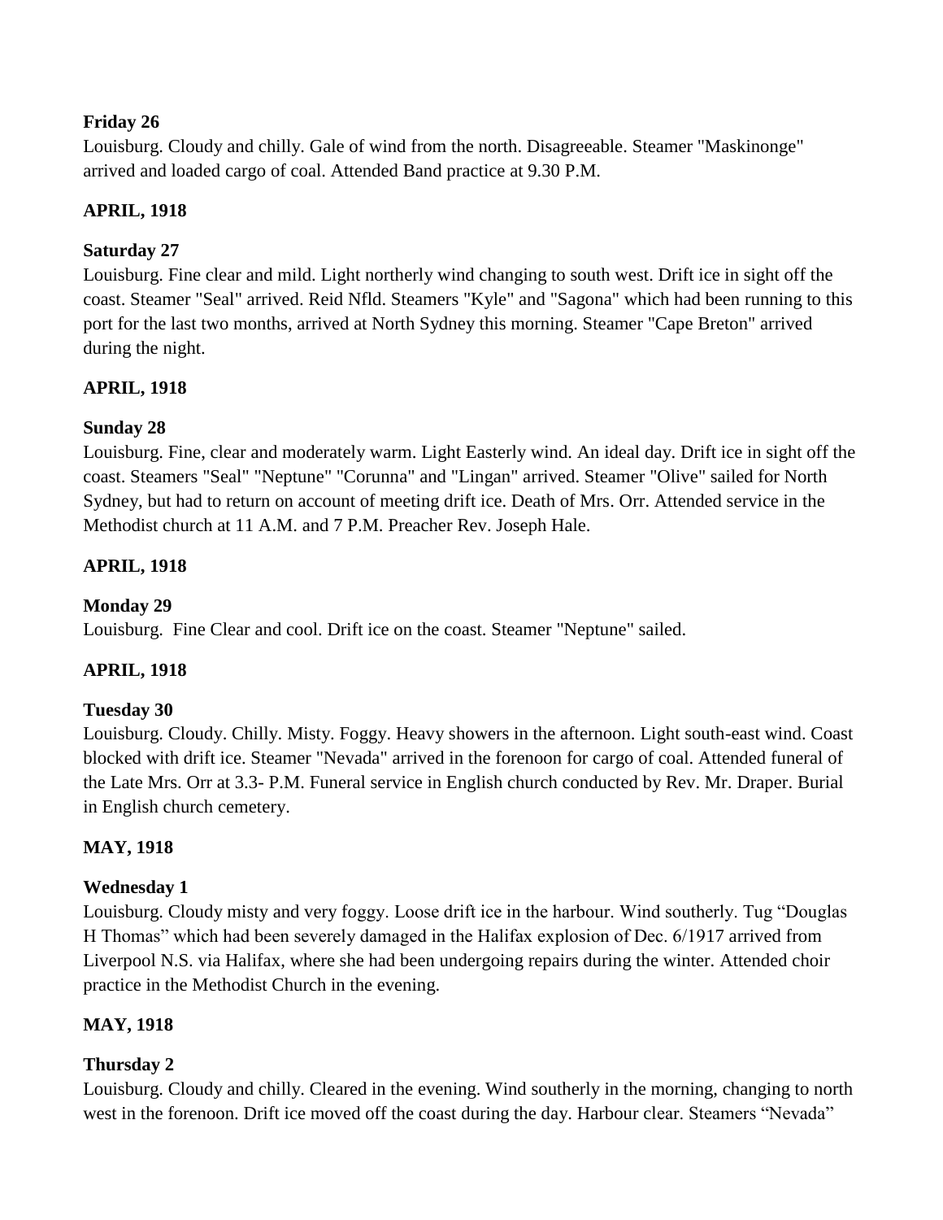**Friday 26**

Louisburg. Cloudy and chilly. Gale of wind from the north. Disagreeable. Steamer "Maskinonge" arrived and loaded cargo of coal. Attended Band practice at 9.30 P.M.

**APRIL, 1918**

**Saturday 27**

Louisburg. Fine clear and mild. Light northerly wind changing to south west. Drift ice in sight off the coast. Steamer "Seal" arrived. Reid Nfld. Steamers "Kyle" and "Sagona" which had been running to this port for the last two months, arrived at North Sydney this morning. Steamer "Cape Breton" arrived during the night.

**APRIL, 1918**

**Sunday 28**

Louisburg. Fine, clear and moderately warm. Light Easterly wind. An ideal day. Drift ice in sight off the coast. Steamers "Seal" "Neptune" "Corunna" and "Lingan" arrived. Steamer "Olive" sailed for North Sydney, but had to return on account of meeting drift ice. Death of Mrs. Orr. Attended service in the Methodist church at 11 A.M. and 7 P.M. Preacher Rev. Joseph Hale.

**APRIL, 1918**

**Monday 29**

Louisburg. Fine Clear and cool. Drift ice on the coast. Steamer "Neptune" sailed.

**APRIL, 1918**

**Tuesday 30**

Louisburg. Cloudy. Chilly. Misty. Foggy. Heavy showers in the afternoon. Light south-east wind. Coast blocked with drift ice. Steamer "Nevada" arrived in the forenoon for cargo of coal. Attended funeral of the Late Mrs. Orr at 3.3- P.M. Funeral service in English church conducted by Rev. Mr. Draper. Burial in English church cemetery.

**MAY, 1918**

**Wednesday 1**

Louisburg. Cloudy misty and very foggy. Loose drift ice in the harbour. Wind southerly. Tug "Douglas H Thomas" which had been severely damaged in the Halifax explosion of Dec. 6/1917 arrived from Liverpool N.S. via Halifax, where she had been undergoing repairs during the winter. Attended choir practice in the Methodist Church in the evening.

**MAY, 1918**

**Thursday 2**

Louisburg. Cloudy and chilly. Cleared in the evening. Wind southerly in the morning, changing to north west in the forenoon. Drift ice moved off the coast during the day. Harbour clear. Steamers "Nevada"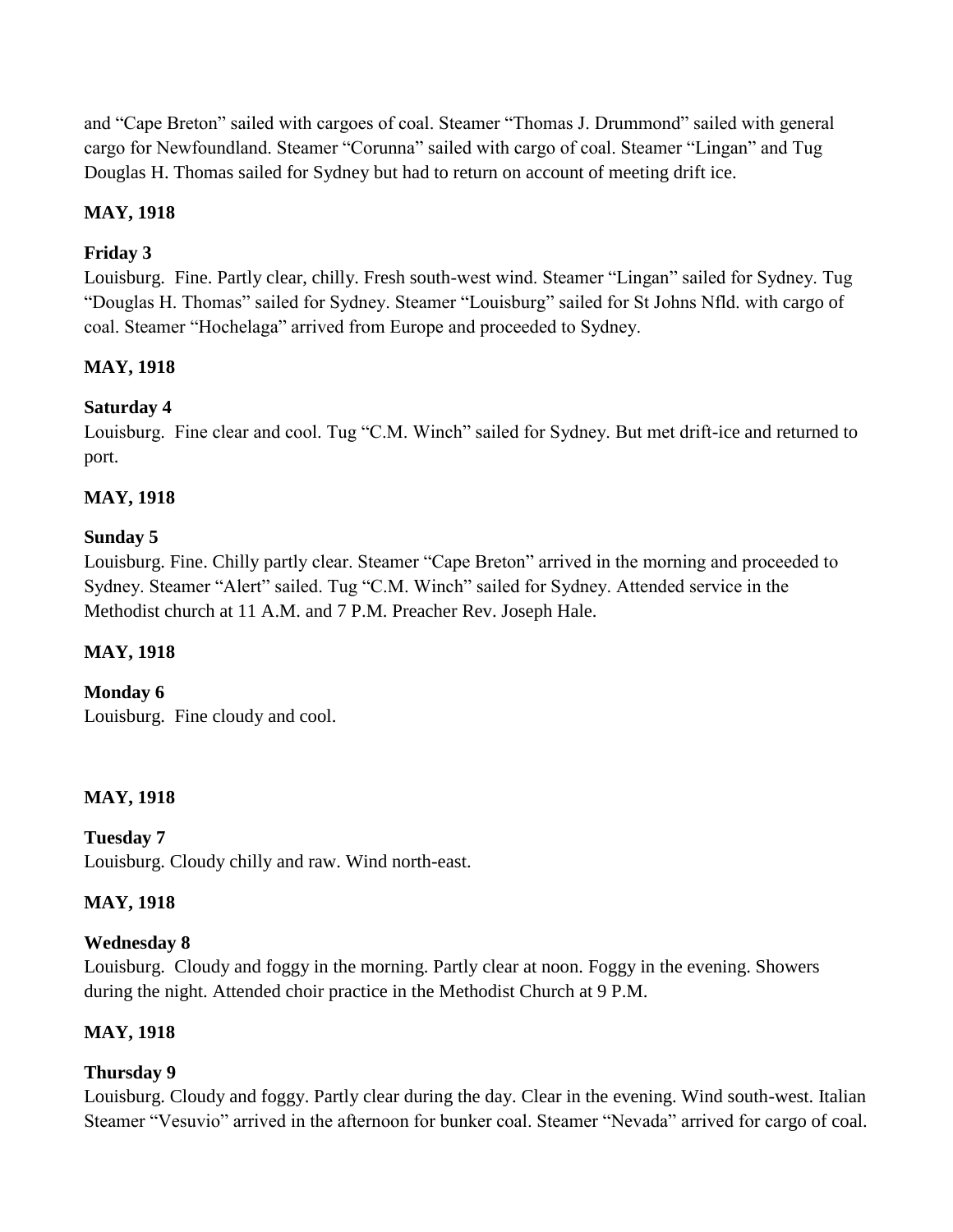and "Cape Breton" sailed with cargoes of coal. Steamer "Thomas J. Drummond" sailed with general cargo for Newfoundland. Steamer "Corunna" sailed with cargo of coal. Steamer "Lingan" and Tug Douglas H. Thomas sailed for Sydney but had to return on account of meeting drift ice.

**MAY, 1918**

**Friday 3**
Louisburg. Fine. Partly clear, chilly. Fresh south-west wind. Steamer "Lingan" sailed for Sydney. Tug "Douglas H. Thomas" sailed for Sydney. Steamer "Louisburg" sailed for St Johns Nfld. with cargo of coal. Steamer "Hochelaga" arrived from Europe and proceeded to Sydney.

**MAY, 1918**

**Saturday 4**
Louisburg. Fine clear and cool. Tug "C.M. Winch" sailed for Sydney. But met drift-ice and returned to port.

**MAY, 1918**

**Sunday 5**
Louisburg. Fine. Chilly partly clear. Steamer "Cape Breton" arrived in the morning and proceeded to Sydney. Steamer "Alert" sailed. Tug "C.M. Winch" sailed for Sydney. Attended service in the Methodist church at 11 A.M. and 7 P.M. Preacher Rev. Joseph Hale.

**MAY, 1918**

**Monday 6**
Louisburg. Fine cloudy and cool.

**MAY, 1918**

**Tuesday 7**
Louisburg. Cloudy chilly and raw. Wind north-east.

**MAY, 1918**

**Wednesday 8**
Louisburg. Cloudy and foggy in the morning. Partly clear at noon. Foggy in the evening. Showers during the night. Attended choir practice in the Methodist Church at 9 P.M.

**MAY, 1918**

**Thursday 9**
Louisburg. Cloudy and foggy. Partly clear during the day. Clear in the evening. Wind south-west. Italian Steamer "Vesuvio" arrived in the afternoon for bunker coal. Steamer "Nevada" arrived for cargo of coal.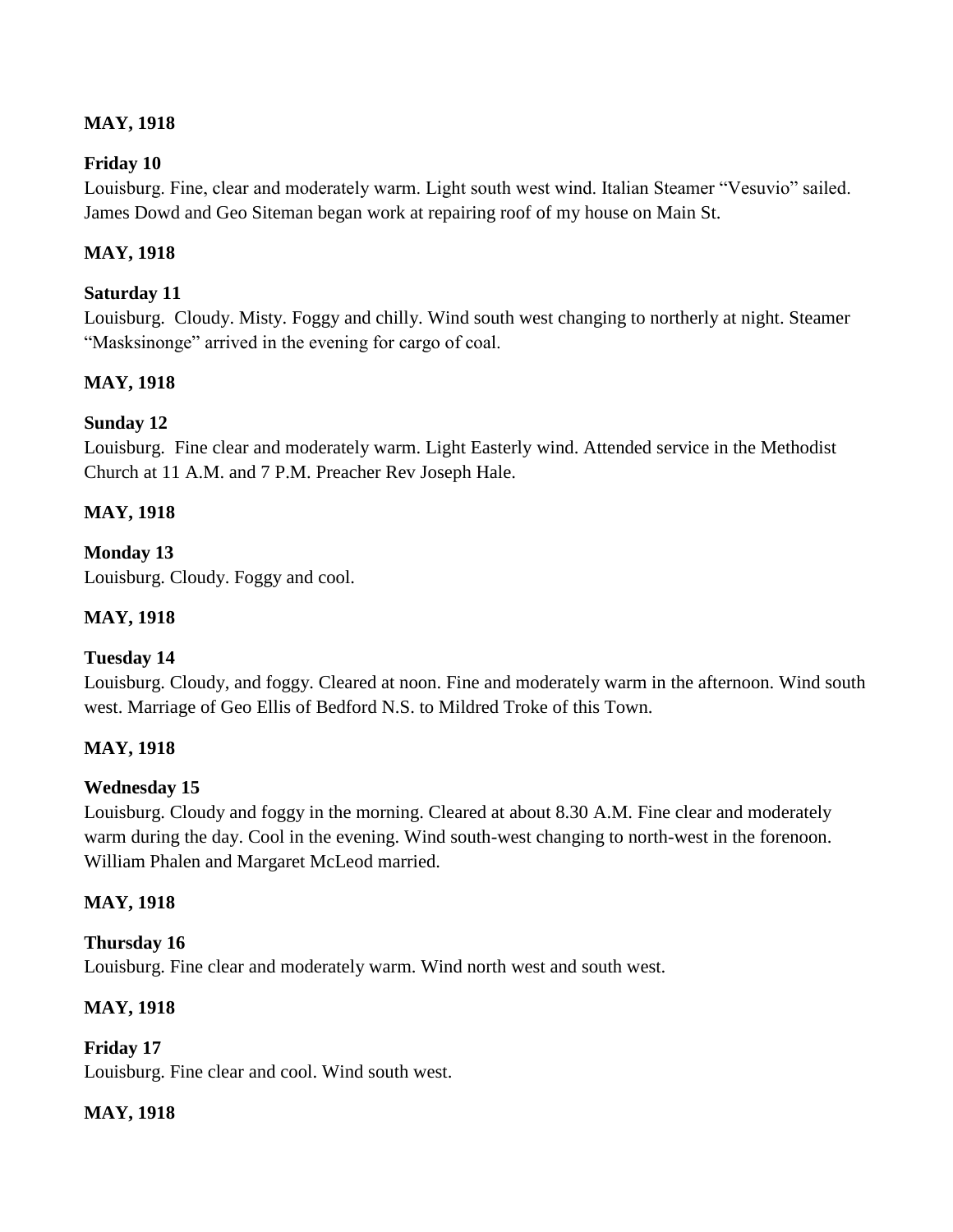**MAY, 1918**

**Friday 10**
Louisburg. Fine, clear and moderately warm. Light south west wind. Italian Steamer "Vesuvio" sailed. James Dowd and Geo Siteman began work at repairing roof of my house on Main St.

**MAY, 1918**

**Saturday 11**
Louisburg. Cloudy. Misty. Foggy and chilly. Wind south west changing to northerly at night. Steamer "Masksinonge" arrived in the evening for cargo of coal.

**MAY, 1918**

**Sunday 12**
Louisburg. Fine clear and moderately warm. Light Easterly wind. Attended service in the Methodist Church at 11 A.M. and 7 P.M. Preacher Rev Joseph Hale.

**MAY, 1918**

**Monday 13**
Louisburg. Cloudy. Foggy and cool.

**MAY, 1918**

**Tuesday 14**
Louisburg. Cloudy, and foggy. Cleared at noon. Fine and moderately warm in the afternoon. Wind south west. Marriage of Geo Ellis of Bedford N.S. to Mildred Troke of this Town.

**MAY, 1918**

**Wednesday 15**
Louisburg. Cloudy and foggy in the morning. Cleared at about 8.30 A.M. Fine clear and moderately warm during the day. Cool in the evening. Wind south-west changing to north-west in the forenoon. William Phalen and Margaret McLeod married.

**MAY, 1918**

**Thursday 16**
Louisburg. Fine clear and moderately warm. Wind north west and south west.

**MAY, 1918**

**Friday 17**
Louisburg. Fine clear and cool. Wind south west.

**MAY, 1918**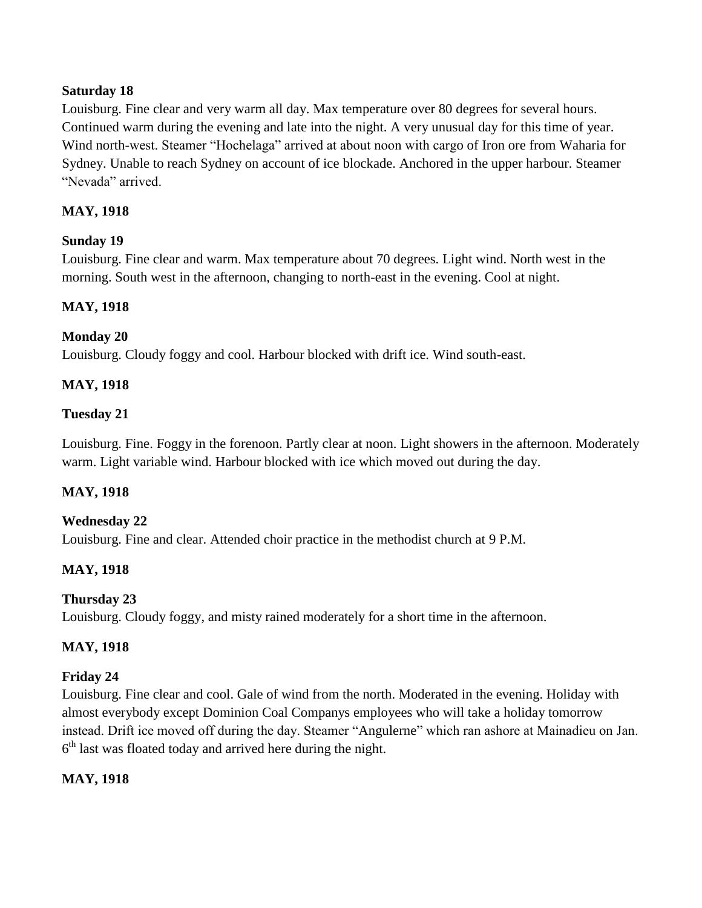**Saturday 18**

Louisburg. Fine clear and very warm all day. Max temperature over 80 degrees for several hours. Continued warm during the evening and late into the night. A very unusual day for this time of year. Wind north-west. Steamer "Hochelaga" arrived at about noon with cargo of Iron ore from Waharia for Sydney. Unable to reach Sydney on account of ice blockade. Anchored in the upper harbour. Steamer "Nevada" arrived.

**MAY, 1918**

**Sunday 19**

Louisburg. Fine clear and warm. Max temperature about 70 degrees. Light wind. North west in the morning. South west in the afternoon, changing to north-east in the evening. Cool at night.

**MAY, 1918**

**Monday 20**

Louisburg. Cloudy foggy and cool. Harbour blocked with drift ice. Wind south-east.

**MAY, 1918**

**Tuesday 21**

Louisburg. Fine. Foggy in the forenoon. Partly clear at noon. Light showers in the afternoon. Moderately warm. Light variable wind. Harbour blocked with ice which moved out during the day.

**MAY, 1918**

**Wednesday 22**

Louisburg. Fine and clear. Attended choir practice in the methodist church at 9 P.M.

**MAY, 1918**

**Thursday 23**

Louisburg. Cloudy foggy, and misty rained moderately for a short time in the afternoon.

**MAY, 1918**

**Friday 24**

Louisburg. Fine clear and cool. Gale of wind from the north. Moderated in the evening. Holiday with almost everybody except Dominion Coal Companys employees who will take a holiday tomorrow instead. Drift ice moved off during the day. Steamer "Angulerne" which ran ashore at Mainadieu on Jan. 6th last was floated today and arrived here during the night.

**MAY, 1918**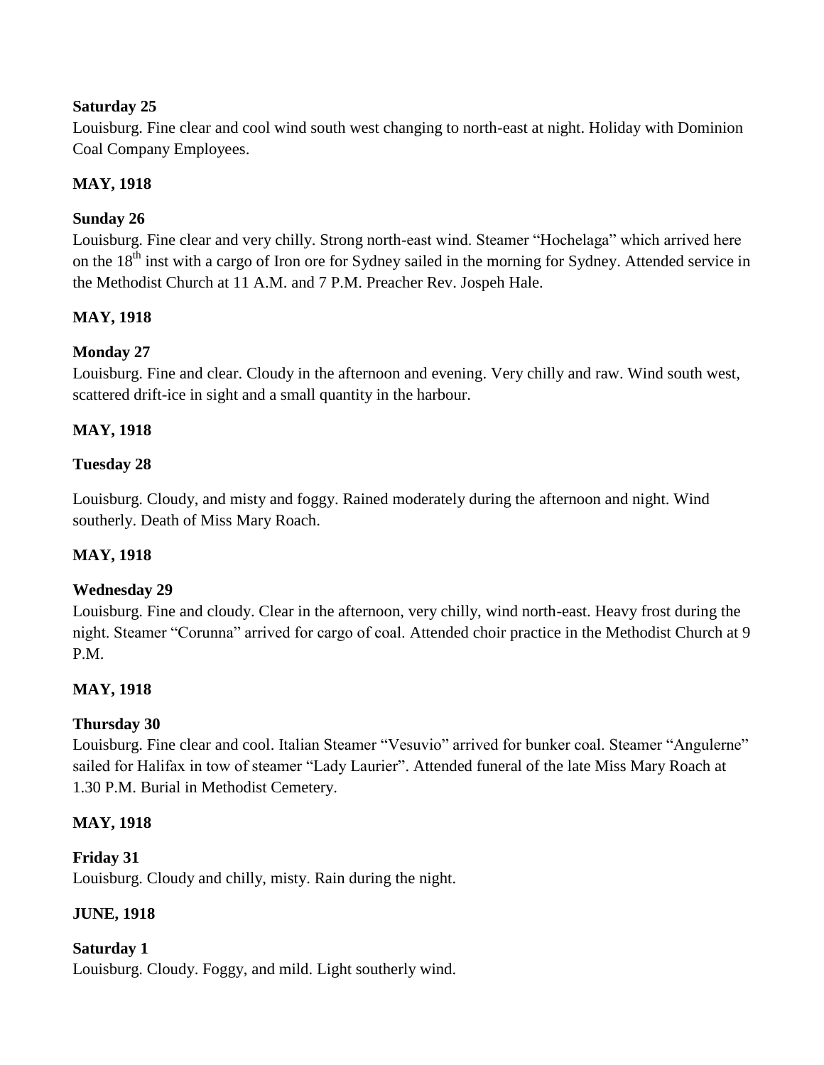**Saturday 25**

Louisburg. Fine clear and cool wind south west changing to north-east at night. Holiday with Dominion Coal Company Employees.

**MAY, 1918**

**Sunday 26**

Louisburg. Fine clear and very chilly. Strong north-east wind. Steamer "Hochelaga" which arrived here on the 18th inst with a cargo of Iron ore for Sydney sailed in the morning for Sydney. Attended service in the Methodist Church at 11 A.M. and 7 P.M. Preacher Rev. Jospeh Hale.

**MAY, 1918**

**Monday 27**

Louisburg. Fine and clear. Cloudy in the afternoon and evening. Very chilly and raw. Wind south west, scattered drift-ice in sight and a small quantity in the harbour.

**MAY, 1918**

**Tuesday 28**

Louisburg. Cloudy, and misty and foggy. Rained moderately during the afternoon and night. Wind southerly. Death of Miss Mary Roach.

**MAY, 1918**

**Wednesday 29**

Louisburg. Fine and cloudy. Clear in the afternoon, very chilly, wind north-east. Heavy frost during the night. Steamer "Corunna" arrived for cargo of coal. Attended choir practice in the Methodist Church at 9 P.M.

**MAY, 1918**

**Thursday 30**

Louisburg. Fine clear and cool. Italian Steamer "Vesuvio" arrived for bunker coal. Steamer "Angulerne" sailed for Halifax in tow of steamer "Lady Laurier". Attended funeral of the late Miss Mary Roach at 1.30 P.M. Burial in Methodist Cemetery.

**MAY, 1918**

**Friday 31**

Louisburg. Cloudy and chilly, misty. Rain during the night.

**JUNE, 1918**

**Saturday 1**

Louisburg. Cloudy. Foggy, and mild. Light southerly wind.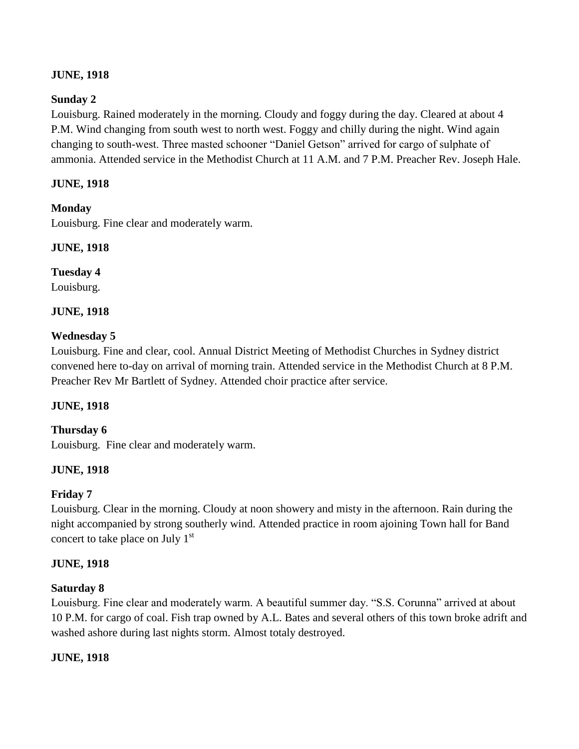**JUNE, 1918**

**Sunday 2**

Louisburg. Rained moderately in the morning. Cloudy and foggy during the day. Cleared at about 4 P.M. Wind changing from south west to north west. Foggy and chilly during the night. Wind again changing to south-west. Three masted schooner "Daniel Getson" arrived for cargo of sulphate of ammonia. Attended service in the Methodist Church at 11 A.M. and 7 P.M. Preacher Rev. Joseph Hale.

**JUNE, 1918**

**Monday**

Louisburg. Fine clear and moderately warm.

**JUNE, 1918**

**Tuesday 4**

Louisburg.

**JUNE, 1918**

**Wednesday 5**

Louisburg. Fine and clear, cool. Annual District Meeting of Methodist Churches in Sydney district convened here to-day on arrival of morning train. Attended service in the Methodist Church at 8 P.M. Preacher Rev Mr Bartlett of Sydney. Attended choir practice after service.

**JUNE, 1918**

**Thursday 6**

Louisburg. Fine clear and moderately warm.

**JUNE, 1918**

**Friday 7**

Louisburg. Clear in the morning. Cloudy at noon showery and misty in the afternoon. Rain during the night accompanied by strong southerly wind. Attended practice in room ajoining Town hall for Band concert to take place on July 1st

**JUNE, 1918**

**Saturday 8**

Louisburg. Fine clear and moderately warm. A beautiful summer day. "S.S. Corunna" arrived at about 10 P.M. for cargo of coal. Fish trap owned by A.L. Bates and several others of this town broke adrift and washed ashore during last nights storm. Almost totaly destroyed.

**JUNE, 1918**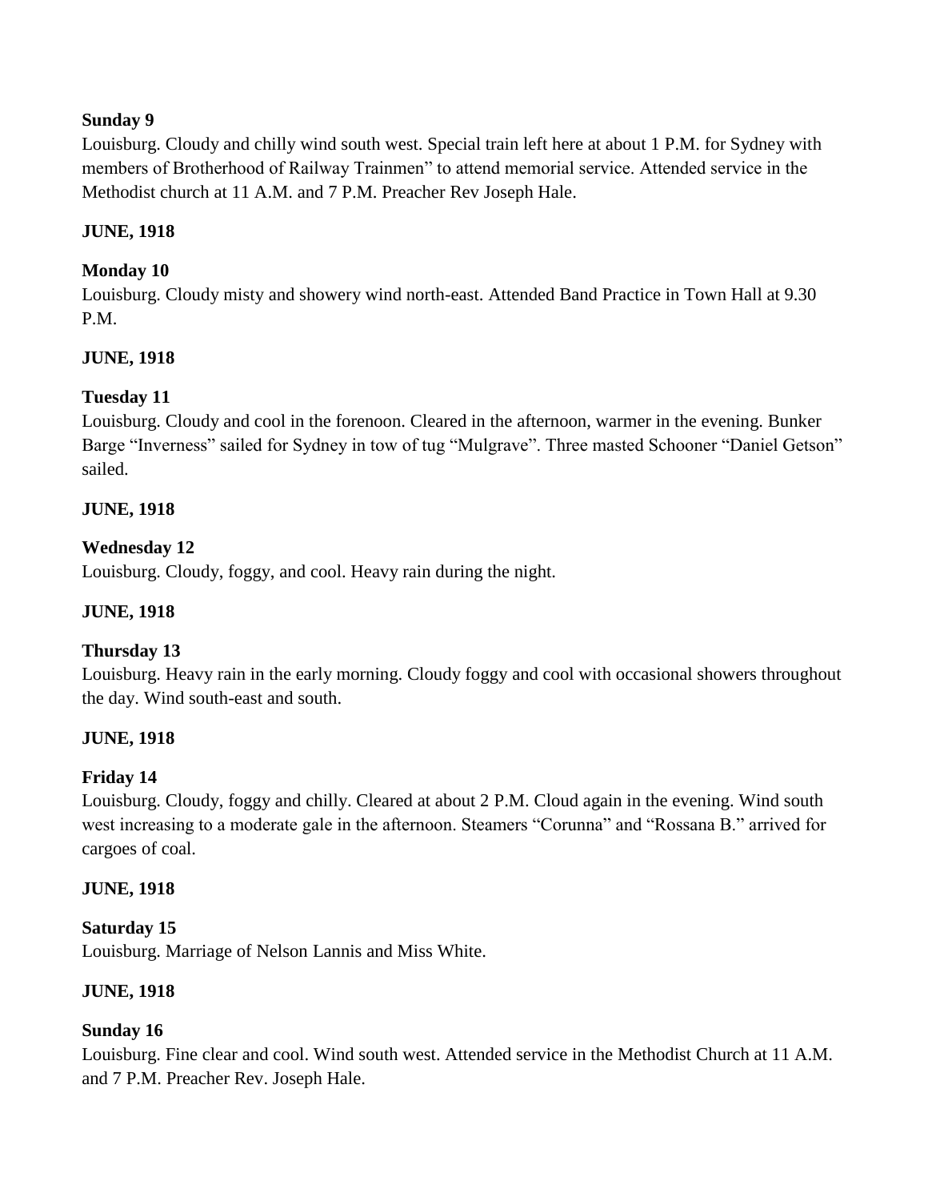**Sunday 9**

Louisburg. Cloudy and chilly wind south west. Special train left here at about 1 P.M. for Sydney with members of Brotherhood of Railway Trainmen" to attend memorial service. Attended service in the Methodist church at 11 A.M. and 7 P.M. Preacher Rev Joseph Hale.

**JUNE, 1918**

**Monday 10**

Louisburg. Cloudy misty and showery wind north-east. Attended Band Practice in Town Hall at 9.30 P.M.

**JUNE, 1918**

**Tuesday 11**

Louisburg. Cloudy and cool in the forenoon. Cleared in the afternoon, warmer in the evening. Bunker Barge "Inverness" sailed for Sydney in tow of tug "Mulgrave". Three masted Schooner "Daniel Getson" sailed.

**JUNE, 1918**

**Wednesday 12**

Louisburg. Cloudy, foggy, and cool. Heavy rain during the night.

**JUNE, 1918**

**Thursday 13**

Louisburg. Heavy rain in the early morning. Cloudy foggy and cool with occasional showers throughout the day. Wind south-east and south.

**JUNE, 1918**

**Friday 14**

Louisburg. Cloudy, foggy and chilly. Cleared at about 2 P.M. Cloud again in the evening. Wind south west increasing to a moderate gale in the afternoon. Steamers "Corunna" and "Rossana B." arrived for cargoes of coal.

**JUNE, 1918**

**Saturday 15**

Louisburg. Marriage of Nelson Lannis and Miss White.

**JUNE, 1918**

**Sunday 16**

Louisburg. Fine clear and cool. Wind south west. Attended service in the Methodist Church at 11 A.M. and 7 P.M. Preacher Rev. Joseph Hale.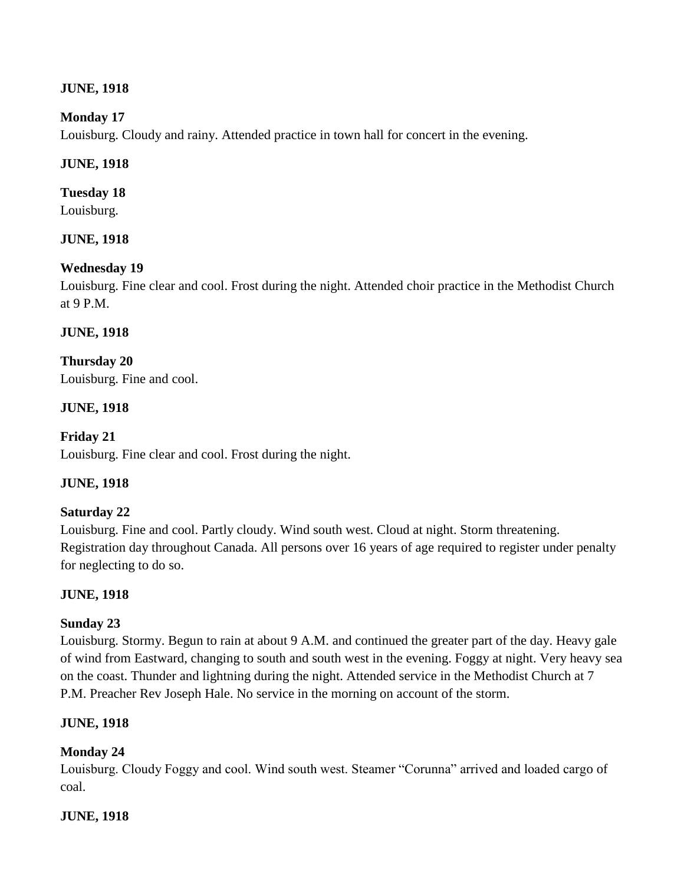**JUNE, 1918**

**Monday 17**
Louisburg. Cloudy and rainy. Attended practice in town hall for concert in the evening.

**JUNE, 1918**

**Tuesday 18**
Louisburg.

**JUNE, 1918**

**Wednesday 19**
Louisburg. Fine clear and cool. Frost during the night. Attended choir practice in the Methodist Church at 9 P.M.

**JUNE, 1918**

**Thursday 20**
Louisburg. Fine and cool.

**JUNE, 1918**

**Friday 21**
Louisburg. Fine clear and cool. Frost during the night.

**JUNE, 1918**

**Saturday 22**
Louisburg. Fine and cool. Partly cloudy. Wind south west. Cloud at night. Storm threatening. Registration day throughout Canada. All persons over 16 years of age required to register under penalty for neglecting to do so.

**JUNE, 1918**

**Sunday 23**
Louisburg. Stormy. Begun to rain at about 9 A.M. and continued the greater part of the day. Heavy gale of wind from Eastward, changing to south and south west in the evening. Foggy at night. Very heavy sea on the coast. Thunder and lightning during the night. Attended service in the Methodist Church at 7 P.M. Preacher Rev Joseph Hale. No service in the morning on account of the storm.

**JUNE, 1918**

**Monday 24**
Louisburg. Cloudy Foggy and cool. Wind south west. Steamer "Corunna" arrived and loaded cargo of coal.

**JUNE, 1918**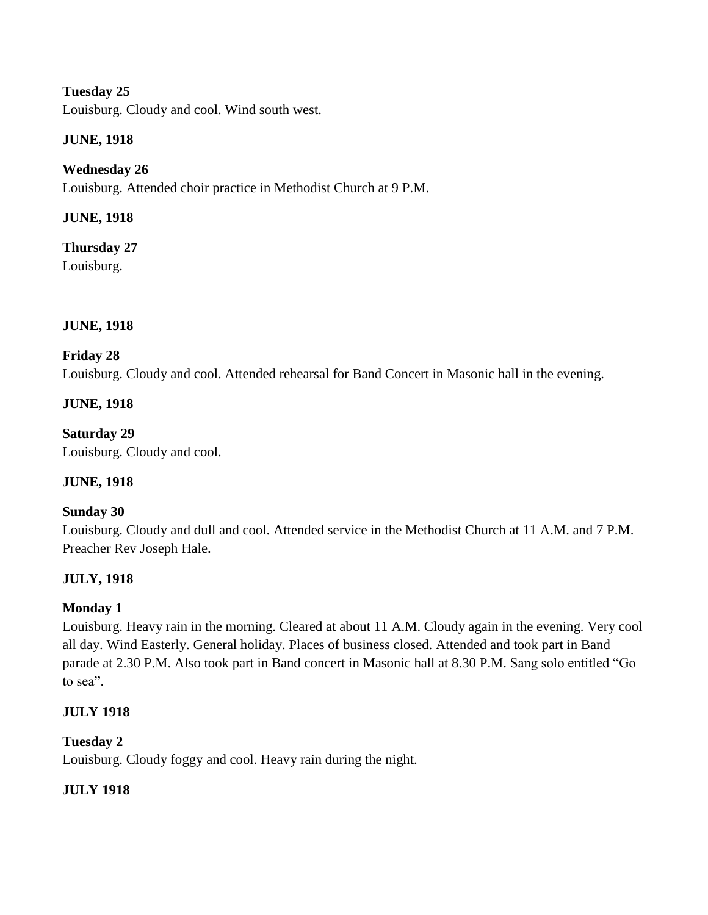**Tuesday 25**
Louisburg. Cloudy and cool. Wind south west.

**JUNE, 1918**

**Wednesday 26**
Louisburg. Attended choir practice in Methodist Church at 9 P.M.

**JUNE, 1918**

**Thursday 27**
Louisburg.

**JUNE, 1918**

**Friday 28**
Louisburg. Cloudy and cool. Attended rehearsal for Band Concert in Masonic hall in the evening.

**JUNE, 1918**

**Saturday 29**
Louisburg. Cloudy and cool.

**JUNE, 1918**

**Sunday 30**
Louisburg. Cloudy and dull and cool. Attended service in the Methodist Church at 11 A.M. and 7 P.M. Preacher Rev Joseph Hale.

**JULY, 1918**

**Monday 1**
Louisburg. Heavy rain in the morning. Cleared at about 11 A.M. Cloudy again in the evening. Very cool all day. Wind Easterly. General holiday. Places of business closed. Attended and took part in Band parade at 2.30 P.M. Also took part in Band concert in Masonic hall at 8.30 P.M. Sang solo entitled "Go to sea".

**JULY 1918**

**Tuesday 2**
Louisburg. Cloudy foggy and cool. Heavy rain during the night.

**JULY 1918**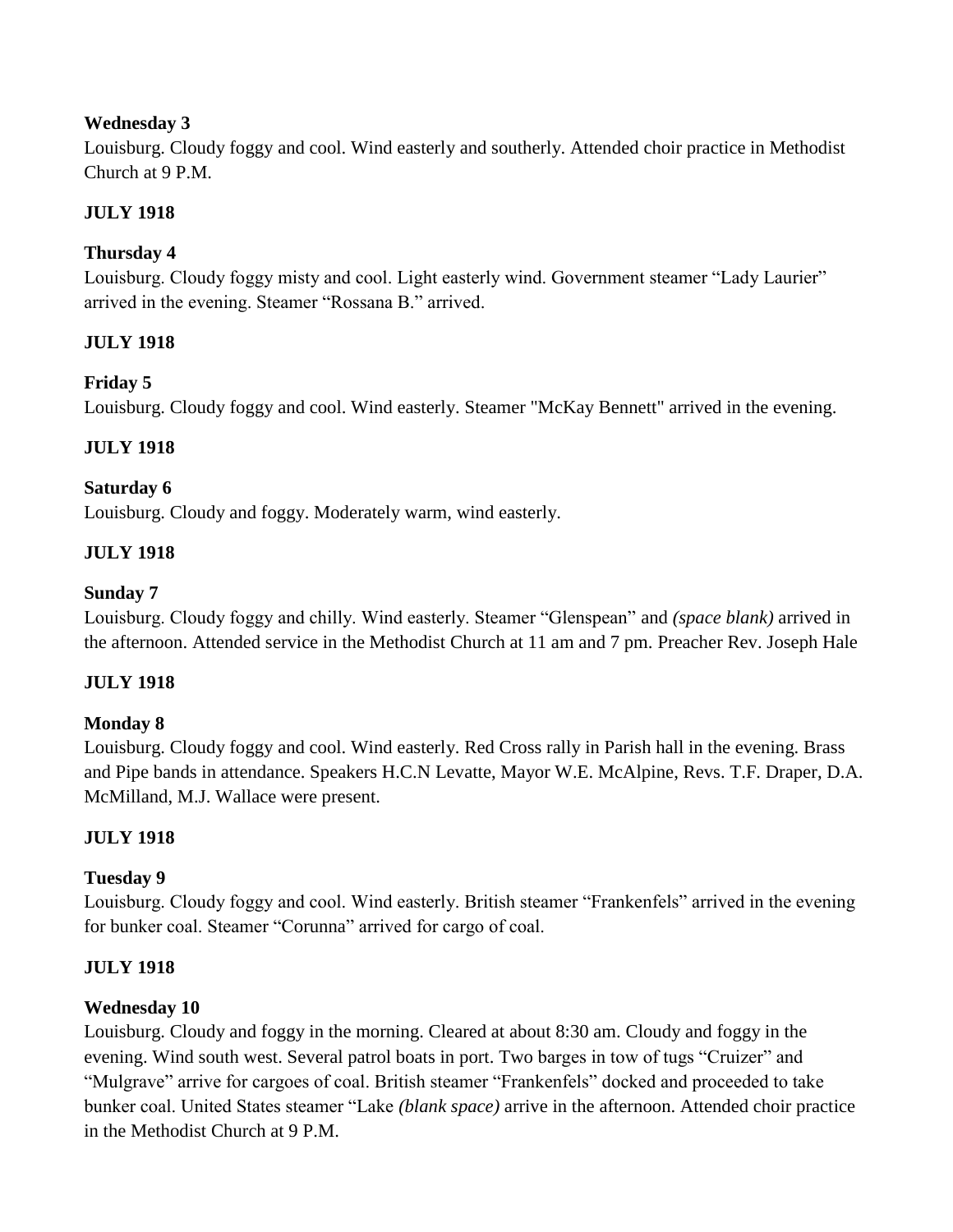**Wednesday 3**
Louisburg. Cloudy foggy and cool. Wind easterly and southerly. Attended choir practice in Methodist Church at 9 P.M.

**JULY 1918**

**Thursday 4**
Louisburg. Cloudy foggy misty and cool. Light easterly wind. Government steamer "Lady Laurier" arrived in the evening. Steamer "Rossana B." arrived.

**JULY 1918**

**Friday 5**
Louisburg. Cloudy foggy and cool. Wind easterly. Steamer "McKay Bennett" arrived in the evening.

**JULY 1918**

**Saturday 6**
Louisburg. Cloudy and foggy. Moderately warm, wind easterly.

**JULY 1918**

**Sunday 7**
Louisburg. Cloudy foggy and chilly. Wind easterly. Steamer "Glenspean" and *(space blank)* arrived in the afternoon. Attended service in the Methodist Church at 11 am and 7 pm. Preacher Rev. Joseph Hale

**JULY 1918**

**Monday 8**
Louisburg. Cloudy foggy and cool. Wind easterly. Red Cross rally in Parish hall in the evening. Brass and Pipe bands in attendance. Speakers H.C.N Levatte, Mayor W.E. McAlpine, Revs. T.F. Draper, D.A. McMilland, M.J. Wallace were present.

**JULY 1918**

**Tuesday 9**
Louisburg. Cloudy foggy and cool. Wind easterly. British steamer "Frankenfels" arrived in the evening for bunker coal. Steamer "Corunna" arrived for cargo of coal.

**JULY 1918**

**Wednesday 10**
Louisburg. Cloudy and foggy in the morning. Cleared at about 8:30 am. Cloudy and foggy in the evening. Wind south west. Several patrol boats in port. Two barges in tow of tugs "Cruizer" and "Mulgrave" arrive for cargoes of coal. British steamer "Frankenfels" docked and proceeded to take bunker coal. United States steamer "Lake *(blank space)* arrive in the afternoon. Attended choir practice in the Methodist Church at 9 P.M.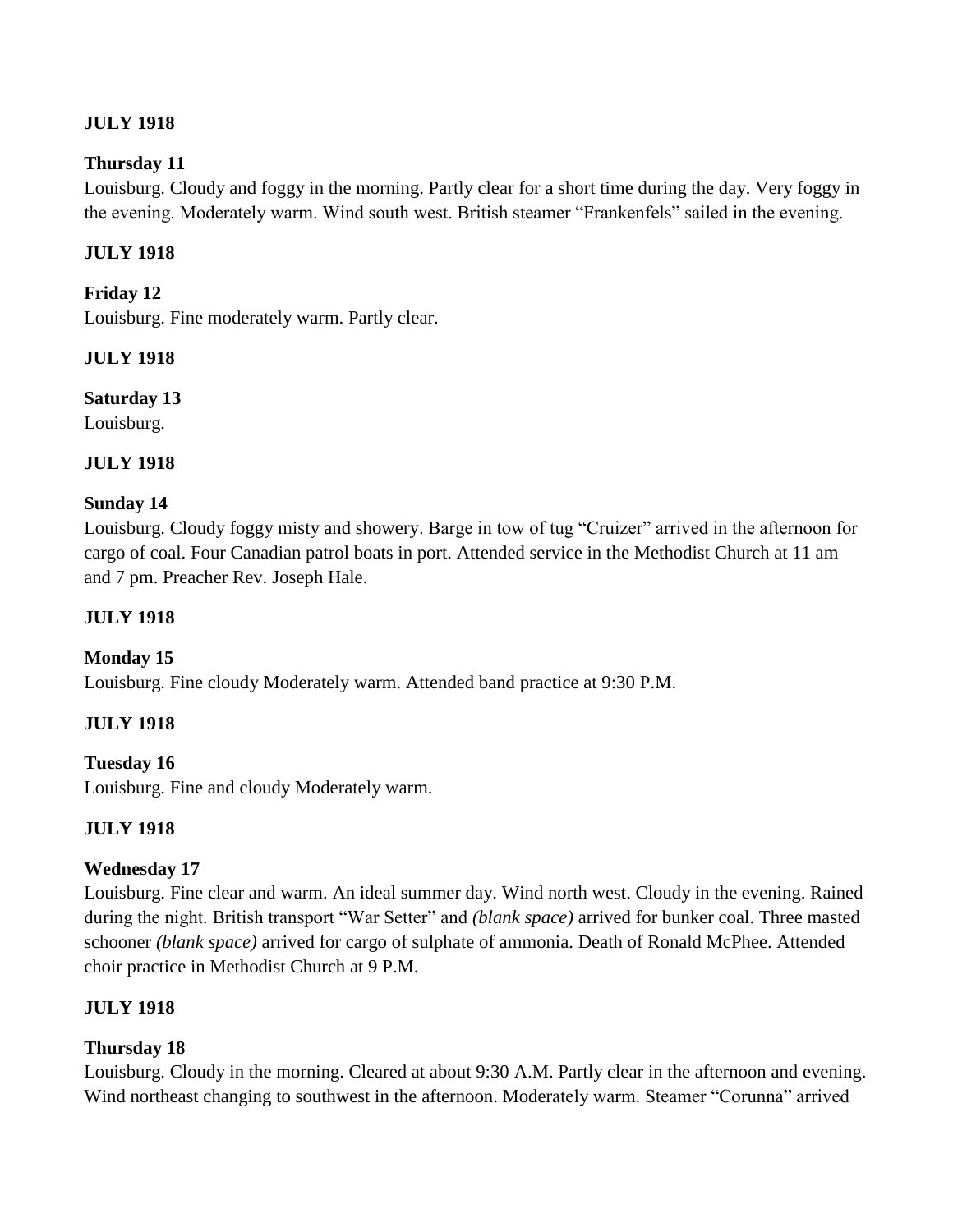**JULY 1918**

**Thursday 11**
Louisburg. Cloudy and foggy in the morning. Partly clear for a short time during the day. Very foggy in the evening. Moderately warm. Wind south west. British steamer "Frankenfels" sailed in the evening.

**JULY 1918**

**Friday 12**
Louisburg. Fine moderately warm. Partly clear.

**JULY 1918**

**Saturday 13**
Louisburg.

**JULY 1918**

**Sunday 14**
Louisburg. Cloudy foggy misty and showery. Barge in tow of tug "Cruizer" arrived in the afternoon for cargo of coal. Four Canadian patrol boats in port. Attended service in the Methodist Church at 11 am and 7 pm. Preacher Rev. Joseph Hale.

**JULY 1918**

**Monday 15**
Louisburg. Fine cloudy Moderately warm. Attended band practice at 9:30 P.M.

**JULY 1918**

**Tuesday 16**
Louisburg. Fine and cloudy Moderately warm.

**JULY 1918**

**Wednesday 17**
Louisburg. Fine clear and warm. An ideal summer day. Wind north west. Cloudy in the evening. Rained during the night. British transport "War Setter" and *(blank space)* arrived for bunker coal. Three masted schooner *(blank space)* arrived for cargo of sulphate of ammonia. Death of Ronald McPhee. Attended choir practice in Methodist Church at 9 P.M.

**JULY 1918**

**Thursday 18**
Louisburg. Cloudy in the morning. Cleared at about 9:30 A.M. Partly clear in the afternoon and evening. Wind northeast changing to southwest in the afternoon. Moderately warm. Steamer "Corunna" arrived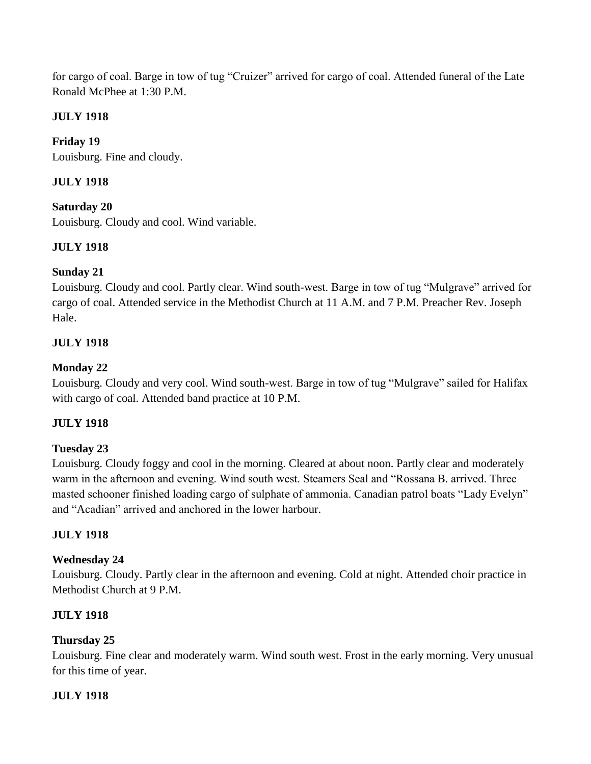for cargo of coal. Barge in tow of tug "Cruizer" arrived for cargo of coal. Attended funeral of the Late Ronald McPhee at 1:30 P.M.

**JULY 1918**

**Friday 19**
Louisburg. Fine and cloudy.

**JULY 1918**

**Saturday 20**
Louisburg. Cloudy and cool. Wind variable.

**JULY 1918**

**Sunday 21**
Louisburg. Cloudy and cool. Partly clear. Wind south-west. Barge in tow of tug "Mulgrave" arrived for cargo of coal. Attended service in the Methodist Church at 11 A.M. and 7 P.M. Preacher Rev. Joseph Hale.

**JULY 1918**

**Monday 22**
Louisburg. Cloudy and very cool. Wind south-west. Barge in tow of tug "Mulgrave" sailed for Halifax with cargo of coal. Attended band practice at 10 P.M.

**JULY 1918**

**Tuesday 23**
Louisburg. Cloudy foggy and cool in the morning. Cleared at about noon. Partly clear and moderately warm in the afternoon and evening. Wind south west. Steamers Seal and "Rossana B. arrived. Three masted schooner finished loading cargo of sulphate of ammonia. Canadian patrol boats "Lady Evelyn" and "Acadian" arrived and anchored in the lower harbour.

**JULY 1918**

**Wednesday 24**
Louisburg. Cloudy. Partly clear in the afternoon and evening. Cold at night. Attended choir practice in Methodist Church at 9 P.M.

**JULY 1918**

**Thursday 25**
Louisburg. Fine clear and moderately warm. Wind south west. Frost in the early morning. Very unusual for this time of year.

**JULY 1918**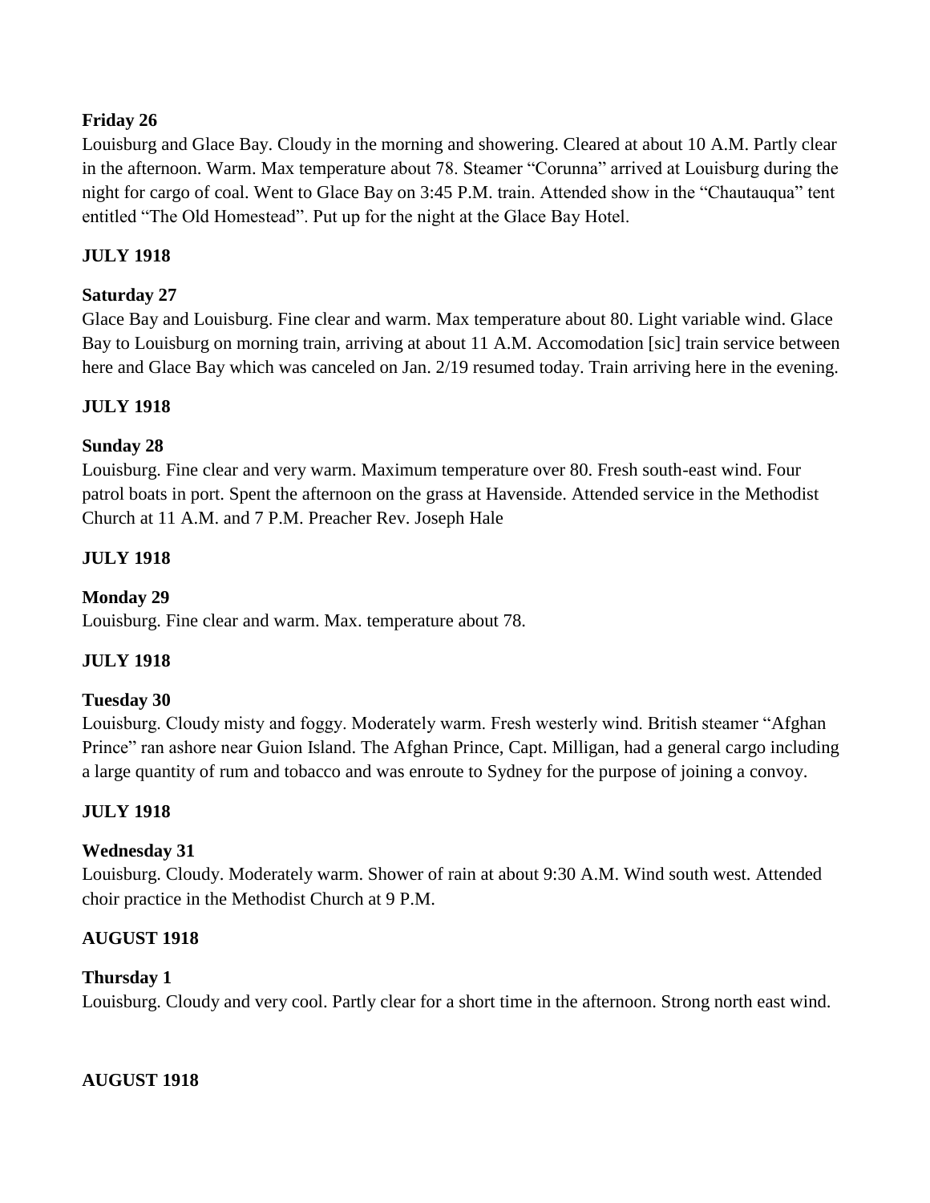**Friday 26**

Louisburg and Glace Bay. Cloudy in the morning and showering. Cleared at about 10 A.M. Partly clear in the afternoon. Warm. Max temperature about 78. Steamer "Corunna" arrived at Louisburg during the night for cargo of coal. Went to Glace Bay on 3:45 P.M. train. Attended show in the "Chautauqua" tent entitled "The Old Homestead". Put up for the night at the Glace Bay Hotel.

**JULY 1918**

**Saturday 27**

Glace Bay and Louisburg. Fine clear and warm. Max temperature about 80. Light variable wind. Glace Bay to Louisburg on morning train, arriving at about 11 A.M. Accomodation [sic] train service between here and Glace Bay which was canceled on Jan. 2/19 resumed today. Train arriving here in the evening.

**JULY 1918**

**Sunday 28**

Louisburg. Fine clear and very warm. Maximum temperature over 80. Fresh south-east wind. Four patrol boats in port. Spent the afternoon on the grass at Havenside. Attended service in the Methodist Church at 11 A.M. and 7 P.M. Preacher Rev. Joseph Hale

**JULY 1918**

**Monday 29**

Louisburg. Fine clear and warm. Max. temperature about 78.

**JULY 1918**

**Tuesday 30**

Louisburg. Cloudy misty and foggy. Moderately warm. Fresh westerly wind. British steamer "Afghan Prince" ran ashore near Guion Island. The Afghan Prince, Capt. Milligan, had a general cargo including a large quantity of rum and tobacco and was enroute to Sydney for the purpose of joining a convoy.

**JULY 1918**

**Wednesday 31**

Louisburg. Cloudy. Moderately warm. Shower of rain at about 9:30 A.M. Wind south west. Attended choir practice in the Methodist Church at 9 P.M.

**AUGUST 1918**

**Thursday 1**

Louisburg. Cloudy and very cool. Partly clear for a short time in the afternoon. Strong north east wind.

**AUGUST 1918**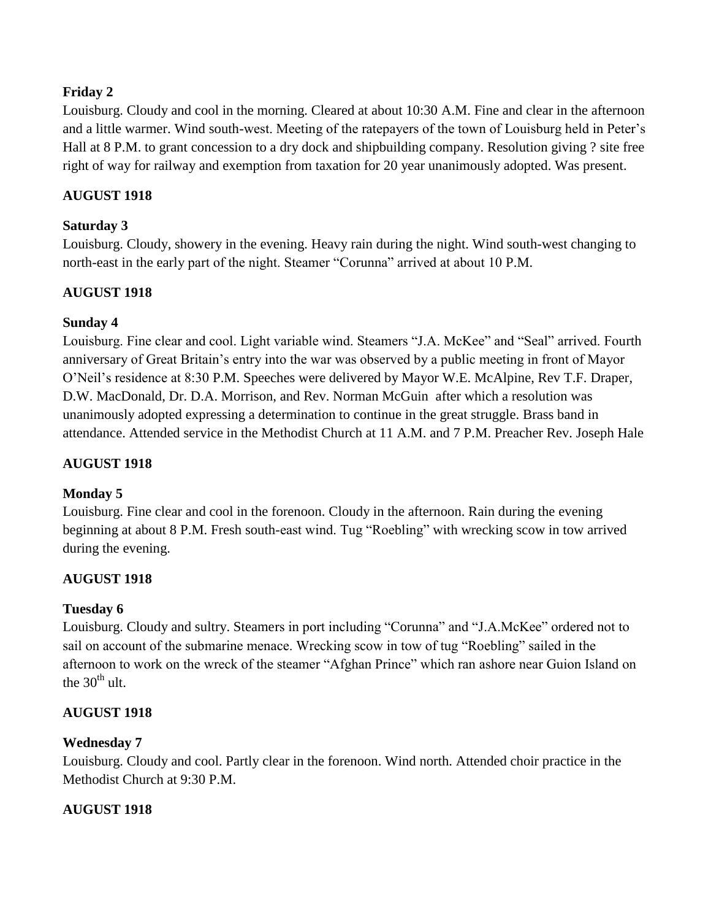**Friday 2**

Louisburg. Cloudy and cool in the morning. Cleared at about 10:30 A.M. Fine and clear in the afternoon and a little warmer. Wind south-west. Meeting of the ratepayers of the town of Louisburg held in Peter's Hall at 8 P.M. to grant concession to a dry dock and shipbuilding company. Resolution giving ? site free right of way for railway and exemption from taxation for 20 year unanimously adopted. Was present.

**AUGUST 1918**

**Saturday 3**

Louisburg. Cloudy, showery in the evening. Heavy rain during the night. Wind south-west changing to north-east in the early part of the night. Steamer "Corunna" arrived at about 10 P.M.

**AUGUST 1918**

**Sunday 4**

Louisburg. Fine clear and cool. Light variable wind. Steamers "J.A. McKee" and "Seal" arrived. Fourth anniversary of Great Britain's entry into the war was observed by a public meeting in front of Mayor O'Neil's residence at 8:30 P.M. Speeches were delivered by Mayor W.E. McAlpine, Rev T.F. Draper, D.W. MacDonald, Dr. D.A. Morrison, and Rev. Norman McGuin after which a resolution was unanimously adopted expressing a determination to continue in the great struggle. Brass band in attendance. Attended service in the Methodist Church at 11 A.M. and 7 P.M. Preacher Rev. Joseph Hale

**AUGUST 1918**

**Monday 5**

Louisburg. Fine clear and cool in the forenoon. Cloudy in the afternoon. Rain during the evening beginning at about 8 P.M. Fresh south-east wind. Tug "Roebling" with wrecking scow in tow arrived during the evening.

**AUGUST 1918**

**Tuesday 6**

Louisburg. Cloudy and sultry. Steamers in port including "Corunna" and "J.A.McKee" ordered not to sail on account of the submarine menace. Wrecking scow in tow of tug "Roebling" sailed in the afternoon to work on the wreck of the steamer "Afghan Prince" which ran ashore near Guion Island on the 30th ult.

**AUGUST 1918**

**Wednesday 7**

Louisburg. Cloudy and cool. Partly clear in the forenoon. Wind north. Attended choir practice in the Methodist Church at 9:30 P.M.

**AUGUST 1918**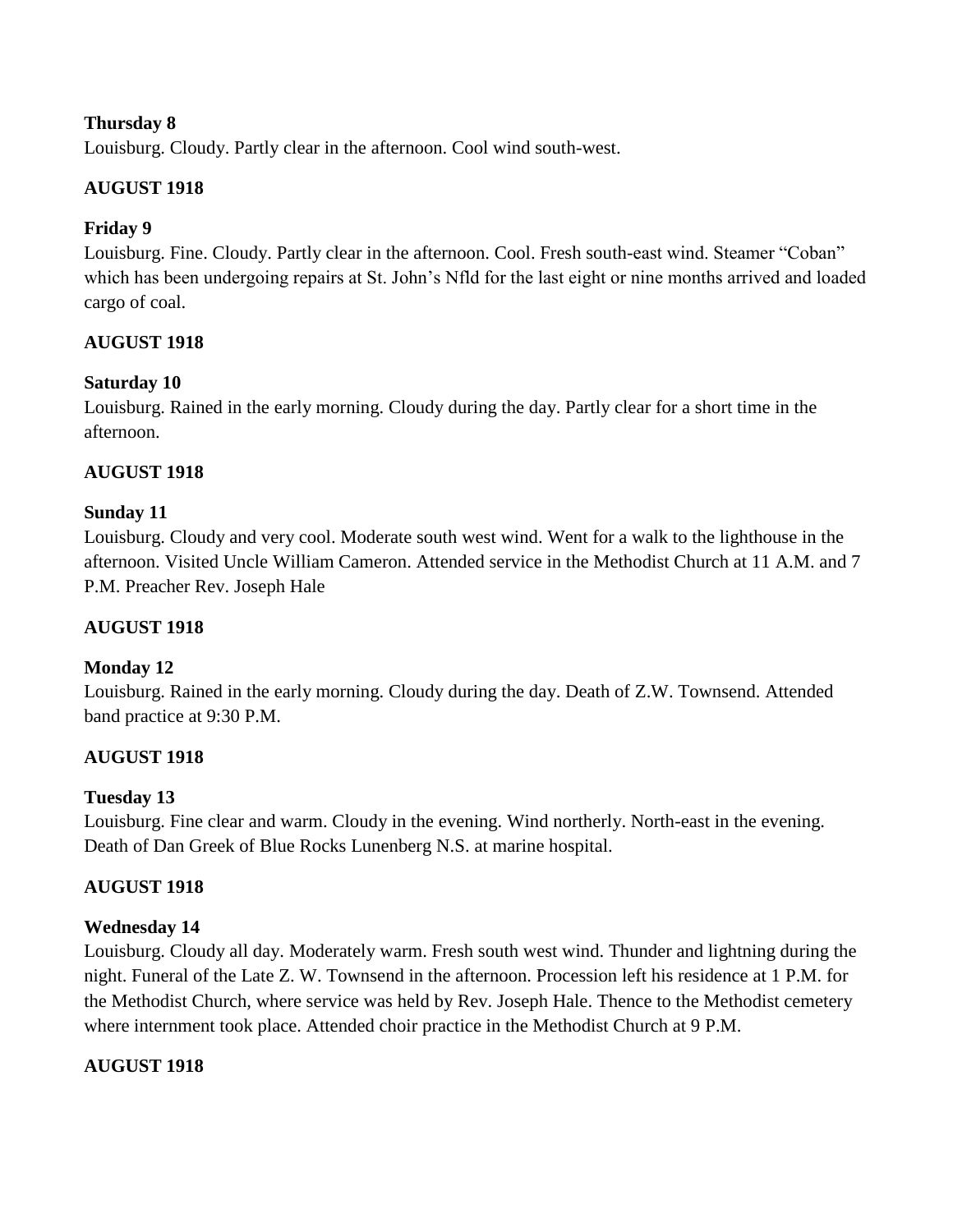**Thursday 8**

Louisburg. Cloudy. Partly clear in the afternoon. Cool wind south-west.

**AUGUST 1918**

**Friday 9**

Louisburg. Fine. Cloudy. Partly clear in the afternoon. Cool. Fresh south-east wind. Steamer "Coban" which has been undergoing repairs at St. John's Nfld for the last eight or nine months arrived and loaded cargo of coal.

**AUGUST 1918**

**Saturday 10**

Louisburg. Rained in the early morning. Cloudy during the day. Partly clear for a short time in the afternoon.

**AUGUST 1918**

**Sunday 11**

Louisburg. Cloudy and very cool. Moderate south west wind. Went for a walk to the lighthouse in the afternoon. Visited Uncle William Cameron. Attended service in the Methodist Church at 11 A.M. and 7 P.M. Preacher Rev. Joseph Hale

**AUGUST 1918**

**Monday 12**

Louisburg. Rained in the early morning. Cloudy during the day. Death of Z.W. Townsend. Attended band practice at 9:30 P.M.

**AUGUST 1918**

**Tuesday 13**

Louisburg. Fine clear and warm. Cloudy in the evening. Wind northerly. North-east in the evening. Death of Dan Greek of Blue Rocks Lunenberg N.S. at marine hospital.

**AUGUST 1918**

**Wednesday 14**

Louisburg. Cloudy all day. Moderately warm. Fresh south west wind. Thunder and lightning during the night. Funeral of the Late Z. W. Townsend in the afternoon. Procession left his residence at 1 P.M. for the Methodist Church, where service was held by Rev. Joseph Hale. Thence to the Methodist cemetery where internment took place. Attended choir practice in the Methodist Church at 9 P.M.

**AUGUST 1918**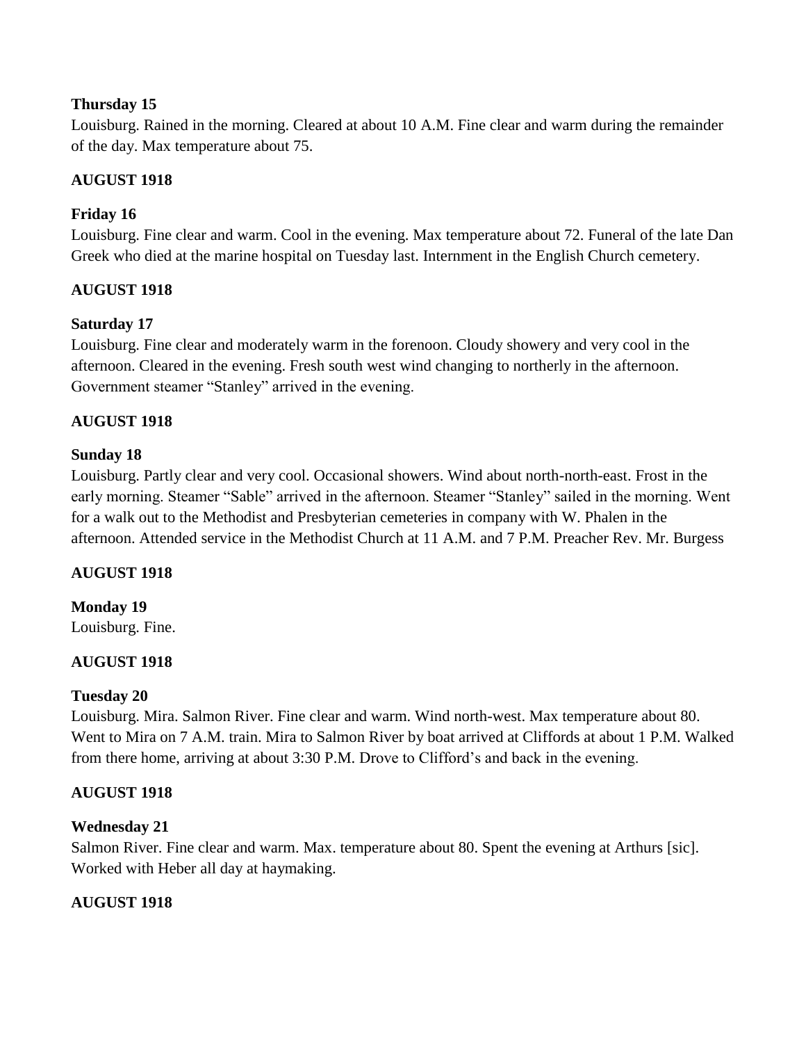**Thursday 15**

Louisburg. Rained in the morning. Cleared at about 10 A.M. Fine clear and warm during the remainder of the day. Max temperature about 75.

**AUGUST 1918**

**Friday 16**

Louisburg. Fine clear and warm. Cool in the evening. Max temperature about 72. Funeral of the late Dan Greek who died at the marine hospital on Tuesday last. Internment in the English Church cemetery.

**AUGUST 1918**

**Saturday 17**

Louisburg. Fine clear and moderately warm in the forenoon. Cloudy showery and very cool in the afternoon. Cleared in the evening. Fresh south west wind changing to northerly in the afternoon. Government steamer "Stanley" arrived in the evening.

**AUGUST 1918**

**Sunday 18**

Louisburg. Partly clear and very cool. Occasional showers. Wind about north-north-east. Frost in the early morning. Steamer "Sable" arrived in the afternoon. Steamer "Stanley" sailed in the morning. Went for a walk out to the Methodist and Presbyterian cemeteries in company with W. Phalen in the afternoon. Attended service in the Methodist Church at 11 A.M. and 7 P.M. Preacher Rev. Mr. Burgess

**AUGUST 1918**

**Monday 19**

Louisburg. Fine.

**AUGUST 1918**

**Tuesday 20**

Louisburg. Mira. Salmon River. Fine clear and warm. Wind north-west. Max temperature about 80. Went to Mira on 7 A.M. train. Mira to Salmon River by boat arrived at Cliffords at about 1 P.M. Walked from there home, arriving at about 3:30 P.M. Drove to Clifford's and back in the evening.

**AUGUST 1918**

**Wednesday 21**

Salmon River. Fine clear and warm. Max. temperature about 80. Spent the evening at Arthurs [sic]. Worked with Heber all day at haymaking.

**AUGUST 1918**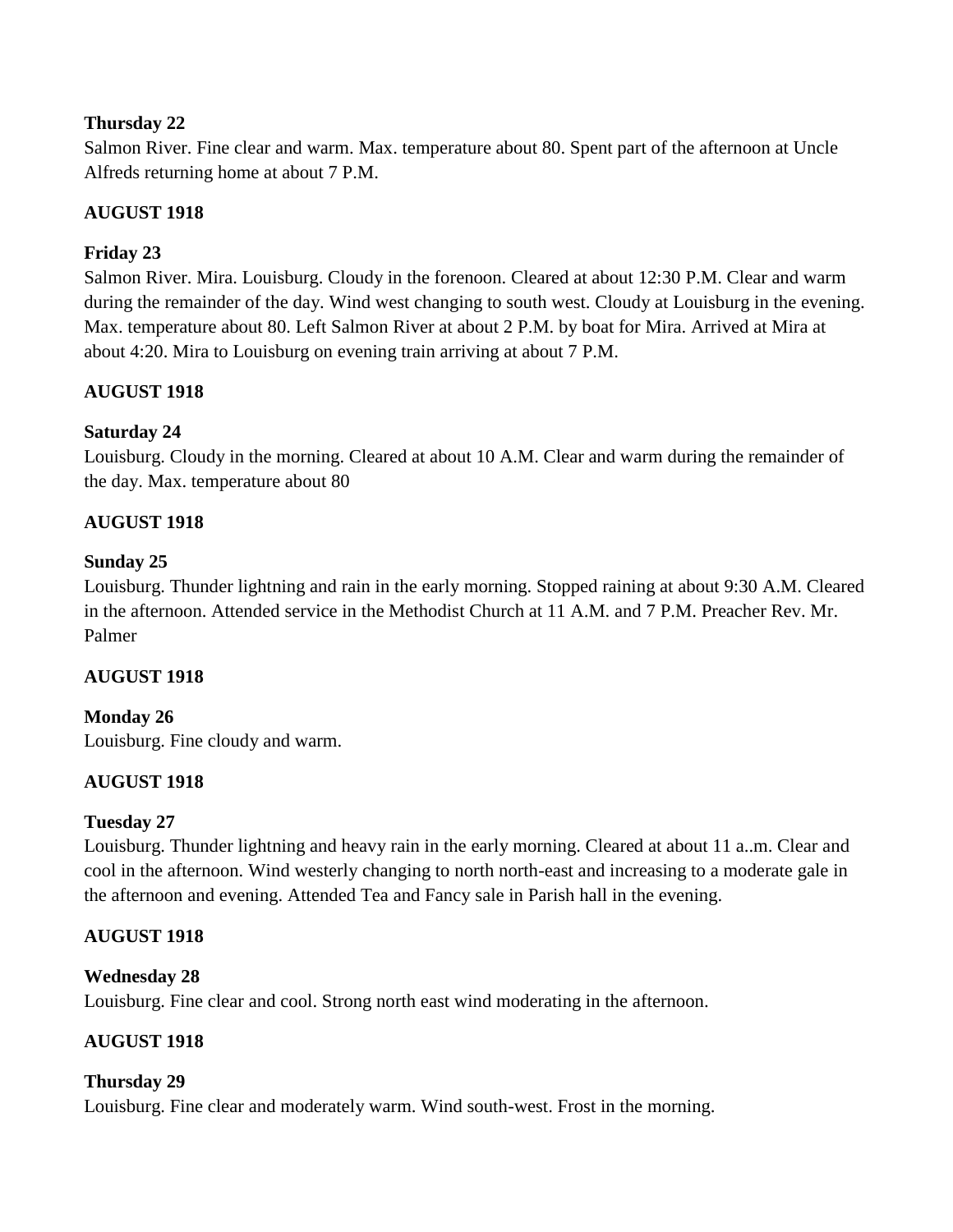**Thursday 22**

Salmon River. Fine clear and warm. Max. temperature about 80. Spent part of the afternoon at Uncle Alfreds returning home at about 7 P.M.

**AUGUST 1918**

**Friday 23**

Salmon River. Mira. Louisburg. Cloudy in the forenoon. Cleared at about 12:30 P.M. Clear and warm during the remainder of the day. Wind west changing to south west. Cloudy at Louisburg in the evening. Max. temperature about 80. Left Salmon River at about 2 P.M. by boat for Mira. Arrived at Mira at about 4:20. Mira to Louisburg on evening train arriving at about 7 P.M.

**AUGUST 1918**

**Saturday 24**

Louisburg. Cloudy in the morning. Cleared at about 10 A.M. Clear and warm during the remainder of the day. Max. temperature about 80

**AUGUST 1918**

**Sunday 25**

Louisburg. Thunder lightning and rain in the early morning. Stopped raining at about 9:30 A.M. Cleared in the afternoon. Attended service in the Methodist Church at 11 A.M. and 7 P.M. Preacher Rev. Mr. Palmer

**AUGUST 1918**

**Monday 26**

Louisburg. Fine cloudy and warm.

**AUGUST 1918**

**Tuesday 27**

Louisburg. Thunder lightning and heavy rain in the early morning. Cleared at about 11 a..m. Clear and cool in the afternoon. Wind westerly changing to north north-east and increasing to a moderate gale in the afternoon and evening. Attended Tea and Fancy sale in Parish hall in the evening.

**AUGUST 1918**

**Wednesday 28**

Louisburg. Fine clear and cool. Strong north east wind moderating in the afternoon.

**AUGUST 1918**

**Thursday 29**

Louisburg. Fine clear and moderately warm. Wind south-west. Frost in the morning.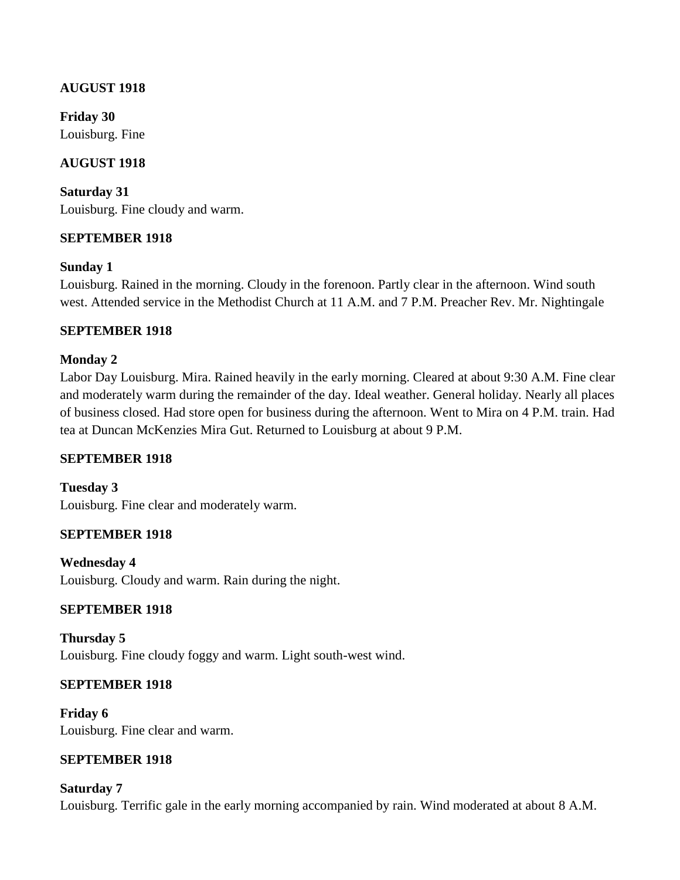**AUGUST 1918**

**Friday 30**
Louisburg. Fine

**AUGUST 1918**

**Saturday 31**
Louisburg. Fine cloudy and warm.

**SEPTEMBER 1918**

**Sunday 1**
Louisburg. Rained in the morning. Cloudy in the forenoon. Partly clear in the afternoon. Wind south west. Attended service in the Methodist Church at 11 A.M. and 7 P.M. Preacher Rev. Mr. Nightingale

**SEPTEMBER 1918**

**Monday 2**
Labor Day Louisburg. Mira. Rained heavily in the early morning. Cleared at about 9:30 A.M. Fine clear and moderately warm during the remainder of the day. Ideal weather. General holiday. Nearly all places of business closed. Had store open for business during the afternoon. Went to Mira on 4 P.M. train. Had tea at Duncan McKenzies Mira Gut. Returned to Louisburg at about 9 P.M.

**SEPTEMBER 1918**

**Tuesday 3**
Louisburg. Fine clear and moderately warm.

**SEPTEMBER 1918**

**Wednesday 4**
Louisburg. Cloudy and warm. Rain during the night.

**SEPTEMBER 1918**

**Thursday 5**
Louisburg. Fine cloudy foggy and warm. Light south-west wind.

**SEPTEMBER 1918**

**Friday 6**
Louisburg. Fine clear and warm.

**SEPTEMBER 1918**

**Saturday 7**
Louisburg. Terrific gale in the early morning accompanied by rain. Wind moderated at about 8 A.M.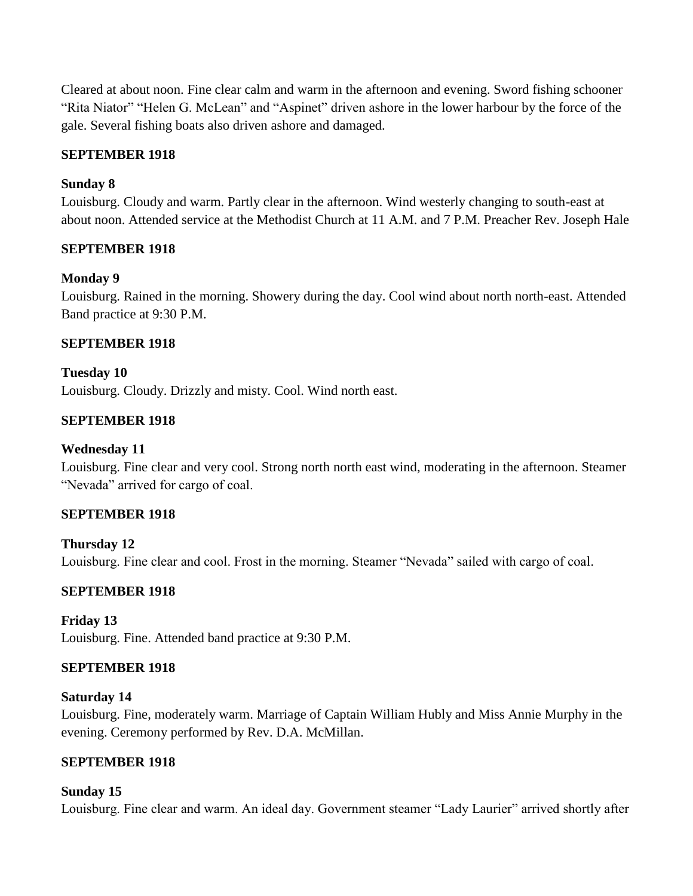Cleared at about noon. Fine clear calm and warm in the afternoon and evening. Sword fishing schooner "Rita Niator" "Helen G. McLean" and "Aspinet" driven ashore in the lower harbour by the force of the gale. Several fishing boats also driven ashore and damaged.

**SEPTEMBER 1918**

**Sunday 8**
Louisburg. Cloudy and warm. Partly clear in the afternoon. Wind westerly changing to south-east at about noon. Attended service at the Methodist Church at 11 A.M. and 7 P.M. Preacher Rev. Joseph Hale

**SEPTEMBER 1918**

**Monday 9**
Louisburg. Rained in the morning. Showery during the day. Cool wind about north north-east. Attended Band practice at 9:30 P.M.

**SEPTEMBER 1918**

**Tuesday 10**
Louisburg. Cloudy. Drizzly and misty. Cool. Wind north east.

**SEPTEMBER 1918**

**Wednesday 11**
Louisburg. Fine clear and very cool. Strong north north east wind, moderating in the afternoon. Steamer "Nevada" arrived for cargo of coal.

**SEPTEMBER 1918**

**Thursday 12**
Louisburg. Fine clear and cool. Frost in the morning. Steamer "Nevada" sailed with cargo of coal.

**SEPTEMBER 1918**

**Friday 13**
Louisburg. Fine. Attended band practice at 9:30 P.M.

**SEPTEMBER 1918**

**Saturday 14**
Louisburg. Fine, moderately warm. Marriage of Captain William Hubly and Miss Annie Murphy in the evening. Ceremony performed by Rev. D.A. McMillan.

**SEPTEMBER 1918**

**Sunday 15**
Louisburg. Fine clear and warm. An ideal day. Government steamer "Lady Laurier" arrived shortly after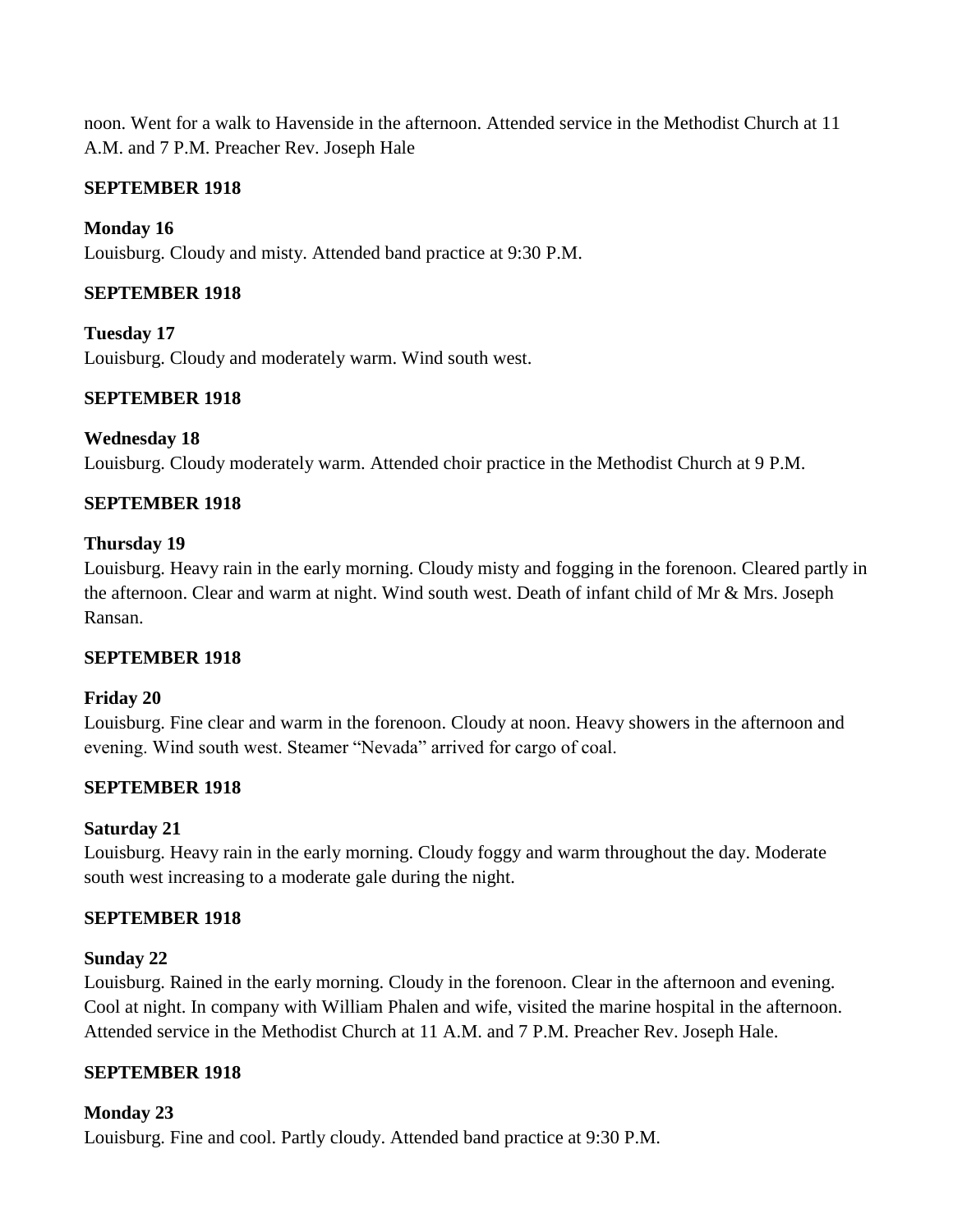noon. Went for a walk to Havenside in the afternoon. Attended service in the Methodist Church at 11 A.M. and 7 P.M. Preacher Rev. Joseph Hale

**SEPTEMBER 1918**

**Monday 16**
Louisburg. Cloudy and misty. Attended band practice at 9:30 P.M.

**SEPTEMBER 1918**

**Tuesday 17**
Louisburg. Cloudy and moderately warm. Wind south west.

**SEPTEMBER 1918**

**Wednesday 18**
Louisburg. Cloudy moderately warm. Attended choir practice in the Methodist Church at 9 P.M.

**SEPTEMBER 1918**

**Thursday 19**
Louisburg. Heavy rain in the early morning. Cloudy misty and fogging in the forenoon. Cleared partly in the afternoon. Clear and warm at night. Wind south west. Death of infant child of Mr & Mrs. Joseph Ransan.

**SEPTEMBER 1918**

**Friday 20**
Louisburg. Fine clear and warm in the forenoon. Cloudy at noon. Heavy showers in the afternoon and evening. Wind south west. Steamer "Nevada" arrived for cargo of coal.

**SEPTEMBER 1918**

**Saturday 21**
Louisburg. Heavy rain in the early morning. Cloudy foggy and warm throughout the day. Moderate south west increasing to a moderate gale during the night.

**SEPTEMBER 1918**

**Sunday 22**
Louisburg. Rained in the early morning. Cloudy in the forenoon. Clear in the afternoon and evening. Cool at night. In company with William Phalen and wife, visited the marine hospital in the afternoon. Attended service in the Methodist Church at 11 A.M. and 7 P.M. Preacher Rev. Joseph Hale.

**SEPTEMBER 1918**

**Monday 23**
Louisburg. Fine and cool. Partly cloudy. Attended band practice at 9:30 P.M.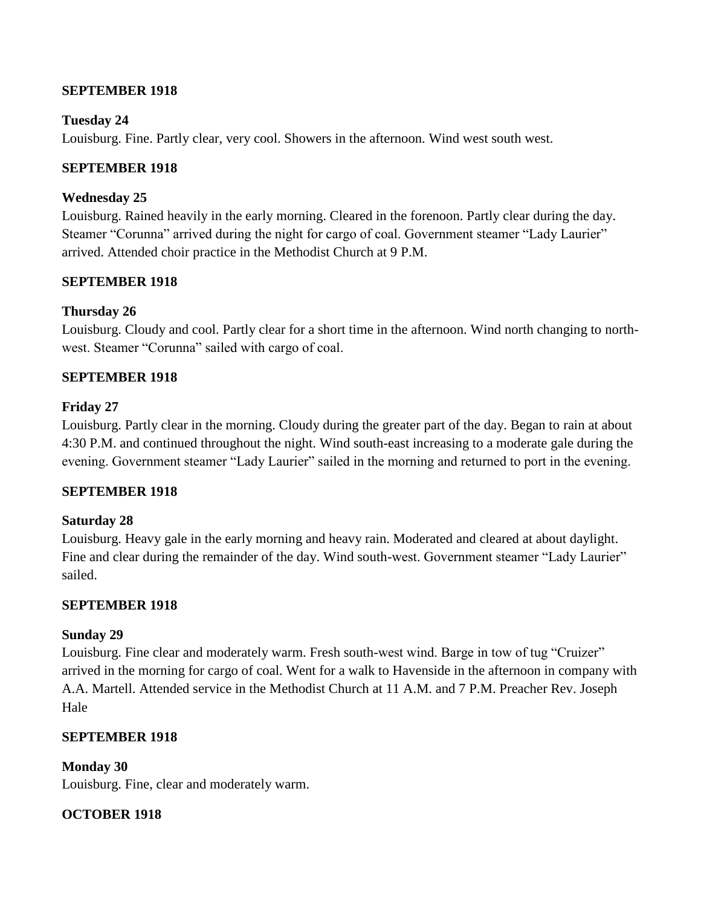**SEPTEMBER 1918**

**Tuesday 24**
Louisburg. Fine. Partly clear, very cool. Showers in the afternoon. Wind west south west.

**SEPTEMBER 1918**

**Wednesday 25**
Louisburg. Rained heavily in the early morning. Cleared in the forenoon. Partly clear during the day. Steamer "Corunna" arrived during the night for cargo of coal. Government steamer "Lady Laurier" arrived. Attended choir practice in the Methodist Church at 9 P.M.

**SEPTEMBER 1918**

**Thursday 26**
Louisburg. Cloudy and cool. Partly clear for a short time in the afternoon. Wind north changing to north-west. Steamer "Corunna" sailed with cargo of coal.

**SEPTEMBER 1918**

**Friday 27**
Louisburg. Partly clear in the morning. Cloudy during the greater part of the day. Began to rain at about 4:30 P.M. and continued throughout the night. Wind south-east increasing to a moderate gale during the evening. Government steamer "Lady Laurier" sailed in the morning and returned to port in the evening.

**SEPTEMBER 1918**

**Saturday 28**
Louisburg. Heavy gale in the early morning and heavy rain. Moderated and cleared at about daylight. Fine and clear during the remainder of the day. Wind south-west. Government steamer "Lady Laurier" sailed.

**SEPTEMBER 1918**

**Sunday 29**
Louisburg. Fine clear and moderately warm. Fresh south-west wind. Barge in tow of tug "Cruizer" arrived in the morning for cargo of coal. Went for a walk to Havenside in the afternoon in company with A.A. Martell. Attended service in the Methodist Church at 11 A.M. and 7 P.M. Preacher Rev. Joseph Hale

**SEPTEMBER 1918**

**Monday 30**
Louisburg. Fine, clear and moderately warm.

**OCTOBER 1918**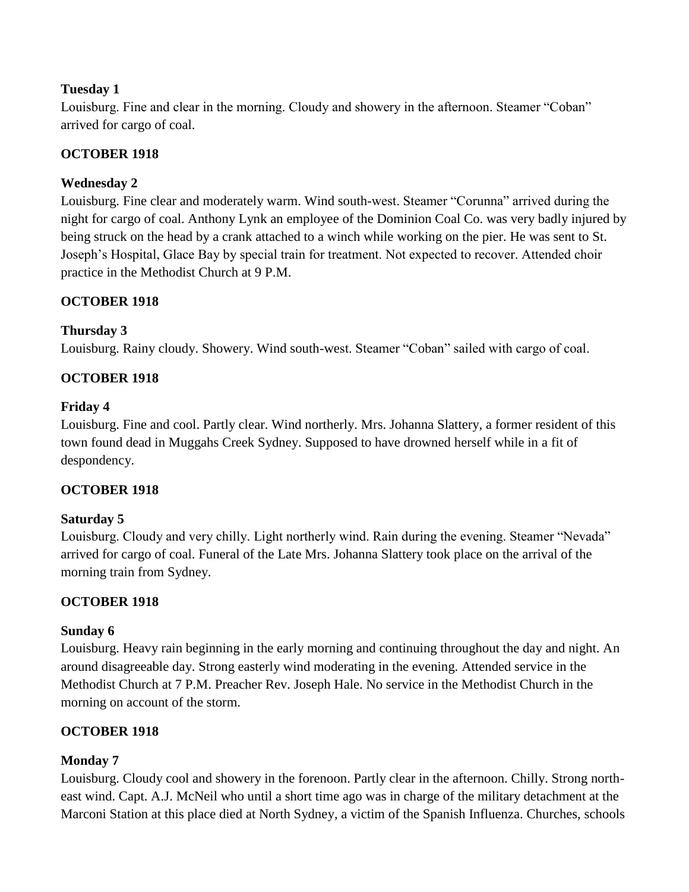**Tuesday 1**

Louisburg. Fine and clear in the morning. Cloudy and showery in the afternoon. Steamer "Coban" arrived for cargo of coal.

**OCTOBER 1918**

**Wednesday 2**

Louisburg. Fine clear and moderately warm. Wind south-west. Steamer "Corunna" arrived during the night for cargo of coal. Anthony Lynk an employee of the Dominion Coal Co. was very badly injured by being struck on the head by a crank attached to a winch while working on the pier. He was sent to St. Joseph's Hospital, Glace Bay by special train for treatment. Not expected to recover. Attended choir practice in the Methodist Church at 9 P.M.

**OCTOBER 1918**

**Thursday 3**

Louisburg. Rainy cloudy. Showery. Wind south-west. Steamer "Coban" sailed with cargo of coal.

**OCTOBER 1918**

**Friday 4**

Louisburg. Fine and cool. Partly clear. Wind northerly. Mrs. Johanna Slattery, a former resident of this town found dead in Muggahs Creek Sydney. Supposed to have drowned herself while in a fit of despondency.

**OCTOBER 1918**

**Saturday 5**

Louisburg. Cloudy and very chilly. Light northerly wind. Rain during the evening. Steamer "Nevada" arrived for cargo of coal. Funeral of the Late Mrs. Johanna Slattery took place on the arrival of the morning train from Sydney.

**OCTOBER 1918**

**Sunday 6**

Louisburg. Heavy rain beginning in the early morning and continuing throughout the day and night. An around disagreeable day. Strong easterly wind moderating in the evening. Attended service in the Methodist Church at 7 P.M. Preacher Rev. Joseph Hale. No service in the Methodist Church in the morning on account of the storm.

**OCTOBER 1918**

**Monday 7**

Louisburg. Cloudy cool and showery in the forenoon. Partly clear in the afternoon. Chilly. Strong north-east wind. Capt. A.J. McNeil who until a short time ago was in charge of the military detachment at the Marconi Station at this place died at North Sydney, a victim of the Spanish Influenza. Churches, schools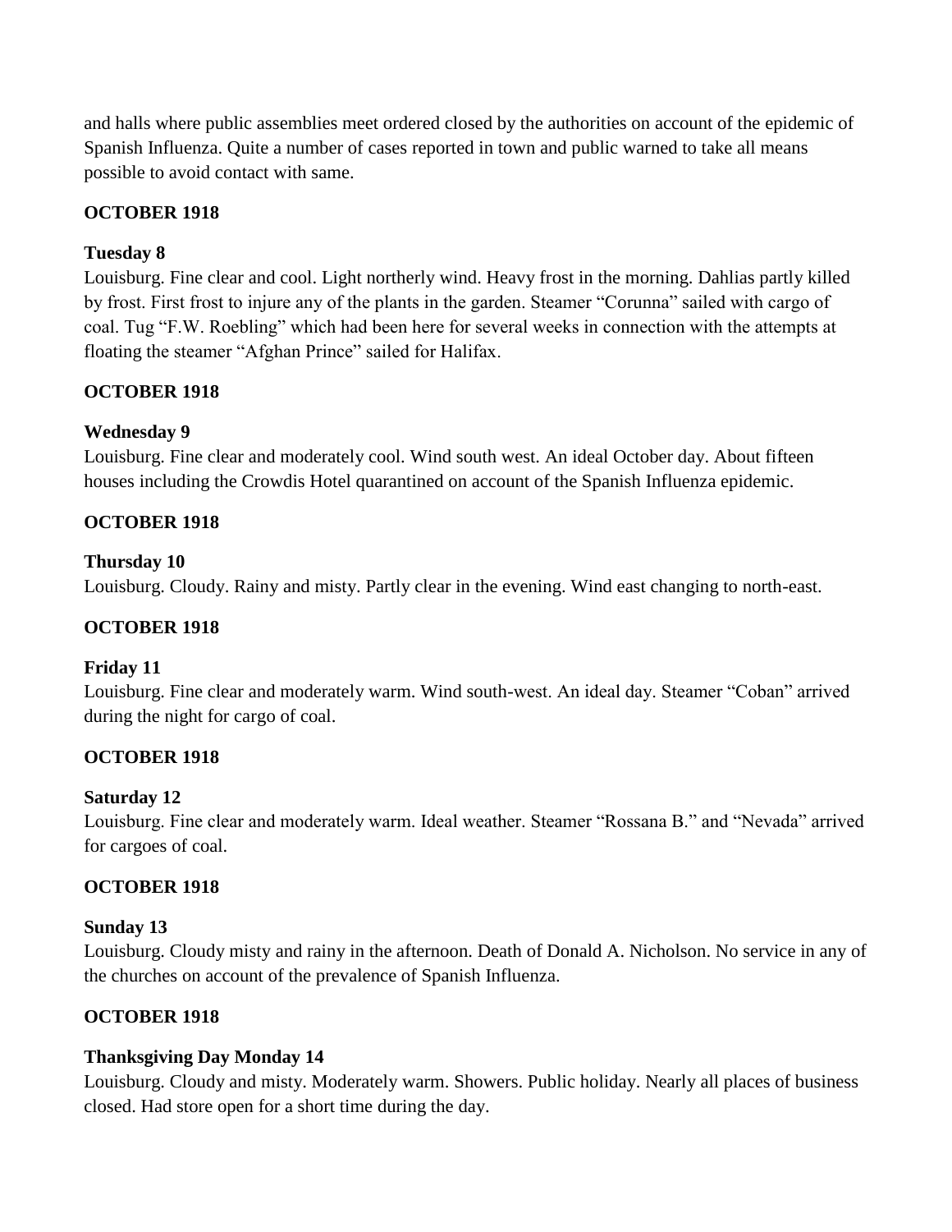and halls where public assemblies meet ordered closed by the authorities on account of the epidemic of Spanish Influenza. Quite a number of cases reported in town and public warned to take all means possible to avoid contact with same.

**OCTOBER 1918**

**Tuesday 8**
Louisburg. Fine clear and cool. Light northerly wind. Heavy frost in the morning. Dahlias partly killed by frost. First frost to injure any of the plants in the garden. Steamer "Corunna" sailed with cargo of coal. Tug "F.W. Roebling" which had been here for several weeks in connection with the attempts at floating the steamer "Afghan Prince" sailed for Halifax.

**OCTOBER 1918**

**Wednesday 9**
Louisburg. Fine clear and moderately cool. Wind south west. An ideal October day. About fifteen houses including the Crowdis Hotel quarantined on account of the Spanish Influenza epidemic.

**OCTOBER 1918**

**Thursday 10**
Louisburg. Cloudy. Rainy and misty. Partly clear in the evening. Wind east changing to north-east.

**OCTOBER 1918**

**Friday 11**
Louisburg. Fine clear and moderately warm. Wind south-west. An ideal day. Steamer "Coban" arrived during the night for cargo of coal.

**OCTOBER 1918**

**Saturday 12**
Louisburg. Fine clear and moderately warm. Ideal weather. Steamer "Rossana B." and "Nevada" arrived for cargoes of coal.

**OCTOBER 1918**

**Sunday 13**
Louisburg. Cloudy misty and rainy in the afternoon. Death of Donald A. Nicholson. No service in any of the churches on account of the prevalence of Spanish Influenza.

**OCTOBER 1918**

**Thanksgiving Day Monday 14**
Louisburg. Cloudy and misty. Moderately warm. Showers. Public holiday. Nearly all places of business closed. Had store open for a short time during the day.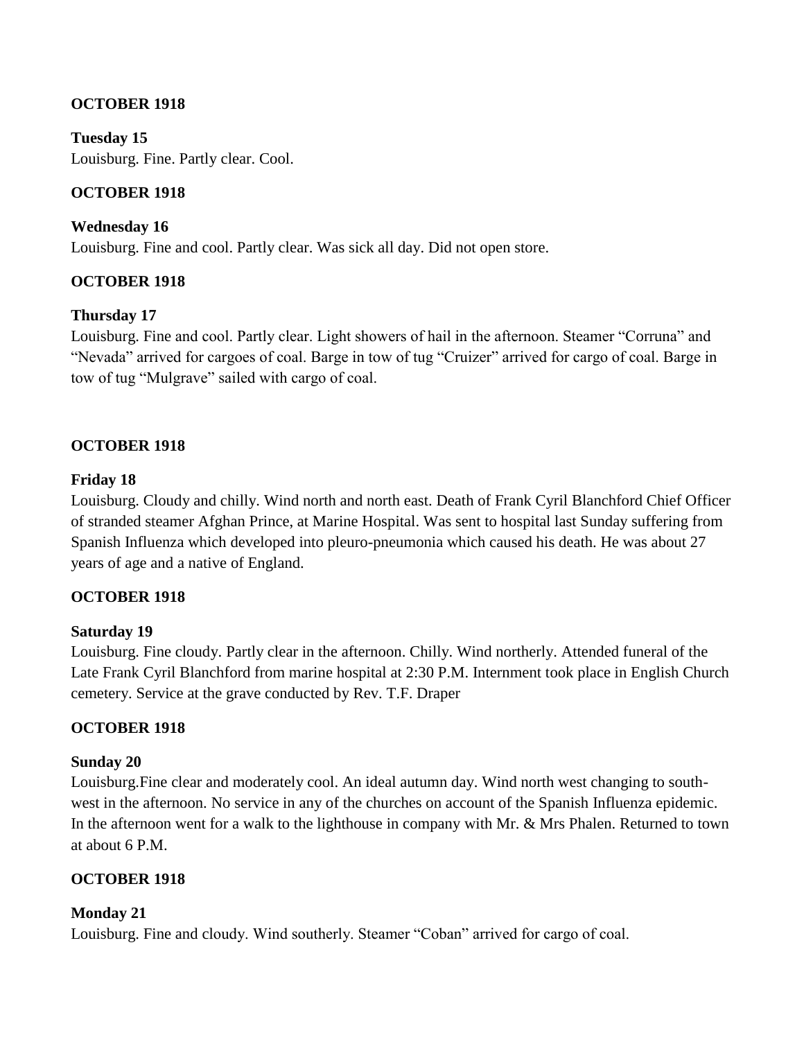**OCTOBER 1918**

**Tuesday 15**
Louisburg. Fine. Partly clear. Cool.

**OCTOBER 1918**

**Wednesday 16**
Louisburg. Fine and cool. Partly clear. Was sick all day. Did not open store.

**OCTOBER 1918**

**Thursday 17**
Louisburg. Fine and cool. Partly clear. Light showers of hail in the afternoon. Steamer "Corruna" and "Nevada" arrived for cargoes of coal. Barge in tow of tug "Cruizer" arrived for cargo of coal. Barge in tow of tug "Mulgrave" sailed with cargo of coal.

**OCTOBER 1918**

**Friday 18**
Louisburg. Cloudy and chilly. Wind north and north east. Death of Frank Cyril Blanchford Chief Officer of stranded steamer Afghan Prince, at Marine Hospital. Was sent to hospital last Sunday suffering from Spanish Influenza which developed into pleuro-pneumonia which caused his death. He was about 27 years of age and a native of England.

**OCTOBER 1918**

**Saturday 19**
Louisburg. Fine cloudy. Partly clear in the afternoon. Chilly. Wind northerly. Attended funeral of the Late Frank Cyril Blanchford from marine hospital at 2:30 P.M. Internment took place in English Church cemetery. Service at the grave conducted by Rev. T.F. Draper

**OCTOBER 1918**

**Sunday 20**
Louisburg.Fine clear and moderately cool. An ideal autumn day. Wind north west changing to south-west in the afternoon. No service in any of the churches on account of the Spanish Influenza epidemic. In the afternoon went for a walk to the lighthouse in company with Mr. & Mrs Phalen. Returned to town at about 6 P.M.

**OCTOBER 1918**

**Monday 21**
Louisburg. Fine and cloudy. Wind southerly. Steamer "Coban" arrived for cargo of coal.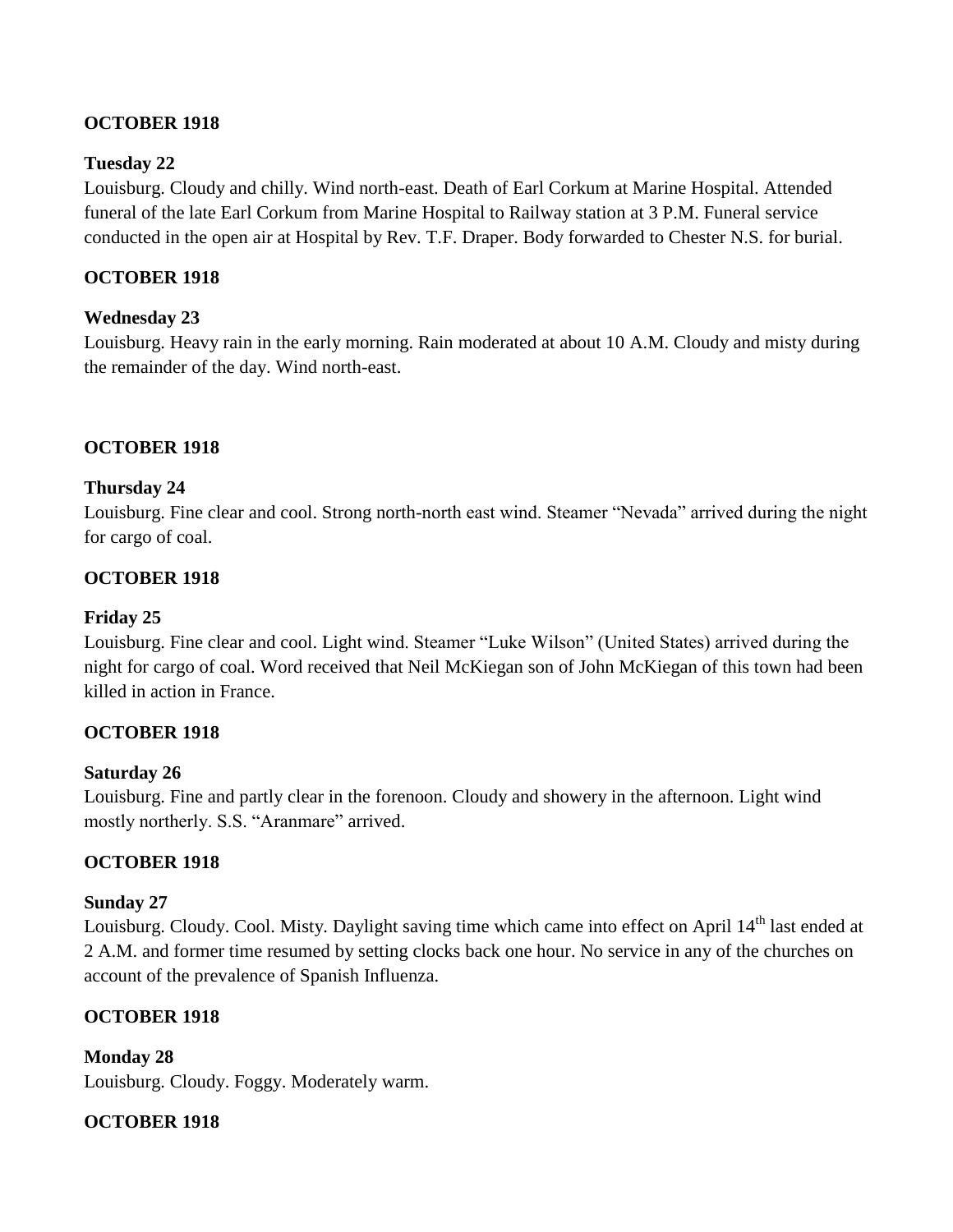**OCTOBER 1918**

**Tuesday 22**

Louisburg. Cloudy and chilly. Wind north-east. Death of Earl Corkum at Marine Hospital. Attended funeral of the late Earl Corkum from Marine Hospital to Railway station at 3 P.M. Funeral service conducted in the open air at Hospital by Rev. T.F. Draper. Body forwarded to Chester N.S. for burial.

**OCTOBER 1918**

**Wednesday 23**

Louisburg. Heavy rain in the early morning. Rain moderated at about 10 A.M. Cloudy and misty during the remainder of the day. Wind north-east.

**OCTOBER 1918**

**Thursday 24**

Louisburg. Fine clear and cool. Strong north-north east wind. Steamer "Nevada" arrived during the night for cargo of coal.

**OCTOBER 1918**

**Friday 25**

Louisburg. Fine clear and cool. Light wind. Steamer "Luke Wilson" (United States) arrived during the night for cargo of coal. Word received that Neil McKiegan son of John McKiegan of this town had been killed in action in France.

**OCTOBER 1918**

**Saturday 26**

Louisburg. Fine and partly clear in the forenoon. Cloudy and showery in the afternoon. Light wind mostly northerly. S.S. "Aranmare" arrived.

**OCTOBER 1918**

**Sunday 27**

Louisburg. Cloudy. Cool. Misty. Daylight saving time which came into effect on April 14th last ended at 2 A.M. and former time resumed by setting clocks back one hour. No service in any of the churches on account of the prevalence of Spanish Influenza.

**OCTOBER 1918**

**Monday 28**

Louisburg. Cloudy. Foggy. Moderately warm.

**OCTOBER 1918**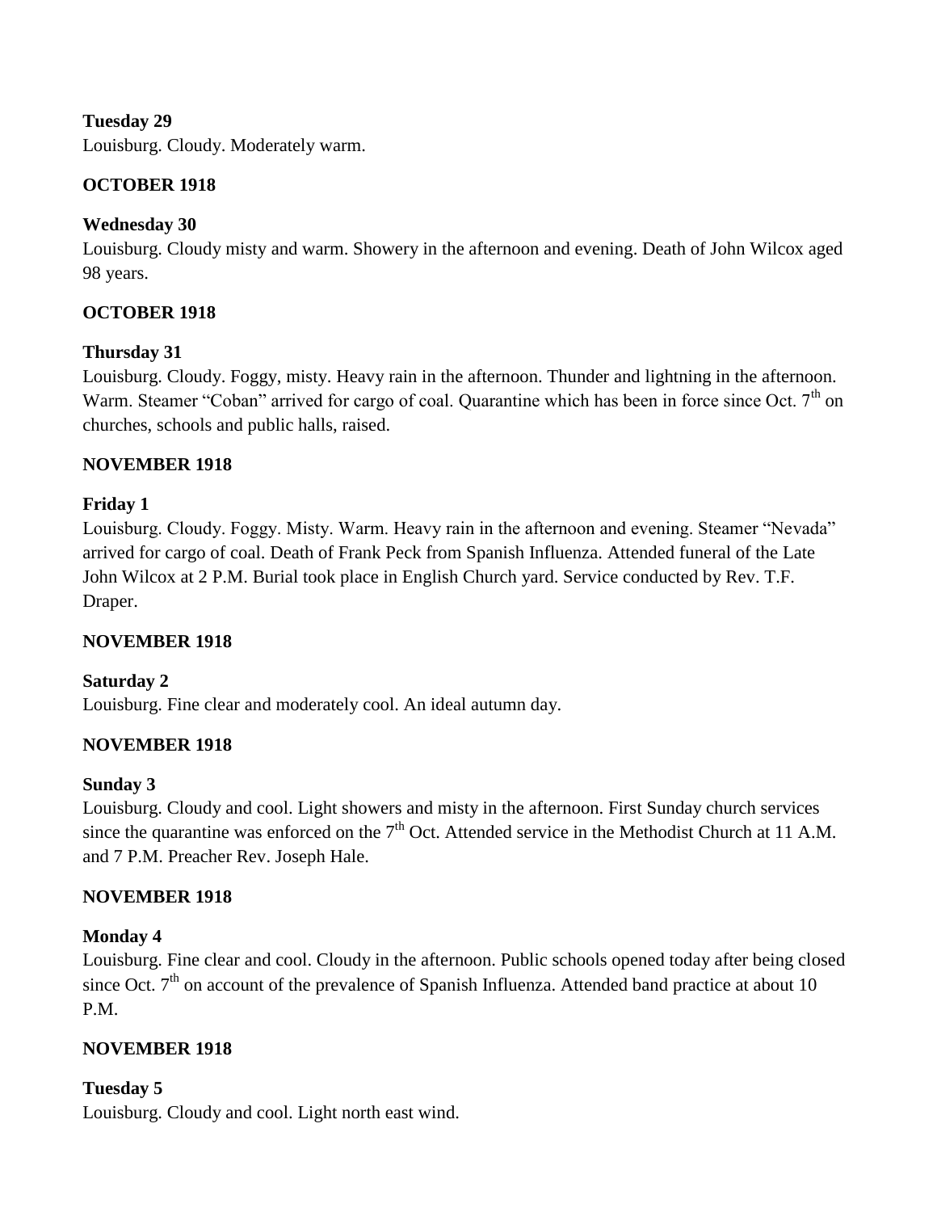**Tuesday 29**
Louisburg. Cloudy. Moderately warm.

**OCTOBER 1918**

**Wednesday 30**
Louisburg. Cloudy misty and warm. Showery in the afternoon and evening. Death of John Wilcox aged 98 years.

**OCTOBER 1918**

**Thursday 31**
Louisburg. Cloudy. Foggy, misty. Heavy rain in the afternoon. Thunder and lightning in the afternoon. Warm. Steamer "Coban" arrived for cargo of coal. Quarantine which has been in force since Oct. 7th on churches, schools and public halls, raised.

**NOVEMBER 1918**

**Friday 1**
Louisburg. Cloudy. Foggy. Misty. Warm. Heavy rain in the afternoon and evening. Steamer "Nevada" arrived for cargo of coal. Death of Frank Peck from Spanish Influenza. Attended funeral of the Late John Wilcox at 2 P.M. Burial took place in English Church yard. Service conducted by Rev. T.F. Draper.

**NOVEMBER 1918**

**Saturday 2**
Louisburg. Fine clear and moderately cool. An ideal autumn day.

**NOVEMBER 1918**

**Sunday 3**
Louisburg. Cloudy and cool. Light showers and misty in the afternoon. First Sunday church services since the quarantine was enforced on the 7th Oct. Attended service in the Methodist Church at 11 A.M. and 7 P.M. Preacher Rev. Joseph Hale.

**NOVEMBER 1918**

**Monday 4**
Louisburg. Fine clear and cool. Cloudy in the afternoon. Public schools opened today after being closed since Oct. 7th on account of the prevalence of Spanish Influenza. Attended band practice at about 10 P.M.

**NOVEMBER 1918**

**Tuesday 5**
Louisburg. Cloudy and cool. Light north east wind.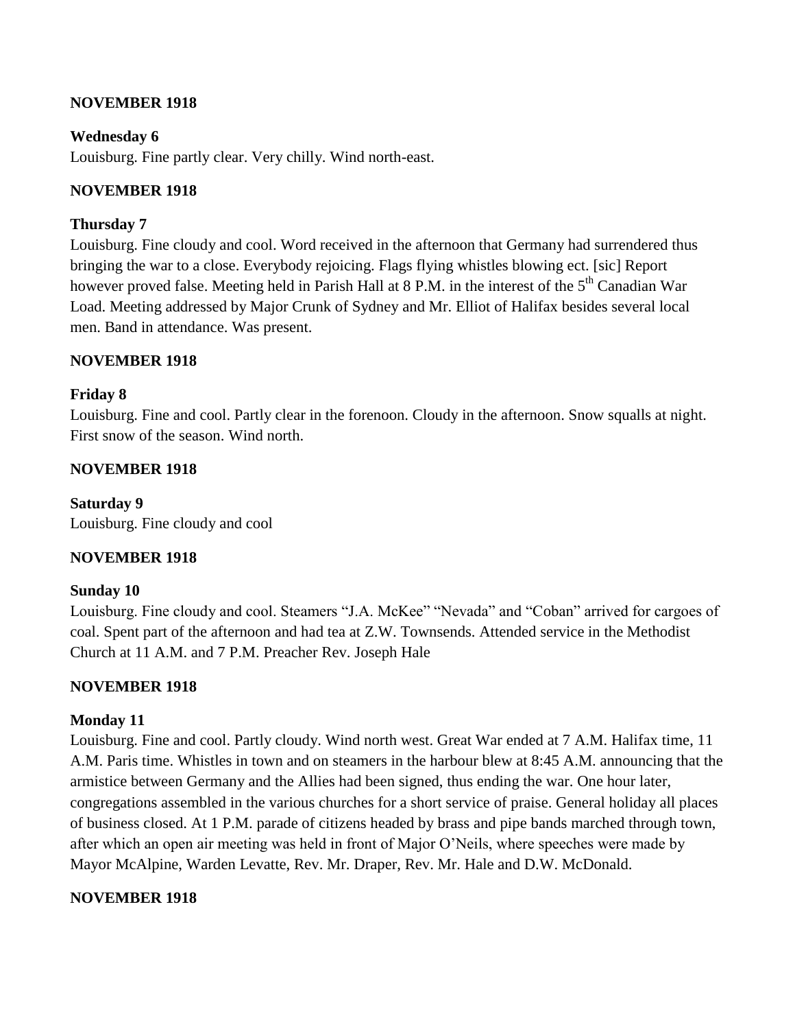**NOVEMBER 1918**

**Wednesday 6**

Louisburg. Fine partly clear. Very chilly. Wind north-east.

**NOVEMBER 1918**

**Thursday 7**

Louisburg. Fine cloudy and cool. Word received in the afternoon that Germany had surrendered thus bringing the war to a close. Everybody rejoicing. Flags flying whistles blowing ect. [sic] Report however proved false. Meeting held in Parish Hall at 8 P.M. in the interest of the 5th Canadian War Load. Meeting addressed by Major Crunk of Sydney and Mr. Elliot of Halifax besides several local men. Band in attendance. Was present.

**NOVEMBER 1918**

**Friday 8**

Louisburg. Fine and cool. Partly clear in the forenoon. Cloudy in the afternoon. Snow squalls at night. First snow of the season. Wind north.

**NOVEMBER 1918**

**Saturday 9**

Louisburg. Fine cloudy and cool

**NOVEMBER 1918**

**Sunday 10**

Louisburg. Fine cloudy and cool. Steamers "J.A. McKee" "Nevada" and "Coban" arrived for cargoes of coal. Spent part of the afternoon and had tea at Z.W. Townsends. Attended service in the Methodist Church at 11 A.M. and 7 P.M. Preacher Rev. Joseph Hale

**NOVEMBER 1918**

**Monday 11**

Louisburg. Fine and cool. Partly cloudy. Wind north west. Great War ended at 7 A.M. Halifax time, 11 A.M. Paris time. Whistles in town and on steamers in the harbour blew at 8:45 A.M. announcing that the armistice between Germany and the Allies had been signed, thus ending the war. One hour later, congregations assembled in the various churches for a short service of praise. General holiday all places of business closed. At 1 P.M. parade of citizens headed by brass and pipe bands marched through town, after which an open air meeting was held in front of Major O'Neils, where speeches were made by Mayor McAlpine, Warden Levatte, Rev. Mr. Draper, Rev. Mr. Hale and D.W. McDonald.

**NOVEMBER 1918**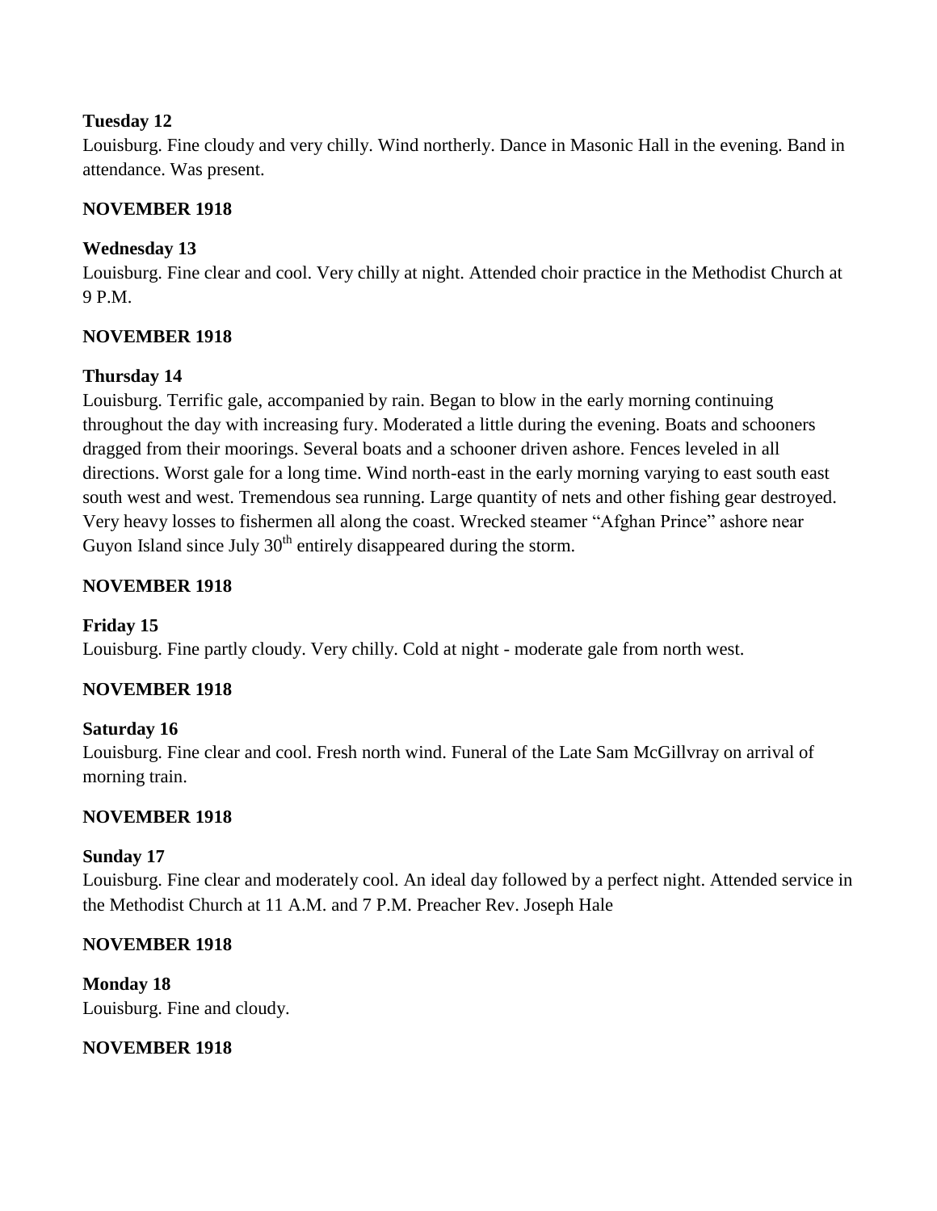**Tuesday 12**

Louisburg. Fine cloudy and very chilly. Wind northerly. Dance in Masonic Hall in the evening. Band in attendance. Was present.

**NOVEMBER 1918**

**Wednesday 13**

Louisburg. Fine clear and cool. Very chilly at night. Attended choir practice in the Methodist Church at 9 P.M.

**NOVEMBER 1918**

**Thursday 14**

Louisburg. Terrific gale, accompanied by rain. Began to blow in the early morning continuing throughout the day with increasing fury. Moderated a little during the evening. Boats and schooners dragged from their moorings. Several boats and a schooner driven ashore. Fences leveled in all directions. Worst gale for a long time. Wind north-east in the early morning varying to east south east south west and west. Tremendous sea running. Large quantity of nets and other fishing gear destroyed. Very heavy losses to fishermen all along the coast. Wrecked steamer "Afghan Prince" ashore near Guyon Island since July 30th entirely disappeared during the storm.

**NOVEMBER 1918**

**Friday 15**

Louisburg. Fine partly cloudy. Very chilly. Cold at night - moderate gale from north west.

**NOVEMBER 1918**

**Saturday 16**

Louisburg. Fine clear and cool. Fresh north wind. Funeral of the Late Sam McGillvray on arrival of morning train.

**NOVEMBER 1918**

**Sunday 17**

Louisburg. Fine clear and moderately cool. An ideal day followed by a perfect night. Attended service in the Methodist Church at 11 A.M. and 7 P.M. Preacher Rev. Joseph Hale

**NOVEMBER 1918**

**Monday 18**

Louisburg. Fine and cloudy.

**NOVEMBER 1918**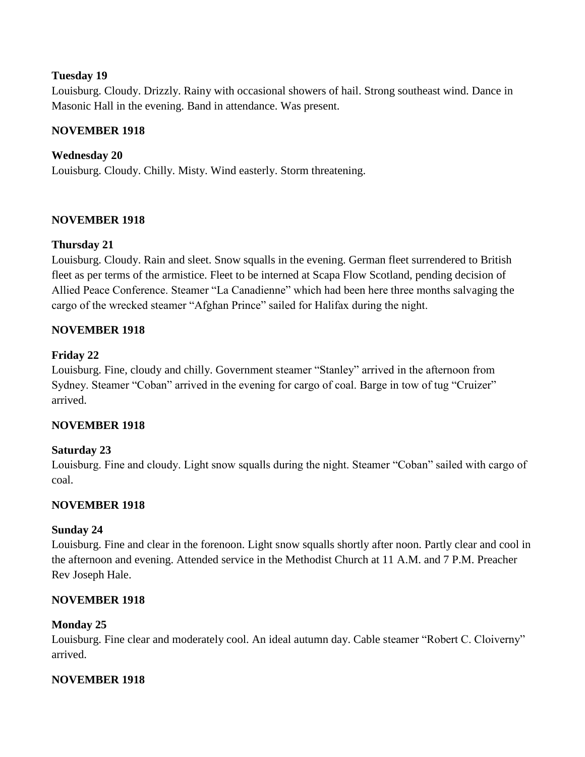**Tuesday 19**

Louisburg. Cloudy. Drizzly. Rainy with occasional showers of hail. Strong southeast wind. Dance in Masonic Hall in the evening. Band in attendance. Was present.

**NOVEMBER 1918**

**Wednesday 20**

Louisburg. Cloudy. Chilly. Misty. Wind easterly. Storm threatening.

**NOVEMBER 1918**

**Thursday 21**

Louisburg. Cloudy. Rain and sleet. Snow squalls in the evening. German fleet surrendered to British fleet as per terms of the armistice. Fleet to be interned at Scapa Flow Scotland, pending decision of Allied Peace Conference. Steamer "La Canadienne" which had been here three months salvaging the cargo of the wrecked steamer "Afghan Prince" sailed for Halifax during the night.

**NOVEMBER 1918**

**Friday 22**

Louisburg. Fine, cloudy and chilly. Government steamer "Stanley" arrived in the afternoon from Sydney. Steamer "Coban" arrived in the evening for cargo of coal. Barge in tow of tug "Cruizer" arrived.

**NOVEMBER 1918**

**Saturday 23**

Louisburg. Fine and cloudy. Light snow squalls during the night. Steamer "Coban" sailed with cargo of coal.

**NOVEMBER 1918**

**Sunday 24**

Louisburg. Fine and clear in the forenoon. Light snow squalls shortly after noon. Partly clear and cool in the afternoon and evening. Attended service in the Methodist Church at 11 A.M. and 7 P.M. Preacher Rev Joseph Hale.

**NOVEMBER 1918**

**Monday 25**

Louisburg. Fine clear and moderately cool. An ideal autumn day. Cable steamer "Robert C. Cloiverny" arrived.

**NOVEMBER 1918**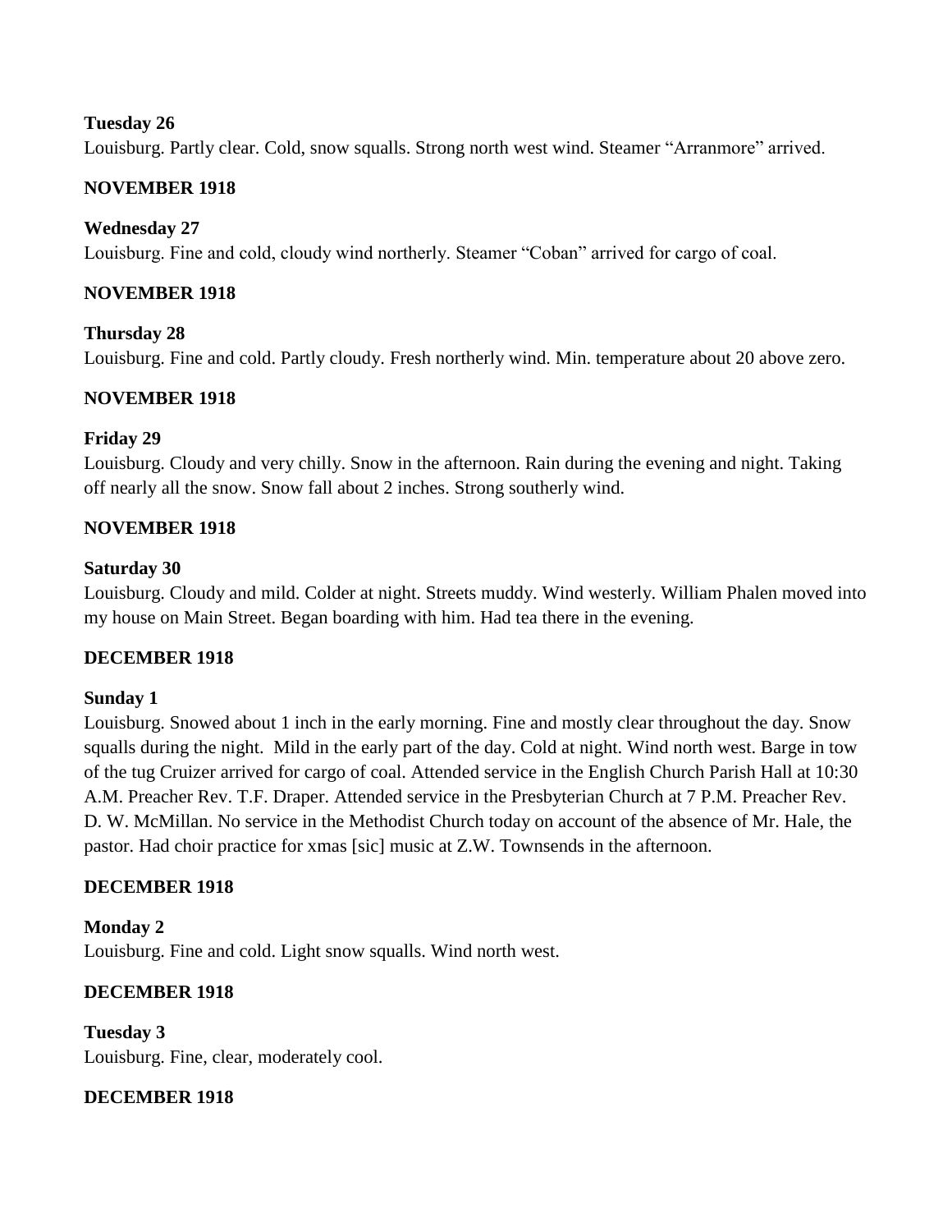**Tuesday 26**

Louisburg. Partly clear. Cold, snow squalls. Strong north west wind. Steamer "Arranmore" arrived.

**NOVEMBER 1918**

**Wednesday 27**

Louisburg. Fine and cold, cloudy wind northerly. Steamer "Coban" arrived for cargo of coal.

**NOVEMBER 1918**

**Thursday 28**

Louisburg. Fine and cold. Partly cloudy. Fresh northerly wind. Min. temperature about 20 above zero.

**NOVEMBER 1918**

**Friday 29**

Louisburg. Cloudy and very chilly. Snow in the afternoon. Rain during the evening and night. Taking off nearly all the snow. Snow fall about 2 inches. Strong southerly wind.

**NOVEMBER 1918**

**Saturday 30**

Louisburg. Cloudy and mild. Colder at night. Streets muddy. Wind westerly. William Phalen moved into my house on Main Street. Began boarding with him. Had tea there in the evening.

**DECEMBER 1918**

**Sunday 1**

Louisburg. Snowed about 1 inch in the early morning. Fine and mostly clear throughout the day. Snow squalls during the night. Mild in the early part of the day. Cold at night. Wind north west. Barge in tow of the tug Cruizer arrived for cargo of coal. Attended service in the English Church Parish Hall at 10:30 A.M. Preacher Rev. T.F. Draper. Attended service in the Presbyterian Church at 7 P.M. Preacher Rev. D. W. McMillan. No service in the Methodist Church today on account of the absence of Mr. Hale, the pastor. Had choir practice for xmas [sic] music at Z.W. Townsends in the afternoon.

**DECEMBER 1918**

**Monday 2**

Louisburg. Fine and cold. Light snow squalls. Wind north west.

**DECEMBER 1918**

**Tuesday 3**

Louisburg. Fine, clear, moderately cool.

**DECEMBER 1918**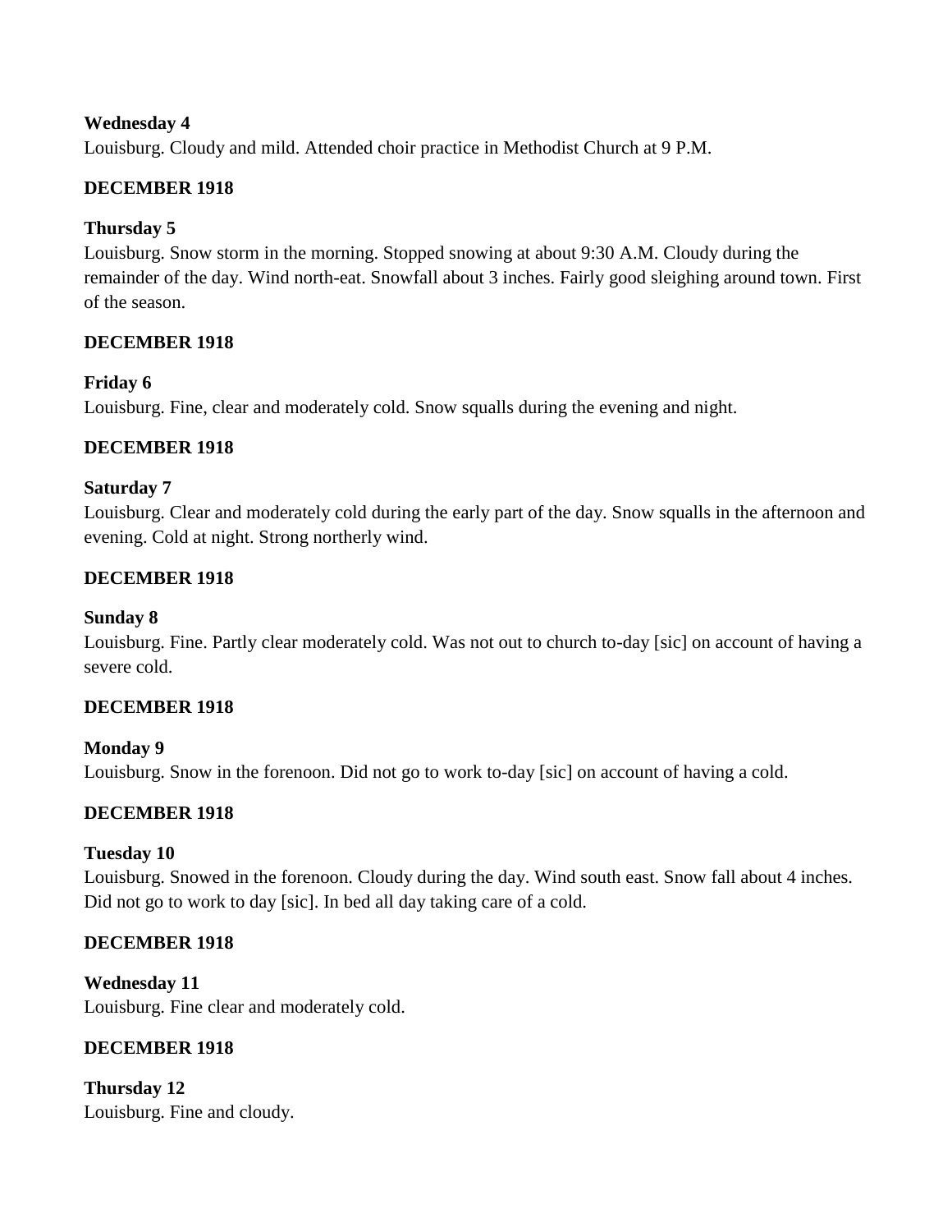**Wednesday 4**
Louisburg. Cloudy and mild. Attended choir practice in Methodist Church at 9 P.M.

**DECEMBER 1918**

**Thursday 5**
Louisburg. Snow storm in the morning. Stopped snowing at about 9:30 A.M. Cloudy during the remainder of the day. Wind north-eat. Snowfall about 3 inches. Fairly good sleighing around town. First of the season.

**DECEMBER 1918**

**Friday 6**
Louisburg. Fine, clear and moderately cold. Snow squalls during the evening and night.

**DECEMBER 1918**

**Saturday 7**
Louisburg. Clear and moderately cold during the early part of the day. Snow squalls in the afternoon and evening. Cold at night. Strong northerly wind.

**DECEMBER 1918**

**Sunday 8**
Louisburg. Fine. Partly clear moderately cold. Was not out to church to-day [sic] on account of having a severe cold.

**DECEMBER 1918**

**Monday 9**
Louisburg. Snow in the forenoon. Did not go to work to-day [sic] on account of having a cold.

**DECEMBER 1918**

**Tuesday 10**
Louisburg. Snowed in the forenoon. Cloudy during the day. Wind south east. Snow fall about 4 inches. Did not go to work to day [sic]. In bed all day taking care of a cold.

**DECEMBER 1918**

**Wednesday 11**
Louisburg. Fine clear and moderately cold.

**DECEMBER 1918**

**Thursday 12**
Louisburg. Fine and cloudy.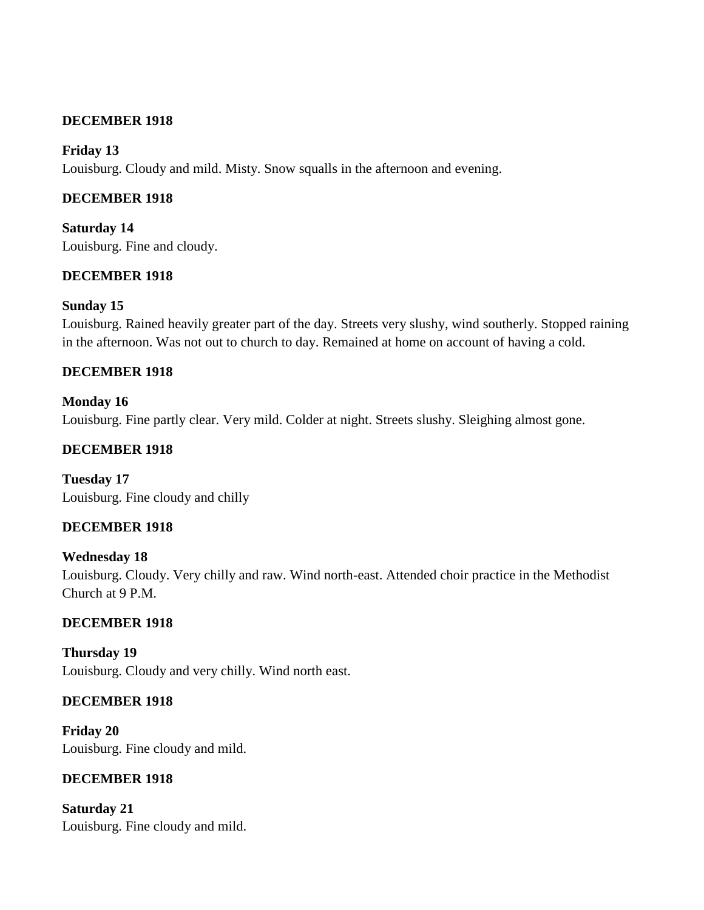**DECEMBER 1918**

**Friday 13**
Louisburg. Cloudy and mild. Misty. Snow squalls in the afternoon and evening.

**DECEMBER 1918**

**Saturday 14**
Louisburg. Fine and cloudy.

**DECEMBER 1918**

**Sunday 15**
Louisburg. Rained heavily greater part of the day. Streets very slushy, wind southerly. Stopped raining in the afternoon. Was not out to church to day. Remained at home on account of having a cold.

**DECEMBER 1918**

**Monday 16**
Louisburg. Fine partly clear. Very mild. Colder at night. Streets slushy. Sleighing almost gone.

**DECEMBER 1918**

**Tuesday 17**
Louisburg. Fine cloudy and chilly

**DECEMBER 1918**

**Wednesday 18**
Louisburg. Cloudy. Very chilly and raw. Wind north-east. Attended choir practice in the Methodist Church at 9 P.M.

**DECEMBER 1918**

**Thursday 19**
Louisburg. Cloudy and very chilly. Wind north east.

**DECEMBER 1918**

**Friday 20**
Louisburg. Fine cloudy and mild.

**DECEMBER 1918**

**Saturday 21**
Louisburg. Fine cloudy and mild.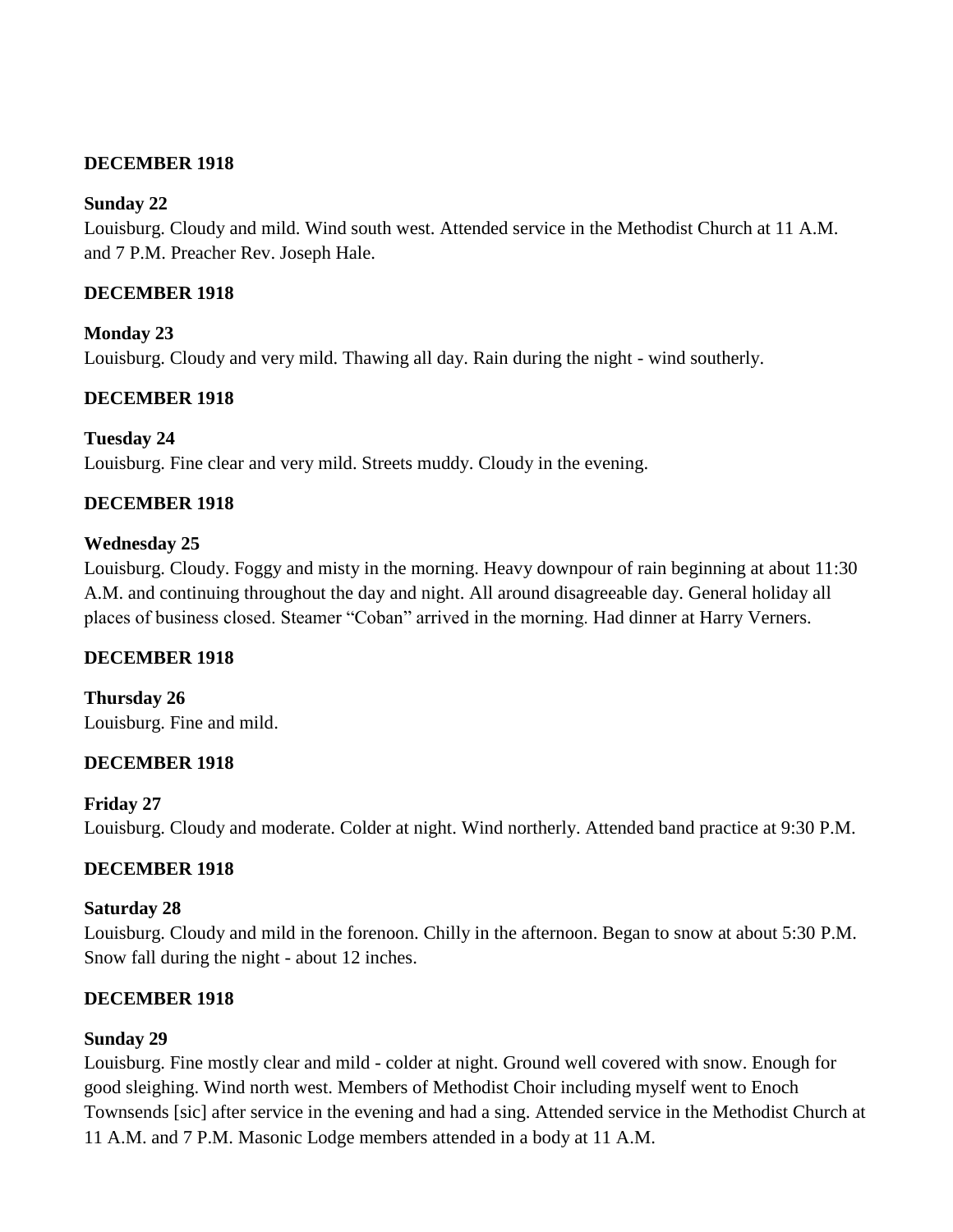**DECEMBER 1918**

**Sunday 22**
Louisburg. Cloudy and mild. Wind south west. Attended service in the Methodist Church at 11 A.M. and 7 P.M. Preacher Rev. Joseph Hale.

**DECEMBER 1918**

**Monday 23**
Louisburg. Cloudy and very mild. Thawing all day. Rain during the night - wind southerly.

**DECEMBER 1918**

**Tuesday 24**
Louisburg. Fine clear and very mild. Streets muddy. Cloudy in the evening.

**DECEMBER 1918**

**Wednesday 25**
Louisburg. Cloudy. Foggy and misty in the morning. Heavy downpour of rain beginning at about 11:30 A.M. and continuing throughout the day and night. All around disagreeable day. General holiday all places of business closed. Steamer "Coban" arrived in the morning. Had dinner at Harry Verners.

**DECEMBER 1918**

**Thursday 26**
Louisburg. Fine and mild.

**DECEMBER 1918**

**Friday 27**
Louisburg. Cloudy and moderate. Colder at night. Wind northerly. Attended band practice at 9:30 P.M.

**DECEMBER 1918**

**Saturday 28**
Louisburg. Cloudy and mild in the forenoon. Chilly in the afternoon. Began to snow at about 5:30 P.M. Snow fall during the night - about 12 inches.

**DECEMBER 1918**

**Sunday 29**
Louisburg. Fine mostly clear and mild - colder at night. Ground well covered with snow. Enough for good sleighing. Wind north west. Members of Methodist Choir including myself went to Enoch Townsends [sic] after service in the evening and had a sing. Attended service in the Methodist Church at 11 A.M. and 7 P.M. Masonic Lodge members attended in a body at 11 A.M.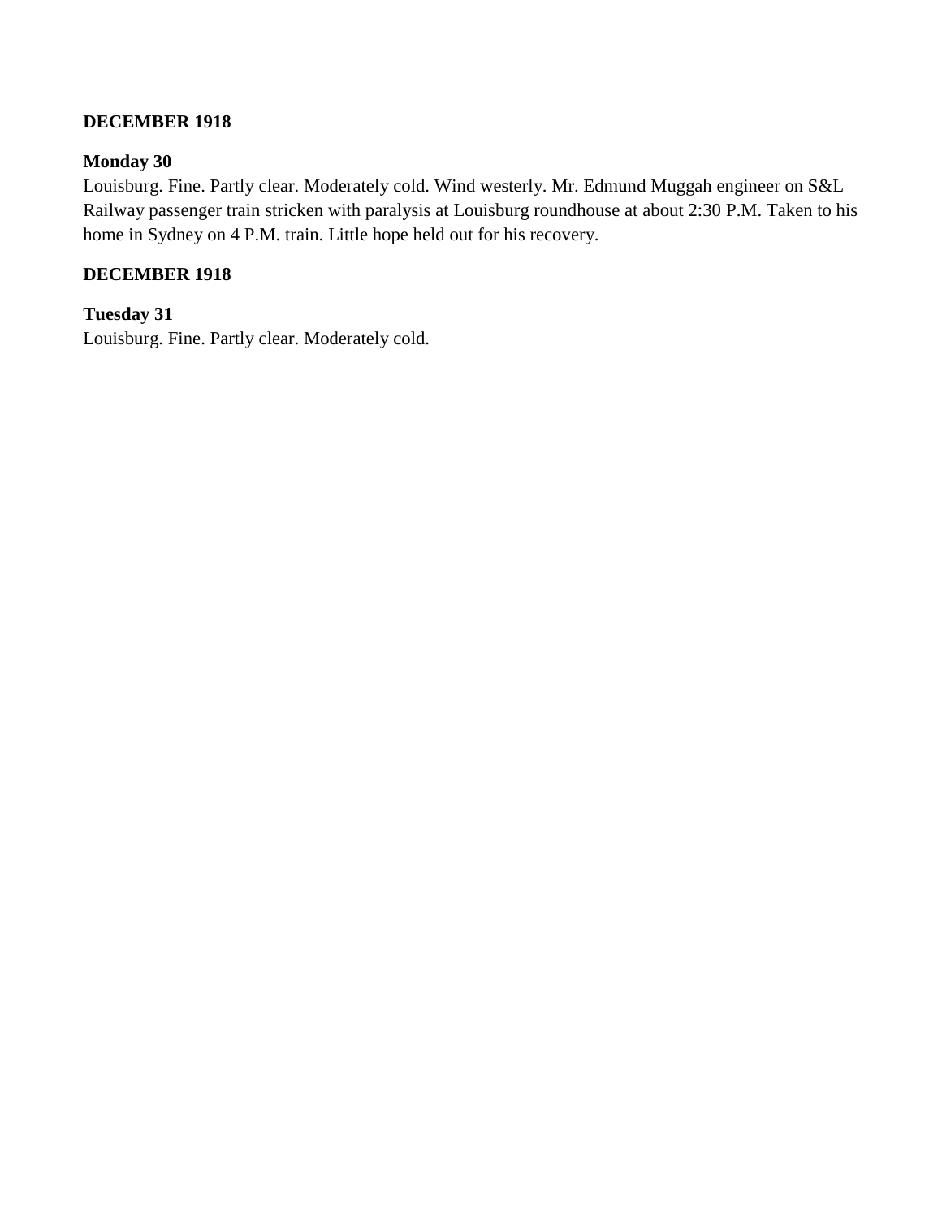**DECEMBER 1918**

**Monday 30**

Louisburg. Fine. Partly clear. Moderately cold. Wind westerly. Mr. Edmund Muggah engineer on S&L Railway passenger train stricken with paralysis at Louisburg roundhouse at about 2:30 P.M. Taken to his home in Sydney on 4 P.M. train. Little hope held out for his recovery.

**DECEMBER 1918**

**Tuesday 31**

Louisburg. Fine. Partly clear. Moderately cold.